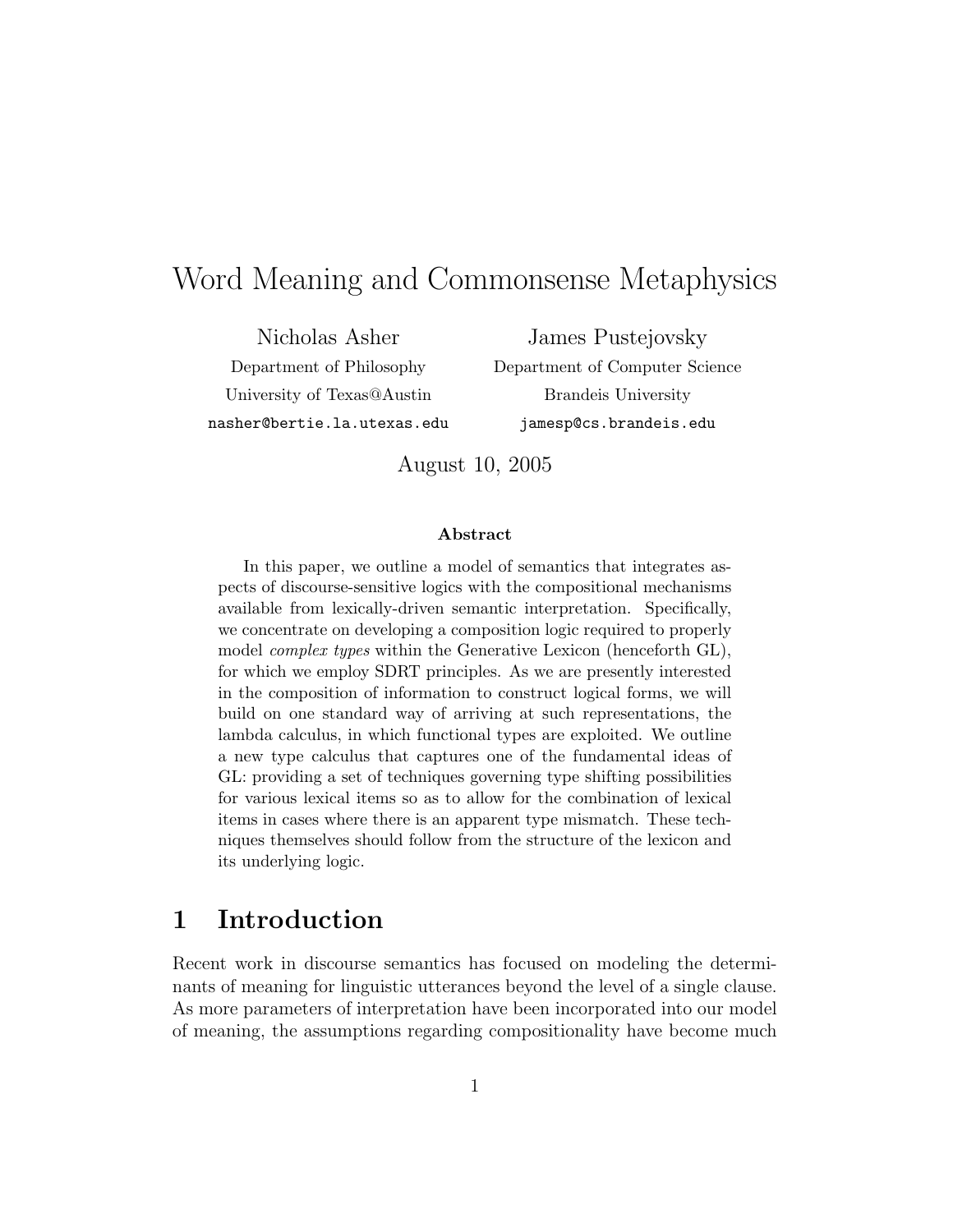# Word Meaning and Commonsense Metaphysics

Nicholas Asher
Department of Philosophy
University of Texas@Austin
nasher@bertie.la.utexas.edu

James Pustejovsky
Department of Computer Science
Brandeis University
jamesp@cs.brandeis.edu

August 10, 2005

### Abstract

In this paper, we outline a model of semantics that integrates aspects of discourse-sensitive logics with the compositional mechanisms available from lexically-driven semantic interpretation. Specifically, we concentrate on developing a composition logic required to properly model *complex types* within the Generative Lexicon (henceforth GL), for which we employ SDRT principles. As we are presently interested in the composition of information to construct logical forms, we will build on one standard way of arriving at such representations, the lambda calculus, in which functional types are exploited. We outline a new type calculus that captures one of the fundamental ideas of GL: providing a set of techniques governing type shifting possibilities for various lexical items so as to allow for the combination of lexical items in cases where there is an apparent type mismatch. These techniques themselves should follow from the structure of the lexicon and its underlying logic.

## 1 Introduction

Recent work in discourse semantics has focused on modeling the determinants of meaning for linguistic utterances beyond the level of a single clause. As more parameters of interpretation have been incorporated into our model of meaning, the assumptions regarding compositionality have become much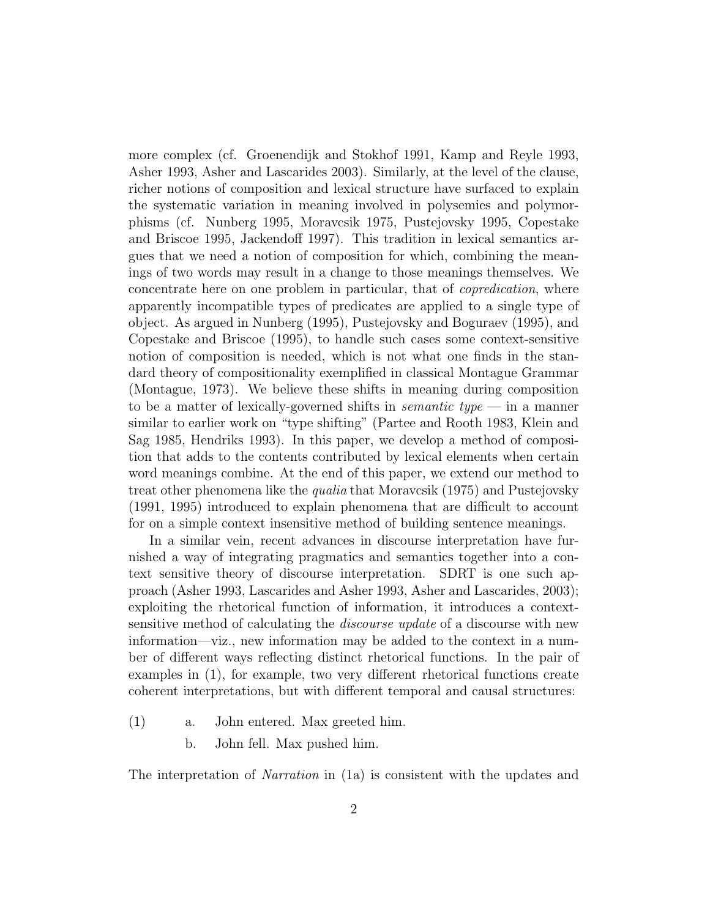more complex (cf. Groenendijk and Stokhof 1991, Kamp and Reyle 1993, Asher 1993, Asher and Lascarides 2003). Similarly, at the level of the clause, richer notions of composition and lexical structure have surfaced to explain the systematic variation in meaning involved in polysemies and polymorphisms (cf. Nunberg 1995, Moravcsik 1975, Pustejovsky 1995, Copestake and Briscoe 1995, Jackendoff 1997). This tradition in lexical semantics argues that we need a notion of composition for which, combining the meanings of two words may result in a change to those meanings themselves. We concentrate here on one problem in particular, that of *copredication*, where apparently incompatible types of predicates are applied to a single type of object. As argued in Nunberg (1995), Pustejovsky and Boguraev (1995), and Copestake and Briscoe (1995), to handle such cases some context-sensitive notion of composition is needed, which is not what one finds in the standard theory of compositionality exemplified in classical Montague Grammar (Montague, 1973). We believe these shifts in meaning during composition to be a matter of lexically-governed shifts in *semantic type* — in a manner similar to earlier work on "type shifting" (Partee and Rooth 1983, Klein and Sag 1985, Hendriks 1993). In this paper, we develop a method of composition that adds to the contents contributed by lexical elements when certain word meanings combine. At the end of this paper, we extend our method to treat other phenomena like the *qualia* that Moravcsik (1975) and Pustejovsky (1991, 1995) introduced to explain phenomena that are difficult to account for on a simple context insensitive method of building sentence meanings.

In a similar vein, recent advances in discourse interpretation have furnished a way of integrating pragmatics and semantics together into a context sensitive theory of discourse interpretation. SDRT is one such approach (Asher 1993, Lascarides and Asher 1993, Asher and Lascarides, 2003); exploiting the rhetorical function of information, it introduces a context-sensitive method of calculating the *discourse update* of a discourse with new information—viz., new information may be added to the context in a number of different ways reflecting distinct rhetorical functions. In the pair of examples in (1), for example, two very different rhetorical functions create coherent interpretations, but with different temporal and causal structures:

(1) a. John entered. Max greeted him.

b. John fell. Max pushed him.

The interpretation of *Narration* in (1a) is consistent with the updates and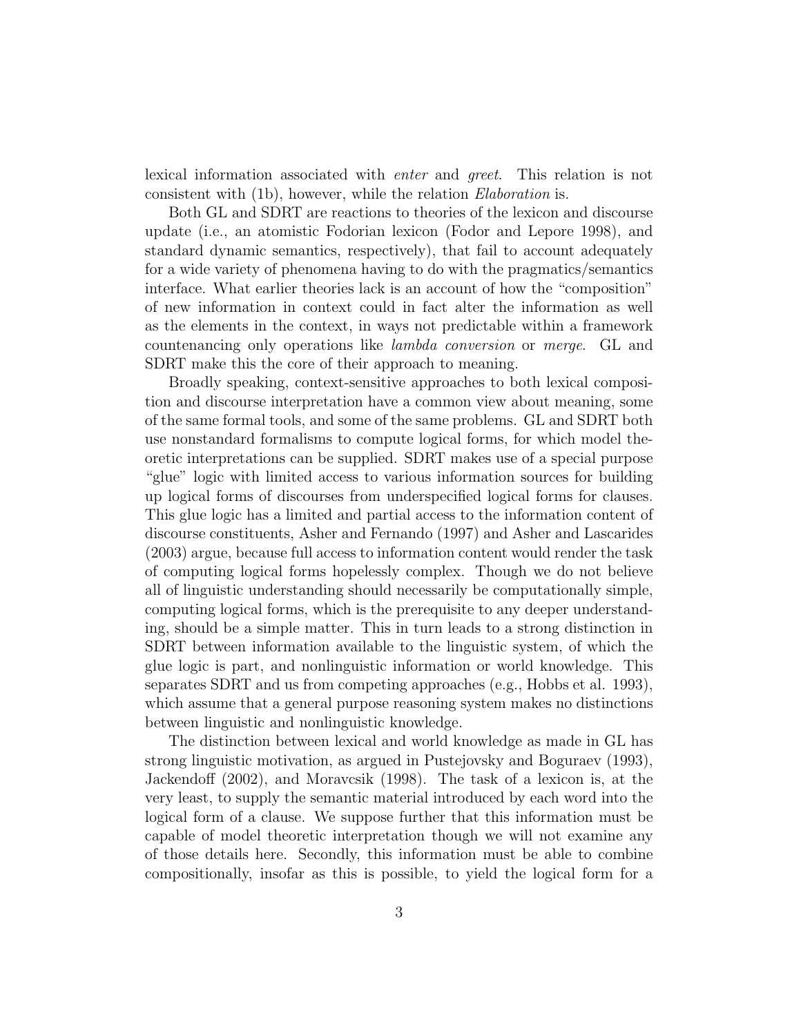lexical information associated with *enter* and *greet*. This relation is not consistent with (1b), however, while the relation *Elaboration* is.

Both GL and SDRT are reactions to theories of the lexicon and discourse update (i.e., an atomistic Fodorian lexicon (Fodor and Lepore 1998), and standard dynamic semantics, respectively), that fail to account adequately for a wide variety of phenomena having to do with the pragmatics/semantics interface. What earlier theories lack is an account of how the "composition" of new information in context could in fact alter the information as well as the elements in the context, in ways not predictable within a framework countenancing only operations like *lambda conversion* or *merge*. GL and SDRT make this the core of their approach to meaning.

Broadly speaking, context-sensitive approaches to both lexical composition and discourse interpretation have a common view about meaning, some of the same formal tools, and some of the same problems. GL and SDRT both use nonstandard formalisms to compute logical forms, for which model theoretic interpretations can be supplied. SDRT makes use of a special purpose "glue" logic with limited access to various information sources for building up logical forms of discourses from underspecified logical forms for clauses. This glue logic has a limited and partial access to the information content of discourse constituents, Asher and Fernando (1997) and Asher and Lascarides (2003) argue, because full access to information content would render the task of computing logical forms hopelessly complex. Though we do not believe all of linguistic understanding should necessarily be computationally simple, computing logical forms, which is the prerequisite to any deeper understanding, should be a simple matter. This in turn leads to a strong distinction in SDRT between information available to the linguistic system, of which the glue logic is part, and nonlinguistic information or world knowledge. This separates SDRT and us from competing approaches (e.g., Hobbs et al. 1993), which assume that a general purpose reasoning system makes no distinctions between linguistic and nonlinguistic knowledge.

The distinction between lexical and world knowledge as made in GL has strong linguistic motivation, as argued in Pustejovsky and Boguraev (1993), Jackendoff (2002), and Moravcsik (1998). The task of a lexicon is, at the very least, to supply the semantic material introduced by each word into the logical form of a clause. We suppose further that this information must be capable of model theoretic interpretation though we will not examine any of those details here. Secondly, this information must be able to combine compositionally, insofar as this is possible, to yield the logical form for a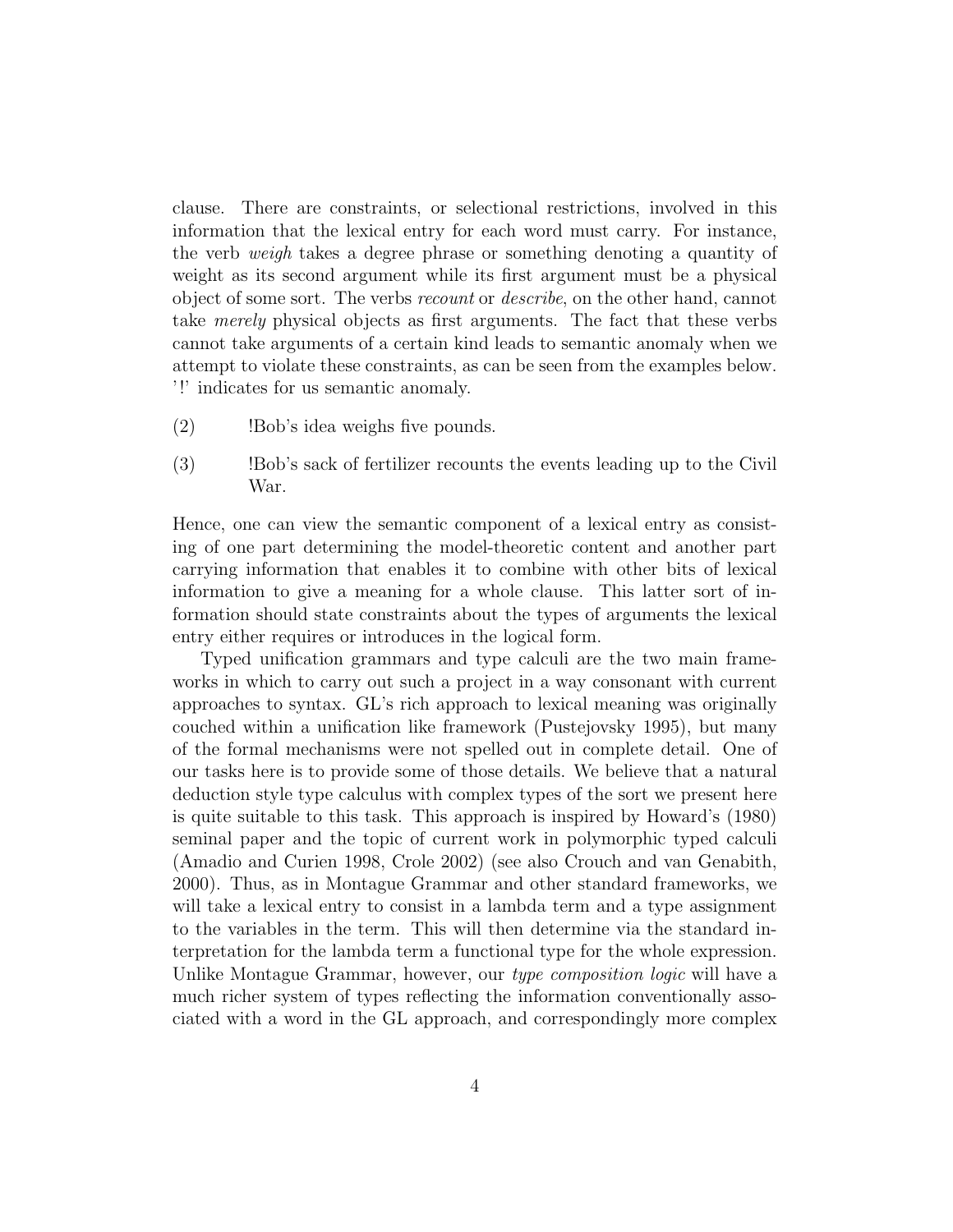clause. There are constraints, or selectional restrictions, involved in this information that the lexical entry for each word must carry. For instance, the verb *weigh* takes a degree phrase or something denoting a quantity of weight as its second argument while its first argument must be a physical object of some sort. The verbs *recount* or *describe*, on the other hand, cannot take *merely* physical objects as first arguments. The fact that these verbs cannot take arguments of a certain kind leads to semantic anomaly when we attempt to violate these constraints, as can be seen from the examples below. '!' indicates for us semantic anomaly.

(2) !Bob's idea weighs five pounds.

(3) !Bob's sack of fertilizer recounts the events leading up to the Civil War.

Hence, one can view the semantic component of a lexical entry as consisting of one part determining the model-theoretic content and another part carrying information that enables it to combine with other bits of lexical information to give a meaning for a whole clause. This latter sort of information should state constraints about the types of arguments the lexical entry either requires or introduces in the logical form.

Typed unification grammars and type calculi are the two main frameworks in which to carry out such a project in a way consonant with current approaches to syntax. GL's rich approach to lexical meaning was originally couched within a unification like framework (Pustejovsky 1995), but many of the formal mechanisms were not spelled out in complete detail. One of our tasks here is to provide some of those details. We believe that a natural deduction style type calculus with complex types of the sort we present here is quite suitable to this task. This approach is inspired by Howard's (1980) seminal paper and the topic of current work in polymorphic typed calculi (Amadio and Curien 1998, Crole 2002) (see also Crouch and van Genabith, 2000). Thus, as in Montague Grammar and other standard frameworks, we will take a lexical entry to consist in a lambda term and a type assignment to the variables in the term. This will then determine via the standard interpretation for the lambda term a functional type for the whole expression. Unlike Montague Grammar, however, our *type composition logic* will have a much richer system of types reflecting the information conventionally associated with a word in the GL approach, and correspondingly more complex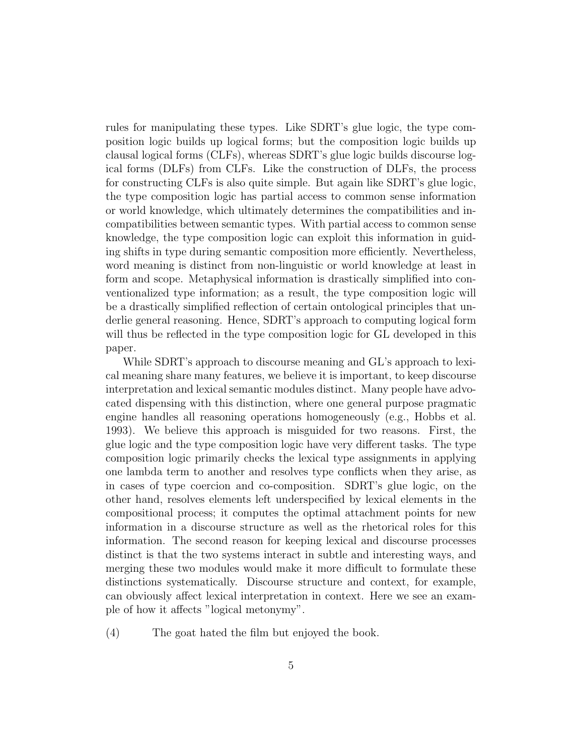rules for manipulating these types. Like SDRT's glue logic, the type composition logic builds up logical forms; but the composition logic builds up clausal logical forms (CLFs), whereas SDRT's glue logic builds discourse logical forms (DLFs) from CLFs. Like the construction of DLFs, the process for constructing CLFs is also quite simple. But again like SDRT's glue logic, the type composition logic has partial access to common sense information or world knowledge, which ultimately determines the compatibilities and incompatibilities between semantic types. With partial access to common sense knowledge, the type composition logic can exploit this information in guiding shifts in type during semantic composition more efficiently. Nevertheless, word meaning is distinct from non-linguistic or world knowledge at least in form and scope. Metaphysical information is drastically simplified into conventionalized type information; as a result, the type composition logic will be a drastically simplified reflection of certain ontological principles that underlie general reasoning. Hence, SDRT's approach to computing logical form will thus be reflected in the type composition logic for GL developed in this paper.

While SDRT's approach to discourse meaning and GL's approach to lexical meaning share many features, we believe it is important, to keep discourse interpretation and lexical semantic modules distinct. Many people have advocated dispensing with this distinction, where one general purpose pragmatic engine handles all reasoning operations homogeneously (e.g., Hobbs et al. 1993). We believe this approach is misguided for two reasons. First, the glue logic and the type composition logic have very different tasks. The type composition logic primarily checks the lexical type assignments in applying one lambda term to another and resolves type conflicts when they arise, as in cases of type coercion and co-composition. SDRT's glue logic, on the other hand, resolves elements left underspecified by lexical elements in the compositional process; it computes the optimal attachment points for new information in a discourse structure as well as the rhetorical roles for this information. The second reason for keeping lexical and discourse processes distinct is that the two systems interact in subtle and interesting ways, and merging these two modules would make it more difficult to formulate these distinctions systematically. Discourse structure and context, for example, can obviously affect lexical interpretation in context. Here we see an example of how it affects "logical metonymy".

(4) The goat hated the film but enjoyed the book.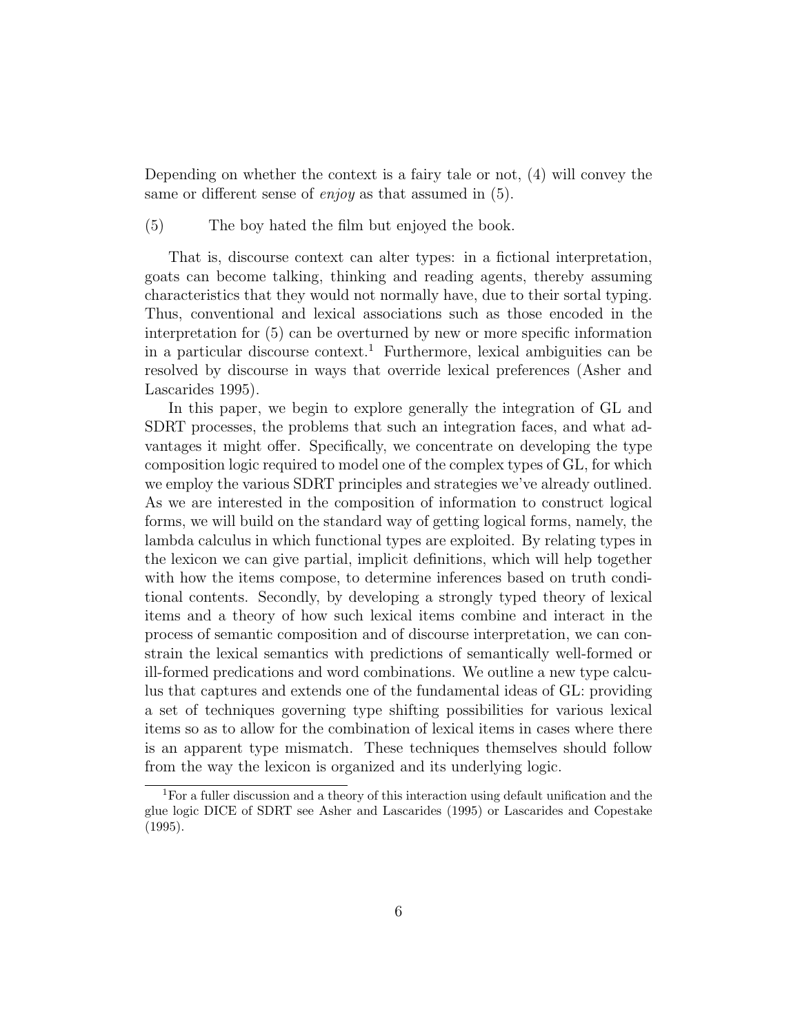Depending on whether the context is a fairy tale or not, (4) will convey the same or different sense of *enjoy* as that assumed in (5).

(5) The boy hated the film but enjoyed the book.

That is, discourse context can alter types: in a fictional interpretation, goats can become talking, thinking and reading agents, thereby assuming characteristics that they would not normally have, due to their sortal typing. Thus, conventional and lexical associations such as those encoded in the interpretation for (5) can be overturned by new or more specific information in a particular discourse context.[1] Furthermore, lexical ambiguities can be resolved by discourse in ways that override lexical preferences (Asher and Lascarides 1995).

In this paper, we begin to explore generally the integration of GL and SDRT processes, the problems that such an integration faces, and what advantages it might offer. Specifically, we concentrate on developing the type composition logic required to model one of the complex types of GL, for which we employ the various SDRT principles and strategies we've already outlined. As we are interested in the composition of information to construct logical forms, we will build on the standard way of getting logical forms, namely, the lambda calculus in which functional types are exploited. By relating types in the lexicon we can give partial, implicit definitions, which will help together with how the items compose, to determine inferences based on truth conditional contents. Secondly, by developing a strongly typed theory of lexical items and a theory of how such lexical items combine and interact in the process of semantic composition and of discourse interpretation, we can constrain the lexical semantics with predictions of semantically well-formed or ill-formed predications and word combinations. We outline a new type calculus that captures and extends one of the fundamental ideas of GL: providing a set of techniques governing type shifting possibilities for various lexical items so as to allow for the combination of lexical items in cases where there is an apparent type mismatch. These techniques themselves should follow from the way the lexicon is organized and its underlying logic.

[1] For a fuller discussion and a theory of this interaction using default unification and the glue logic DICE of SDRT see Asher and Lascarides (1995) or Lascarides and Copestake (1995).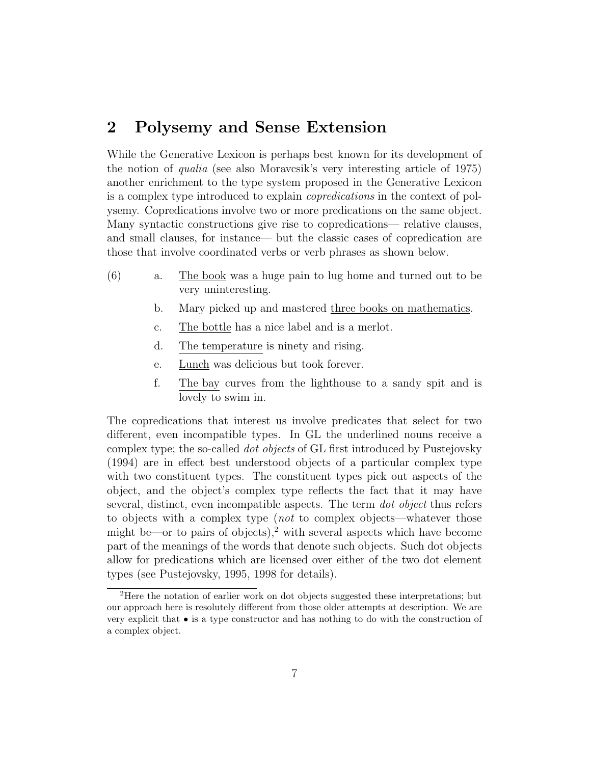## 2 Polysemy and Sense Extension

While the Generative Lexicon is perhaps best known for its development of the notion of *qualia* (see also Moravcsik's very interesting article of 1975) another enrichment to the type system proposed in the Generative Lexicon is a complex type introduced to explain *copredications* in the context of polysemy. Copredications involve two or more predications on the same object. Many syntactic constructions give rise to copredications— relative clauses, and small clauses, for instance— but the classic cases of copredication are those that involve coordinated verbs or verb phrases as shown below.

(6)
a. The book was a huge pain to lug home and turned out to be very uninteresting.
b. Mary picked up and mastered three books on mathematics.
c. The bottle has a nice label and is a merlot.
d. The temperature is ninety and rising.
e. Lunch was delicious but took forever.
f. The bay curves from the lighthouse to a sandy spit and is lovely to swim in.

The copredications that interest us involve predicates that select for two different, even incompatible types. In GL the underlined nouns receive a complex type; the so-called *dot objects* of GL first introduced by Pustejovsky (1994) are in effect best understood objects of a particular complex type with two constituent types. The constituent types pick out aspects of the object, and the object's complex type reflects the fact that it may have several, distinct, even incompatible aspects. The term *dot object* thus refers to objects with a complex type (*not* to complex objects—whatever those might be—or to pairs of objects),[2] with several aspects which have become part of the meanings of the words that denote such objects. Such dot objects allow for predications which are licensed over either of the two dot element types (see Pustejovsky, 1995, 1998 for details).

[2] Here the notation of earlier work on dot objects suggested these interpretations; but our approach here is resolutely different from those older attempts at description. We are very explicit that $\bullet$ is a type constructor and has nothing to do with the construction of a complex object.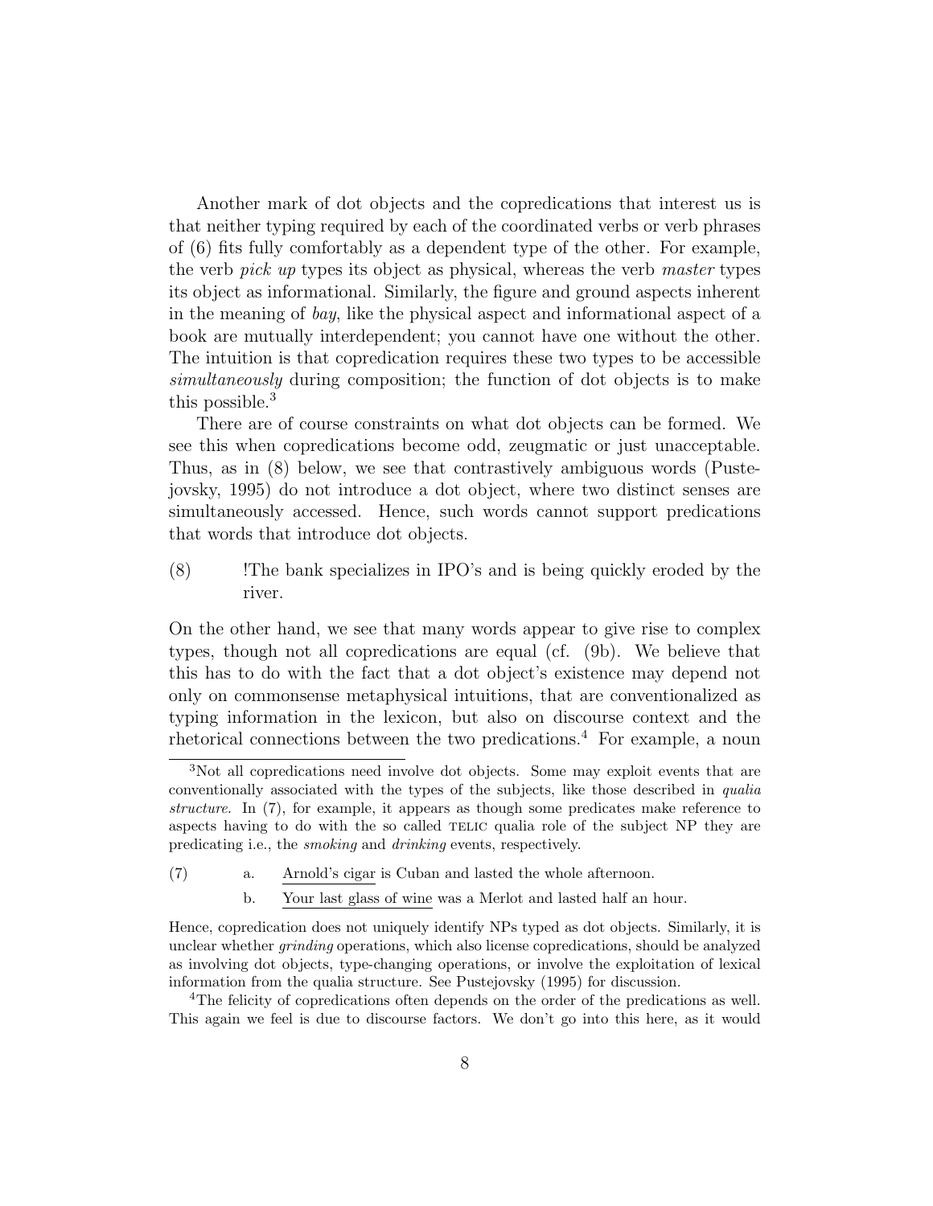Another mark of dot objects and the copredications that interest us is that neither typing required by each of the coordinated verbs or verb phrases of (6) fits fully comfortably as a dependent type of the other. For example, the verb *pick up* types its object as physical, whereas the verb *master* types its object as informational. Similarly, the figure and ground aspects inherent in the meaning of *bay*, like the physical aspect and informational aspect of a book are mutually interdependent; you cannot have one without the other. The intuition is that copredication requires these two types to be accessible *simultaneously* during composition; the function of dot objects is to make this possible.[3]

There are of course constraints on what dot objects can be formed. We see this when copredications become odd, zeugmatic or just unacceptable. Thus, as in (8) below, we see that contrastively ambiguous words (Pustejovsky, 1995) do not introduce a dot object, where two distinct senses are simultaneously accessed. Hence, such words cannot support predications that words that introduce dot objects.

(8) !The bank specializes in IPO's and is being quickly eroded by the river.

On the other hand, we see that many words appear to give rise to complex types, though not all copredications are equal (cf. (9b). We believe that this has to do with the fact that a dot object's existence may depend not only on commonsense metaphysical intuitions, that are conventionalized as typing information in the lexicon, but also on discourse context and the rhetorical connections between the two predications.[4] For example, a noun

---

[3]Not all copredications need involve dot objects. Some may exploit events that are conventionally associated with the types of the subjects, like those described in *qualia structure*. In (7), for example, it appears as though some predicates make reference to aspects having to do with the so called TELIC qualia role of the subject NP they are predicating i.e., the *smoking* and *drinking* events, respectively.

(7) a. Arnold's cigar is Cuban and lasted the whole afternoon.

b. Your last glass of wine was a Merlot and lasted half an hour.

Hence, copredication does not uniquely identify NPs typed as dot objects. Similarly, it is unclear whether *grinding* operations, which also license copredications, should be analyzed as involving dot objects, type-changing operations, or involve the exploitation of lexical information from the qualia structure. See Pustejovsky (1995) for discussion.

[4]The felicity of copredications often depends on the order of the predications as well. This again we feel is due to discourse factors. We don't go into this here, as it would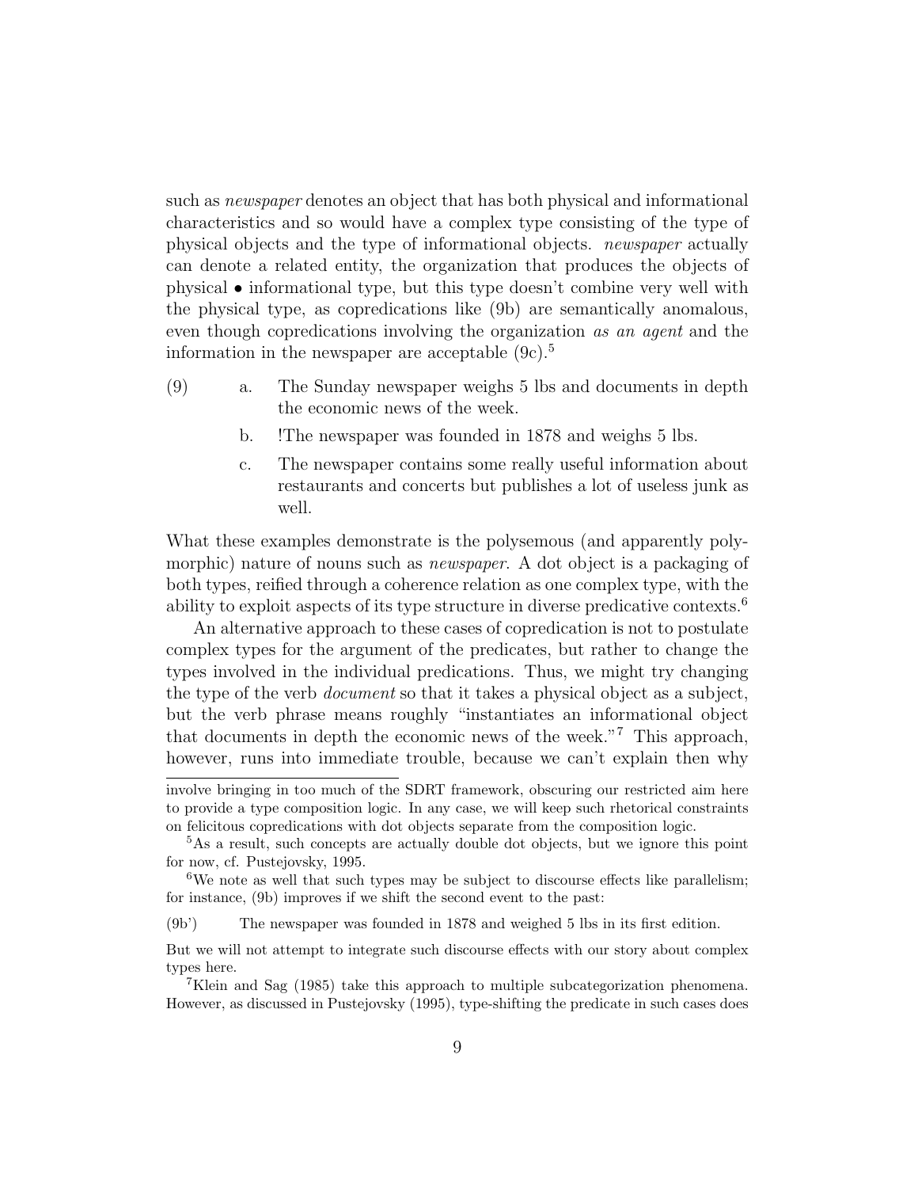such as *newspaper* denotes an object that has both physical and informational characteristics and so would have a complex type consisting of the type of physical objects and the type of informational objects. *newspaper* actually can denote a related entity, the organization that produces the objects of physical • informational type, but this type doesn't combine very well with the physical type, as copredications like (9b) are semantically anomalous, even though copredications involving the organization *as an agent* and the information in the newspaper are acceptable (9c).[5]

(9)
 a. The Sunday newspaper weighs 5 lbs and documents in depth the economic news of the week.
 b. !The newspaper was founded in 1878 and weighs 5 lbs.
 c. The newspaper contains some really useful information about restaurants and concerts but publishes a lot of useless junk as well.

What these examples demonstrate is the polysemous (and apparently polymorphic) nature of nouns such as *newspaper*. A dot object is a packaging of both types, reified through a coherence relation as one complex type, with the ability to exploit aspects of its type structure in diverse predicative contexts.[6]

An alternative approach to these cases of copredication is not to postulate complex types for the argument of the predicates, but rather to change the types involved in the individual predications. Thus, we might try changing the type of the verb *document* so that it takes a physical object as a subject, but the verb phrase means roughly "instantiates an informational object that documents in depth the economic news of the week."[7] This approach, however, runs into immediate trouble, because we can't explain then why

---

involve bringing in too much of the SDRT framework, obscuring our restricted aim here to provide a type composition logic. In any case, we will keep such rhetorical constraints on felicitous copredications with dot objects separate from the composition logic.

[5] As a result, such concepts are actually double dot objects, but we ignore this point for now, cf. Pustejovsky, 1995.

[6] We note as well that such types may be subject to discourse effects like parallelism; for instance, (9b) improves if we shift the second event to the past:

(9b') The newspaper was founded in 1878 and weighed 5 lbs in its first edition.

But we will not attempt to integrate such discourse effects with our story about complex types here.

[7] Klein and Sag (1985) take this approach to multiple subcategorization phenomena. However, as discussed in Pustejovsky (1995), type-shifting the predicate in such cases does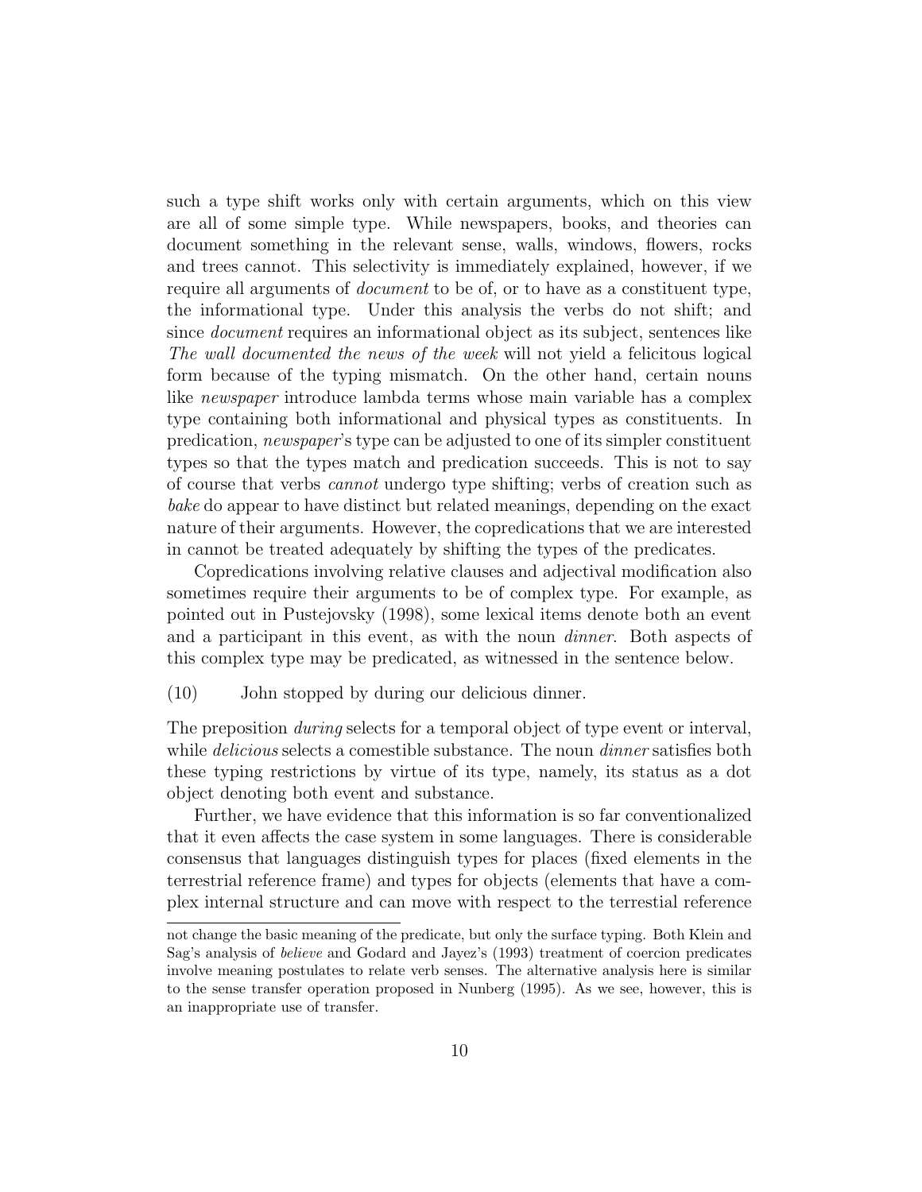such a type shift works only with certain arguments, which on this view are all of some simple type. While newspapers, books, and theories can document something in the relevant sense, walls, windows, flowers, rocks and trees cannot. This selectivity is immediately explained, however, if we require all arguments of *document* to be of, or to have as a constituent type, the informational type. Under this analysis the verbs do not shift; and since *document* requires an informational object as its subject, sentences like *The wall documented the news of the week* will not yield a felicitous logical form because of the typing mismatch. On the other hand, certain nouns like *newspaper* introduce lambda terms whose main variable has a complex type containing both informational and physical types as constituents. In predication, *newspaper*'s type can be adjusted to one of its simpler constituent types so that the types match and predication succeeds. This is not to say of course that verbs *cannot* undergo type shifting; verbs of creation such as *bake* do appear to have distinct but related meanings, depending on the exact nature of their arguments. However, the copredications that we are interested in cannot be treated adequately by shifting the types of the predicates.

Copredications involving relative clauses and adjectival modification also sometimes require their arguments to be of complex type. For example, as pointed out in Pustejovsky (1998), some lexical items denote both an event and a participant in this event, as with the noun *dinner*. Both aspects of this complex type may be predicated, as witnessed in the sentence below.

(10) John stopped by during our delicious dinner.

The preposition *during* selects for a temporal object of type event or interval, while *delicious* selects a comestible substance. The noun *dinner* satisfies both these typing restrictions by virtue of its type, namely, its status as a dot object denoting both event and substance.

Further, we have evidence that this information is so far conventionalized that it even affects the case system in some languages. There is considerable consensus that languages distinguish types for places (fixed elements in the terrestrial reference frame) and types for objects (elements that have a complex internal structure and can move with respect to the terrestial reference

---

not change the basic meaning of the predicate, but only the surface typing. Both Klein and Sag's analysis of *believe* and Godard and Jayez's (1993) treatment of coercion predicates involve meaning postulates to relate verb senses. The alternative analysis here is similar to the sense transfer operation proposed in Nunberg (1995). As we see, however, this is an inappropriate use of transfer.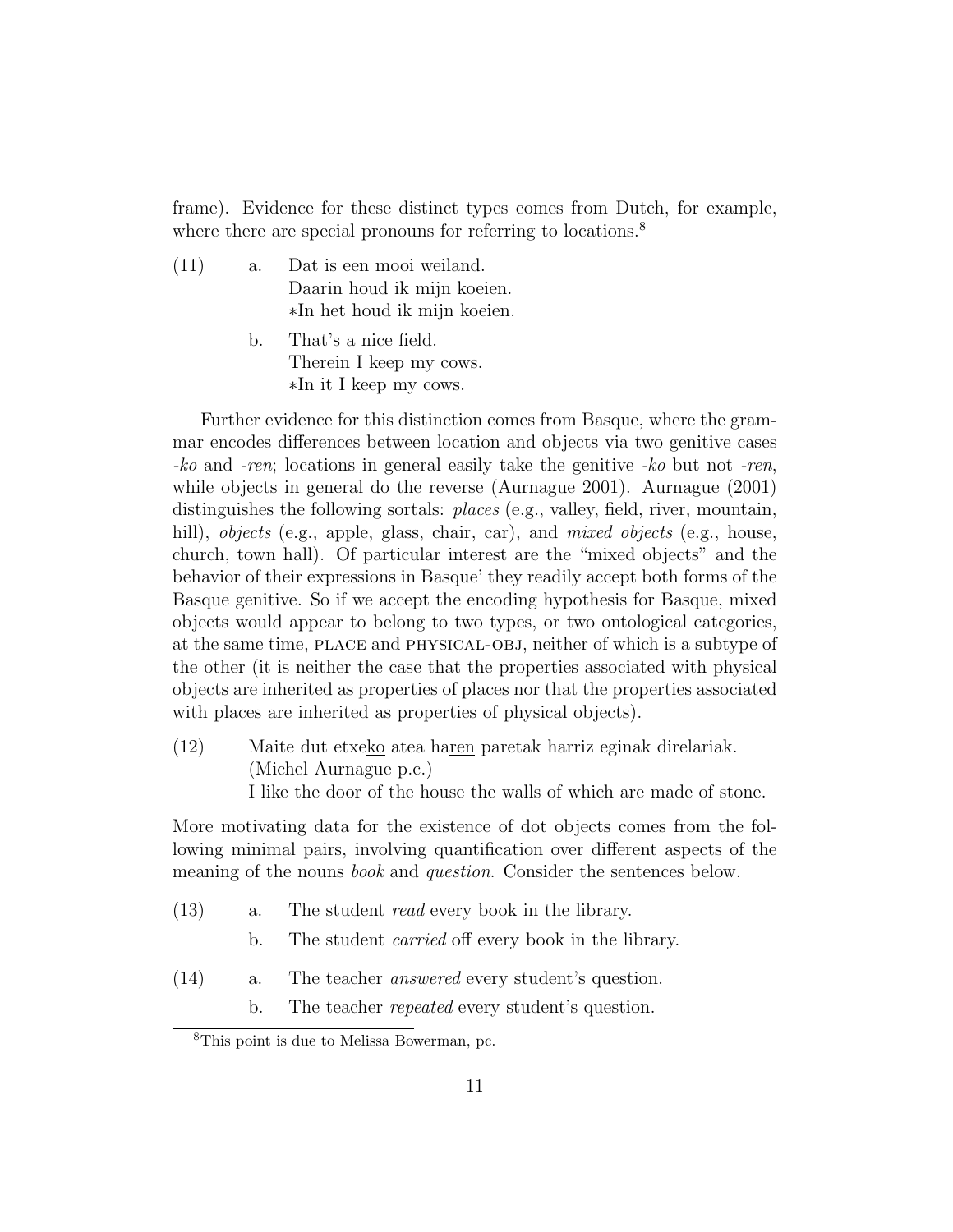frame). Evidence for these distinct types comes from Dutch, for example, where there are special pronouns for referring to locations.[8]

(11) a. Dat is een mooi weiland.
Daarin houd ik mijn koeien.
∗In het houd ik mijn koeien.

b. That's a nice field.
Therein I keep my cows.
∗In it I keep my cows.

Further evidence for this distinction comes from Basque, where the grammar encodes differences between location and objects via two genitive cases *-ko* and *-ren*; locations in general easily take the genitive *-ko* but not *-ren*, while objects in general do the reverse (Aurnague 2001). Aurnague (2001) distinguishes the following sortals: *places* (e.g., valley, field, river, mountain, hill), *objects* (e.g., apple, glass, chair, car), and *mixed objects* (e.g., house, church, town hall). Of particular interest are the "mixed objects" and the behavior of their expressions in Basque' they readily accept both forms of the Basque genitive. So if we accept the encoding hypothesis for Basque, mixed objects would appear to belong to two types, or two ontological categories, at the same time, PLACE and PHYSICAL-OBJ, neither of which is a subtype of the other (it is neither the case that the properties associated with physical objects are inherited as properties of places nor that the properties associated with places are inherited as properties of physical objects).

(12) Maite dut etxe<u>ko</u> atea ha<u>ren</u> paretak harriz eginak direlariak.
(Michel Aurnague p.c.)
I like the door of the house the walls of which are made of stone.

More motivating data for the existence of dot objects comes from the following minimal pairs, involving quantification over different aspects of the meaning of the nouns *book* and *question*. Consider the sentences below.

(13) a. The student *read* every book in the library.

b. The student *carried* off every book in the library.

(14) a. The teacher *answered* every student's question.

b. The teacher *repeated* every student's question.

[8] This point is due to Melissa Bowerman, pc.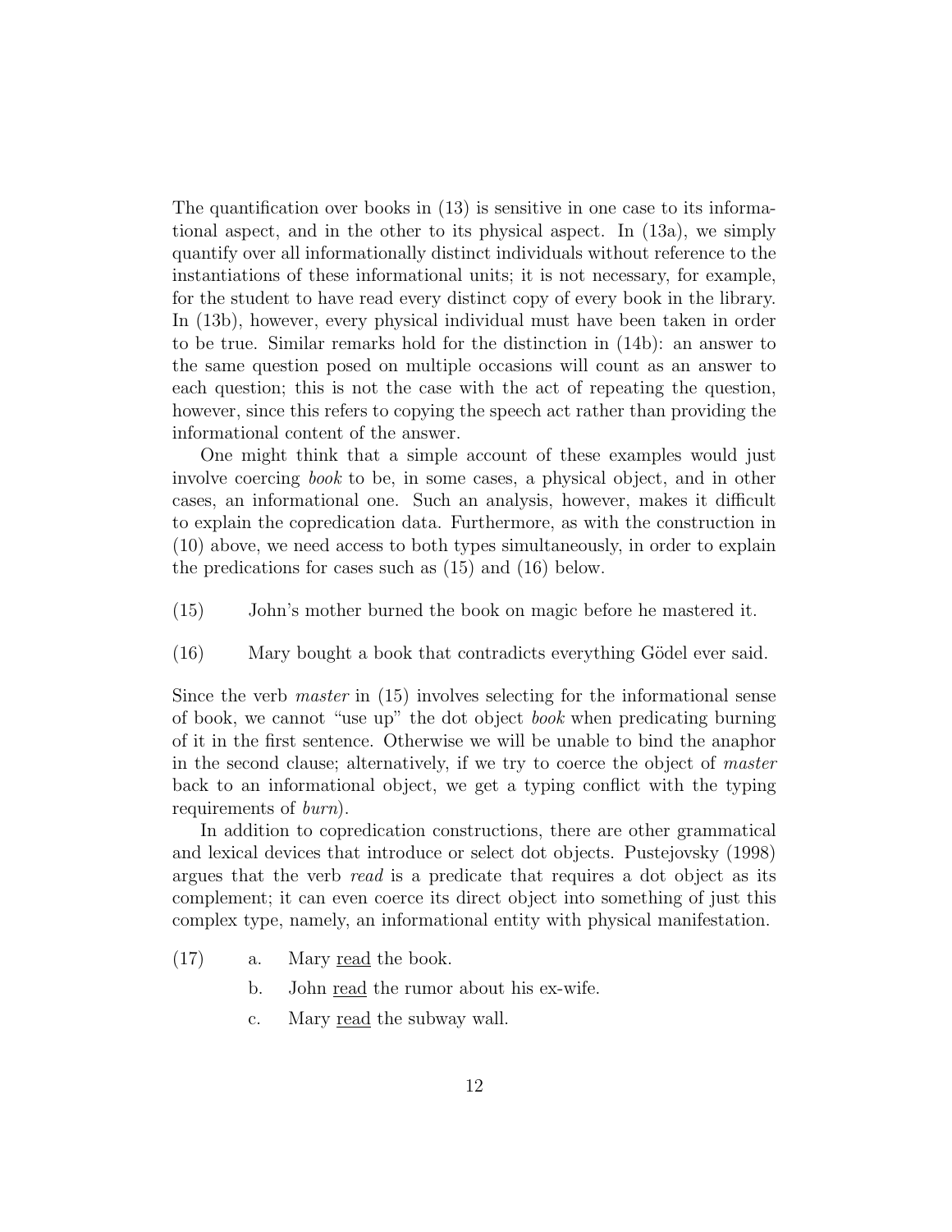The quantification over books in (13) is sensitive in one case to its informational aspect, and in the other to its physical aspect. In (13a), we simply quantify over all informationally distinct individuals without reference to the instantiations of these informational units; it is not necessary, for example, for the student to have read every distinct copy of every book in the library. In (13b), however, every physical individual must have been taken in order to be true. Similar remarks hold for the distinction in (14b): an answer to the same question posed on multiple occasions will count as an answer to each question; this is not the case with the act of repeating the question, however, since this refers to copying the speech act rather than providing the informational content of the answer.

One might think that a simple account of these examples would just involve coercing *book* to be, in some cases, a physical object, and in other cases, an informational one. Such an analysis, however, makes it difficult to explain the copredication data. Furthermore, as with the construction in (10) above, we need access to both types simultaneously, in order to explain the predications for cases such as (15) and (16) below.

(15) John's mother burned the book on magic before he mastered it.

(16) Mary bought a book that contradicts everything Gödel ever said.

Since the verb *master* in (15) involves selecting for the informational sense of book, we cannot "use up" the dot object *book* when predicating burning of it in the first sentence. Otherwise we will be unable to bind the anaphor in the second clause; alternatively, if we try to coerce the object of *master* back to an informational object, we get a typing conflict with the typing requirements of *burn*).

In addition to copredication constructions, there are other grammatical and lexical devices that introduce or select dot objects. Pustejovsky (1998) argues that the verb *read* is a predicate that requires a dot object as its complement; it can even coerce its direct object into something of just this complex type, namely, an informational entity with physical manifestation.

(17) a. Mary <u>read</u> the book.

b. John <u>read</u> the rumor about his ex-wife.

c. Mary <u>read</u> the subway wall.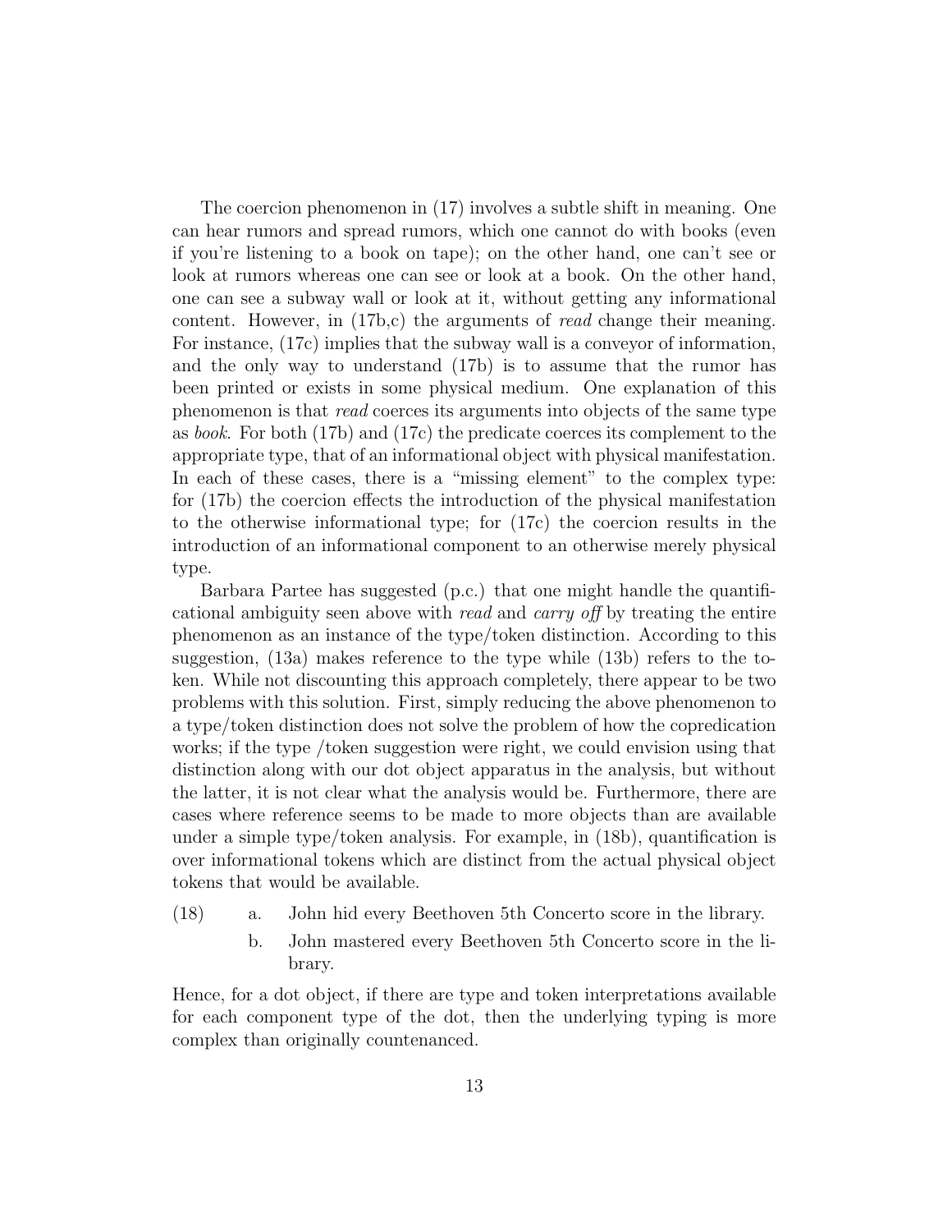The coercion phenomenon in (17) involves a subtle shift in meaning. One can hear rumors and spread rumors, which one cannot do with books (even if you're listening to a book on tape); on the other hand, one can't see or look at rumors whereas one can see or look at a book. On the other hand, one can see a subway wall or look at it, without getting any informational content. However, in (17b,c) the arguments of *read* change their meaning. For instance, (17c) implies that the subway wall is a conveyor of information, and the only way to understand (17b) is to assume that the rumor has been printed or exists in some physical medium. One explanation of this phenomenon is that *read* coerces its arguments into objects of the same type as *book*. For both (17b) and (17c) the predicate coerces its complement to the appropriate type, that of an informational object with physical manifestation. In each of these cases, there is a "missing element" to the complex type: for (17b) the coercion effects the introduction of the physical manifestation to the otherwise informational type; for (17c) the coercion results in the introduction of an informational component to an otherwise merely physical type.

Barbara Partee has suggested (p.c.) that one might handle the quantificational ambiguity seen above with *read* and *carry off* by treating the entire phenomenon as an instance of the type/token distinction. According to this suggestion, (13a) makes reference to the type while (13b) refers to the token. While not discounting this approach completely, there appear to be two problems with this solution. First, simply reducing the above phenomenon to a type/token distinction does not solve the problem of how the copredication works; if the type /token suggestion were right, we could envision using that distinction along with our dot object apparatus in the analysis, but without the latter, it is not clear what the analysis would be. Furthermore, there are cases where reference seems to be made to more objects than are available under a simple type/token analysis. For example, in (18b), quantification is over informational tokens which are distinct from the actual physical object tokens that would be available.

(18) a. John hid every Beethoven 5th Concerto score in the library.

b. John mastered every Beethoven 5th Concerto score in the library.

Hence, for a dot object, if there are type and token interpretations available for each component type of the dot, then the underlying typing is more complex than originally countenanced.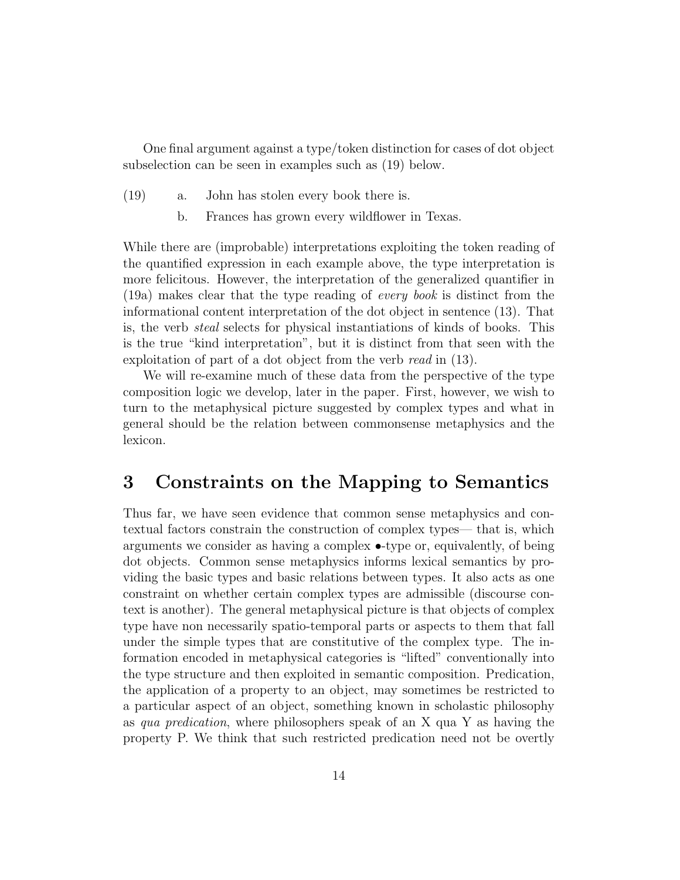One final argument against a type/token distinction for cases of dot object subselection can be seen in examples such as (19) below.

(19) a. John has stolen every book there is.

b. Frances has grown every wildflower in Texas.

While there are (improbable) interpretations exploiting the token reading of the quantified expression in each example above, the type interpretation is more felicitous. However, the interpretation of the generalized quantifier in (19a) makes clear that the type reading of *every book* is distinct from the informational content interpretation of the dot object in sentence (13). That is, the verb *steal* selects for physical instantiations of kinds of books. This is the true "kind interpretation", but it is distinct from that seen with the exploitation of part of a dot object from the verb *read* in (13).

We will re-examine much of these data from the perspective of the type composition logic we develop, later in the paper. First, however, we wish to turn to the metaphysical picture suggested by complex types and what in general should be the relation between commonsense metaphysics and the lexicon.

# 3 Constraints on the Mapping to Semantics

Thus far, we have seen evidence that common sense metaphysics and contextual factors constrain the construction of complex types— that is, which arguments we consider as having a complex •-type or, equivalently, of being dot objects. Common sense metaphysics informs lexical semantics by providing the basic types and basic relations between types. It also acts as one constraint on whether certain complex types are admissible (discourse context is another). The general metaphysical picture is that objects of complex type have non necessarily spatio-temporal parts or aspects to them that fall under the simple types that are constitutive of the complex type. The information encoded in metaphysical categories is "lifted" conventionally into the type structure and then exploited in semantic composition. Predication, the application of a property to an object, may sometimes be restricted to a particular aspect of an object, something known in scholastic philosophy as *qua predication*, where philosophers speak of an X qua Y as having the property P. We think that such restricted predication need not be overtly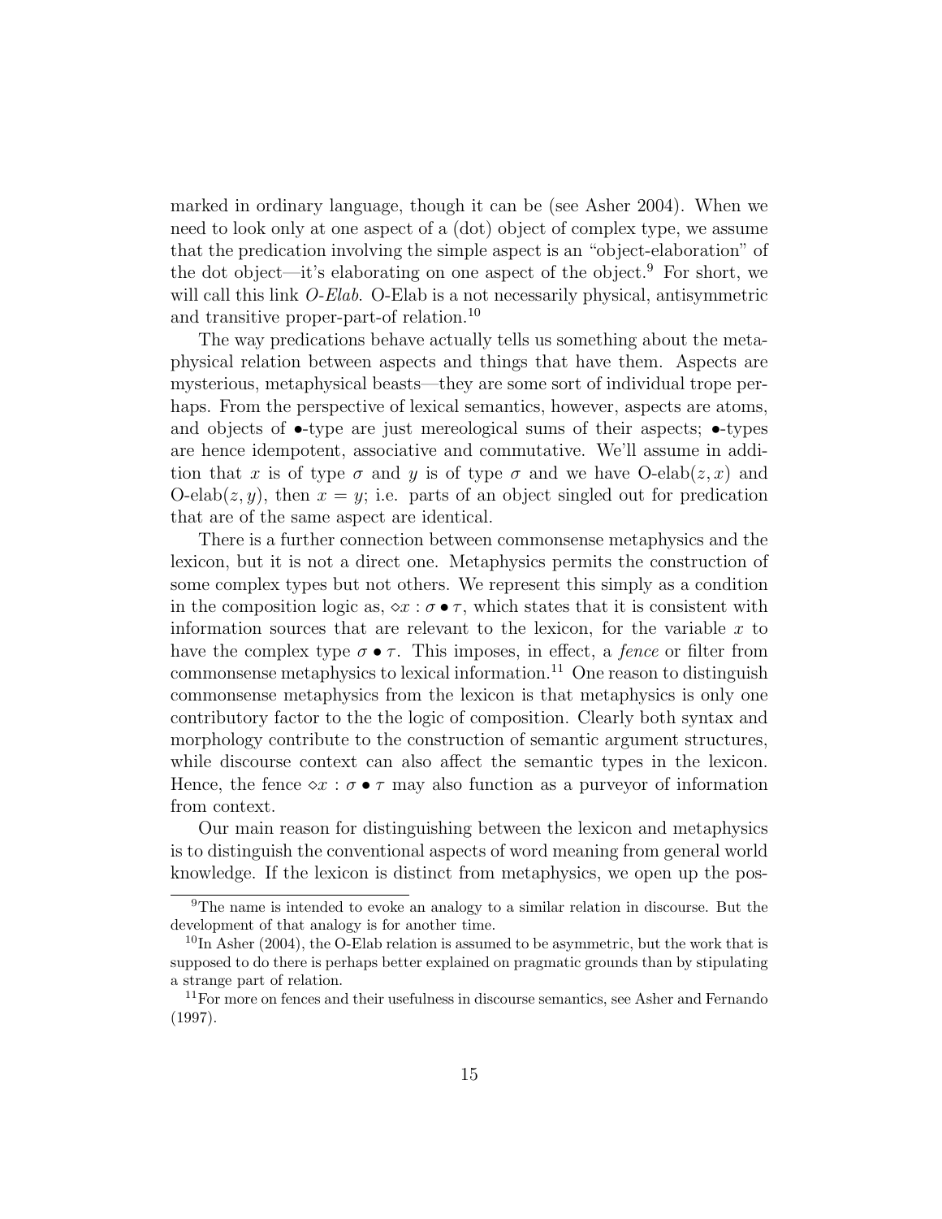marked in ordinary language, though it can be (see Asher 2004). When we need to look only at one aspect of a (dot) object of complex type, we assume that the predication involving the simple aspect is an "object-elaboration" of the dot object—it's elaborating on one aspect of the object.[9] For short, we will call this link *O-Elab*. O-Elab is a not necessarily physical, antisymmetric and transitive proper-part-of relation.[10]

The way predications behave actually tells us something about the metaphysical relation between aspects and things that have them. Aspects are mysterious, metaphysical beasts—they are some sort of individual trope perhaps. From the perspective of lexical semantics, however, aspects are atoms, and objects of $\bullet$-type are just mereological sums of their aspects; $\bullet$-types are hence idempotent, associative and commutative. We'll assume in addition that $x$ is of type $\sigma$ and $y$ is of type $\sigma$ and we have O-elab$(z, x)$ and O-elab$(z, y)$, then $x = y$; i.e. parts of an object singled out for predication that are of the same aspect are identical.

There is a further connection between commonsense metaphysics and the lexicon, but it is not a direct one. Metaphysics permits the construction of some complex types but not others. We represent this simply as a condition in the composition logic as, $\diamond x : \sigma \bullet \tau$, which states that it is consistent with information sources that are relevant to the lexicon, for the variable $x$ to have the complex type $\sigma \bullet \tau$. This imposes, in effect, a *fence* or filter from commonsense metaphysics to lexical information.[11] One reason to distinguish commonsense metaphysics from the lexicon is that metaphysics is only one contributory factor to the the logic of composition. Clearly both syntax and morphology contribute to the construction of semantic argument structures, while discourse context can also affect the semantic types in the lexicon. Hence, the fence $\diamond x : \sigma \bullet \tau$ may also function as a purveyor of information from context.

Our main reason for distinguishing between the lexicon and metaphysics is to distinguish the conventional aspects of word meaning from general world knowledge. If the lexicon is distinct from metaphysics, we open up the pos-

---

[9]The name is intended to evoke an analogy to a similar relation in discourse. But the development of that analogy is for another time.

[10]In Asher (2004), the O-Elab relation is assumed to be asymmetric, but the work that is supposed to do there is perhaps better explained on pragmatic grounds than by stipulating a strange part of relation.

[11]For more on fences and their usefulness in discourse semantics, see Asher and Fernando (1997).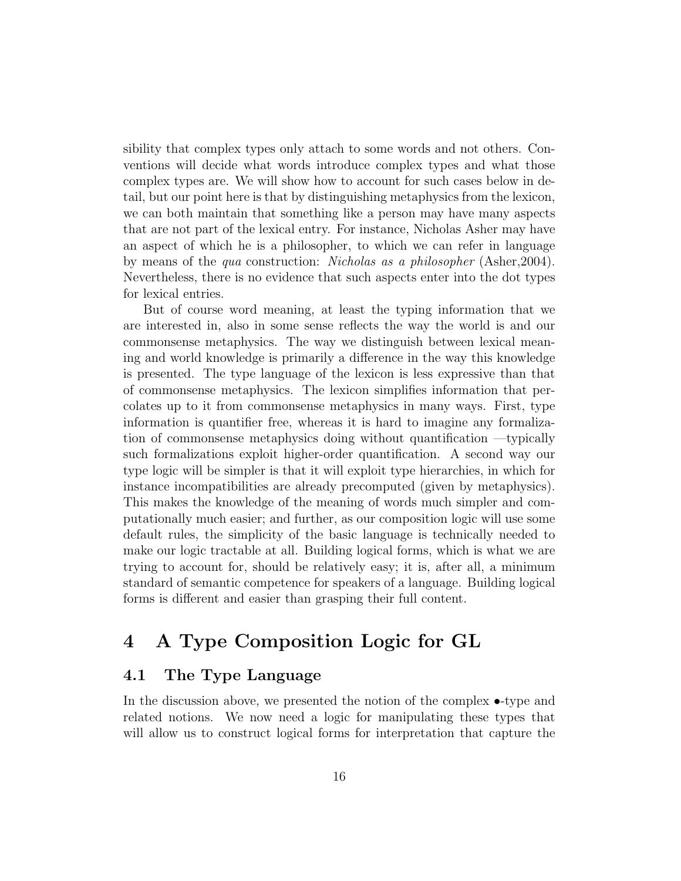sibility that complex types only attach to some words and not others. Conventions will decide what words introduce complex types and what those complex types are. We will show how to account for such cases below in detail, but our point here is that by distinguishing metaphysics from the lexicon, we can both maintain that something like a person may have many aspects that are not part of the lexical entry. For instance, Nicholas Asher may have an aspect of which he is a philosopher, to which we can refer in language by means of the *qua* construction: *Nicholas as a philosopher* (Asher,2004). Nevertheless, there is no evidence that such aspects enter into the dot types for lexical entries.

But of course word meaning, at least the typing information that we are interested in, also in some sense reflects the way the world is and our commonsense metaphysics. The way we distinguish between lexical meaning and world knowledge is primarily a difference in the way this knowledge is presented. The type language of the lexicon is less expressive than that of commonsense metaphysics. The lexicon simplifies information that percolates up to it from commonsense metaphysics in many ways. First, type information is quantifier free, whereas it is hard to imagine any formalization of commonsense metaphysics doing without quantification —typically such formalizations exploit higher-order quantification. A second way our type logic will be simpler is that it will exploit type hierarchies, in which for instance incompatibilities are already precomputed (given by metaphysics). This makes the knowledge of the meaning of words much simpler and computationally much easier; and further, as our composition logic will use some default rules, the simplicity of the basic language is technically needed to make our logic tractable at all. Building logical forms, which is what we are trying to account for, should be relatively easy; it is, after all, a minimum standard of semantic competence for speakers of a language. Building logical forms is different and easier than grasping their full content.

# 4 A Type Composition Logic for GL

## 4.1 The Type Language

In the discussion above, we presented the notion of the complex $\bullet$-type and related notions. We now need a logic for manipulating these types that will allow us to construct logical forms for interpretation that capture the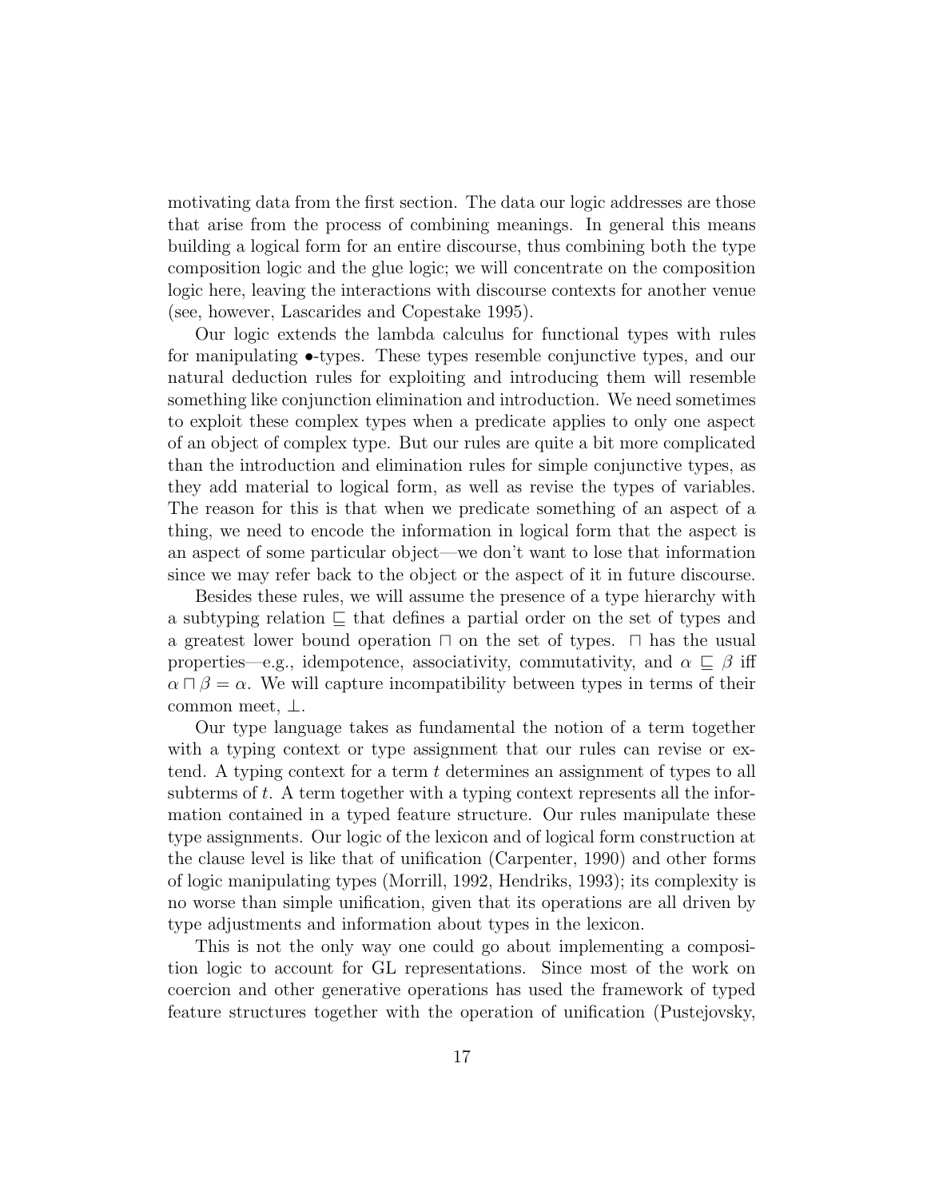motivating data from the first section. The data our logic addresses are those that arise from the process of combining meanings. In general this means building a logical form for an entire discourse, thus combining both the type composition logic and the glue logic; we will concentrate on the composition logic here, leaving the interactions with discourse contexts for another venue (see, however, Lascarides and Copestake 1995).

Our logic extends the lambda calculus for functional types with rules for manipulating $\bullet$-types. These types resemble conjunctive types, and our natural deduction rules for exploiting and introducing them will resemble something like conjunction elimination and introduction. We need sometimes to exploit these complex types when a predicate applies to only one aspect of an object of complex type. But our rules are quite a bit more complicated than the introduction and elimination rules for simple conjunctive types, as they add material to logical form, as well as revise the types of variables. The reason for this is that when we predicate something of an aspect of a thing, we need to encode the information in logical form that the aspect is an aspect of some particular object—we don't want to lose that information since we may refer back to the object or the aspect of it in future discourse.

Besides these rules, we will assume the presence of a type hierarchy with a subtyping relation $\sqsubseteq$ that defines a partial order on the set of types and a greatest lower bound operation $\sqcap$ on the set of types. $\sqcap$ has the usual properties—e.g., idempotence, associativity, commutativity, and $\alpha \sqsubseteq \beta$ iff $\alpha \sqcap \beta = \alpha$. We will capture incompatibility between types in terms of their common meet, $\perp$.

Our type language takes as fundamental the notion of a term together with a typing context or type assignment that our rules can revise or extend. A typing context for a term $t$ determines an assignment of types to all subterms of $t$. A term together with a typing context represents all the information contained in a typed feature structure. Our rules manipulate these type assignments. Our logic of the lexicon and of logical form construction at the clause level is like that of unification (Carpenter, 1990) and other forms of logic manipulating types (Morrill, 1992, Hendriks, 1993); its complexity is no worse than simple unification, given that its operations are all driven by type adjustments and information about types in the lexicon.

This is not the only way one could go about implementing a composition logic to account for GL representations. Since most of the work on coercion and other generative operations has used the framework of typed feature structures together with the operation of unification (Pustejovsky,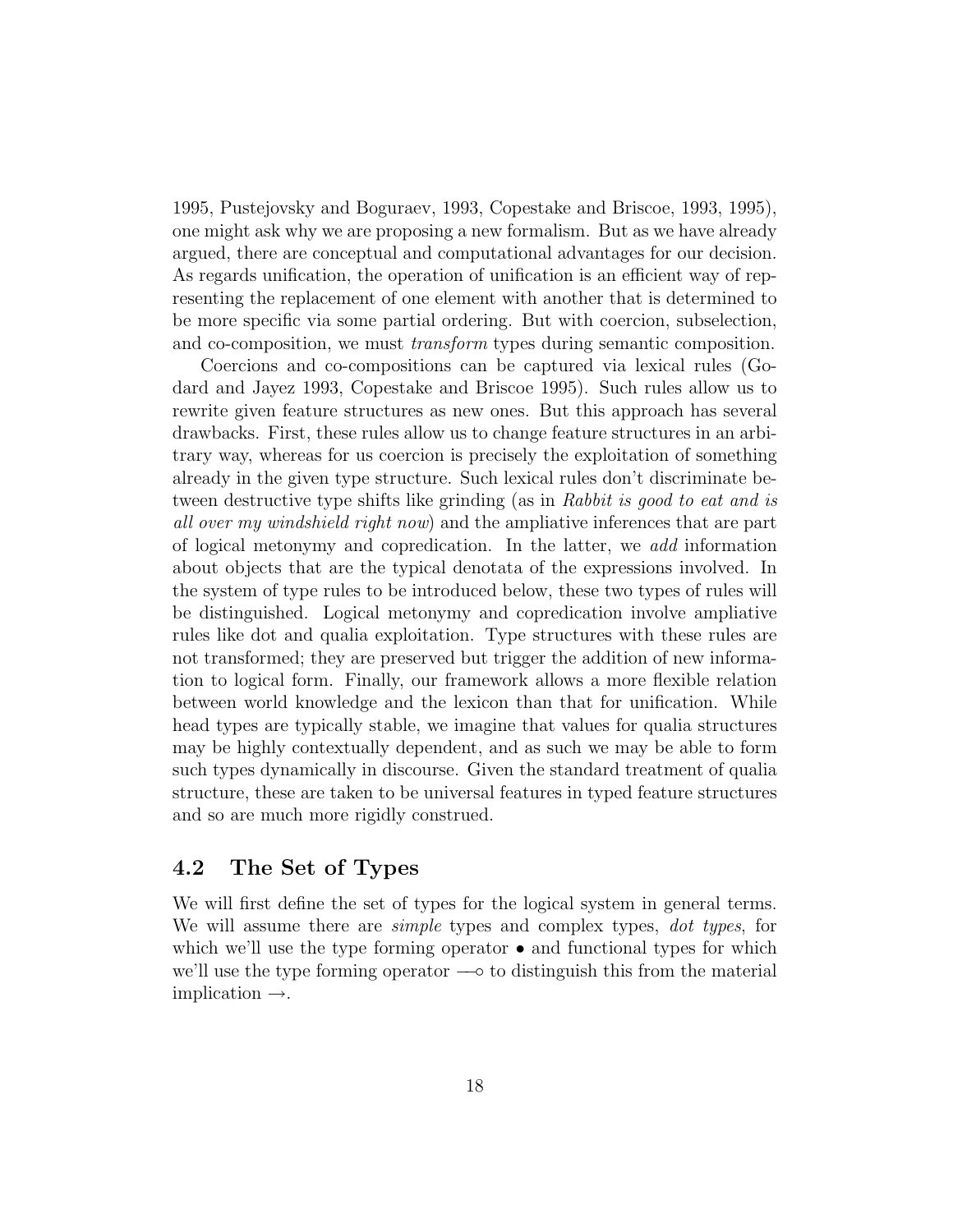1995, Pustejovsky and Boguraev, 1993, Copestake and Briscoe, 1993, 1995), one might ask why we are proposing a new formalism. But as we have already argued, there are conceptual and computational advantages for our decision. As regards unification, the operation of unification is an efficient way of representing the replacement of one element with another that is determined to be more specific via some partial ordering. But with coercion, subselection, and co-composition, we must *transform* types during semantic composition.

Coercions and co-compositions can be captured via lexical rules (Godard and Jayez 1993, Copestake and Briscoe 1995). Such rules allow us to rewrite given feature structures as new ones. But this approach has several drawbacks. First, these rules allow us to change feature structures in an arbitrary way, whereas for us coercion is precisely the exploitation of something already in the given type structure. Such lexical rules don't discriminate between destructive type shifts like grinding (as in *Rabbit is good to eat and is all over my windshield right now*) and the ampliative inferences that are part of logical metonymy and copredication. In the latter, we *add* information about objects that are the typical denotata of the expressions involved. In the system of type rules to be introduced below, these two types of rules will be distinguished. Logical metonymy and copredication involve ampliative rules like dot and qualia exploitation. Type structures with these rules are not transformed; they are preserved but trigger the addition of new information to logical form. Finally, our framework allows a more flexible relation between world knowledge and the lexicon than that for unification. While head types are typically stable, we imagine that values for qualia structures may be highly contextually dependent, and as such we may be able to form such types dynamically in discourse. Given the standard treatment of qualia structure, these are taken to be universal features in typed feature structures and so are much more rigidly construed.

## 4.2 The Set of Types

We will first define the set of types for the logical system in general terms. We will assume there are *simple* types and complex types, *dot types*, for which we'll use the type forming operator $\bullet$ and functional types for which we'll use the type forming operator $\multimap$ to distinguish this from the material implication $\rightarrow$.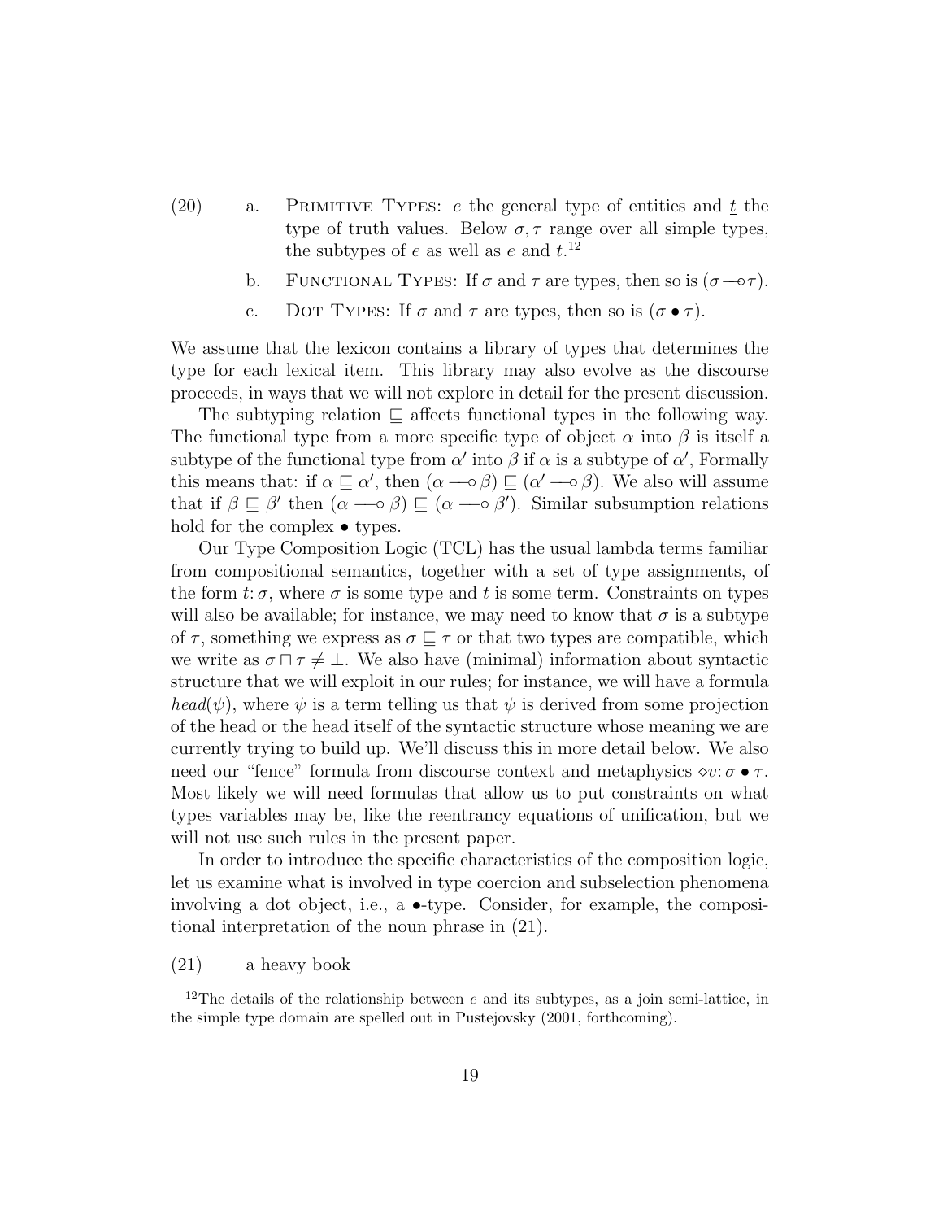(20) a. PRIMITIVE TYPES: $e$ the general type of entities and $\underline{t}$ the type of truth values. Below $\sigma, \tau$ range over all simple types, the subtypes of $e$ as well as $e$ and $\underline{t}$.[12]

b. FUNCTIONAL TYPES: If $\sigma$ and $\tau$ are types, then so is $(\sigma \multimap \tau)$.

c. DOT TYPES: If $\sigma$ and $\tau$ are types, then so is $(\sigma \bullet \tau)$.

We assume that the lexicon contains a library of types that determines the type for each lexical item. This library may also evolve as the discourse proceeds, in ways that we will not explore in detail for the present discussion.

The subtyping relation $\sqsubseteq$ affects functional types in the following way. The functional type from a more specific type of object $\alpha$ into $\beta$ is itself a subtype of the functional type from $\alpha'$ into $\beta$ if $\alpha$ is a subtype of $\alpha'$, Formally this means that: if $\alpha \sqsubseteq \alpha'$, then $(\alpha \multimap \beta) \sqsubseteq (\alpha' \multimap \beta)$. We also will assume that if $\beta \sqsubseteq \beta'$ then $(\alpha \multimap \beta) \sqsubseteq (\alpha \multimap \beta')$. Similar subsumption relations hold for the complex $\bullet$ types.

Our Type Composition Logic (TCL) has the usual lambda terms familiar from compositional semantics, together with a set of type assignments, of the form $t\colon \sigma$, where $\sigma$ is some type and $t$ is some term. Constraints on types will also be available; for instance, we may need to know that $\sigma$ is a subtype of $\tau$, something we express as $\sigma \sqsubseteq \tau$ or that two types are compatible, which we write as $\sigma \sqcap \tau \neq \bot$. We also have (minimal) information about syntactic structure that we will exploit in our rules; for instance, we will have a formula $head(\psi)$, where $\psi$ is a term telling us that $\psi$ is derived from some projection of the head or the head itself of the syntactic structure whose meaning we are currently trying to build up. We'll discuss this in more detail below. We also need our "fence" formula from discourse context and metaphysics $\diamond v\colon \sigma \bullet \tau$. Most likely we will need formulas that allow us to put constraints on what types variables may be, like the reentrancy equations of unification, but we will not use such rules in the present paper.

In order to introduce the specific characteristics of the composition logic, let us examine what is involved in type coercion and subselection phenomena involving a dot object, i.e., a $\bullet$-type. Consider, for example, the compositional interpretation of the noun phrase in (21).

(21) a heavy book

[12] The details of the relationship between $e$ and its subtypes, as a join semi-lattice, in the simple type domain are spelled out in Pustejovsky (2001, forthcoming).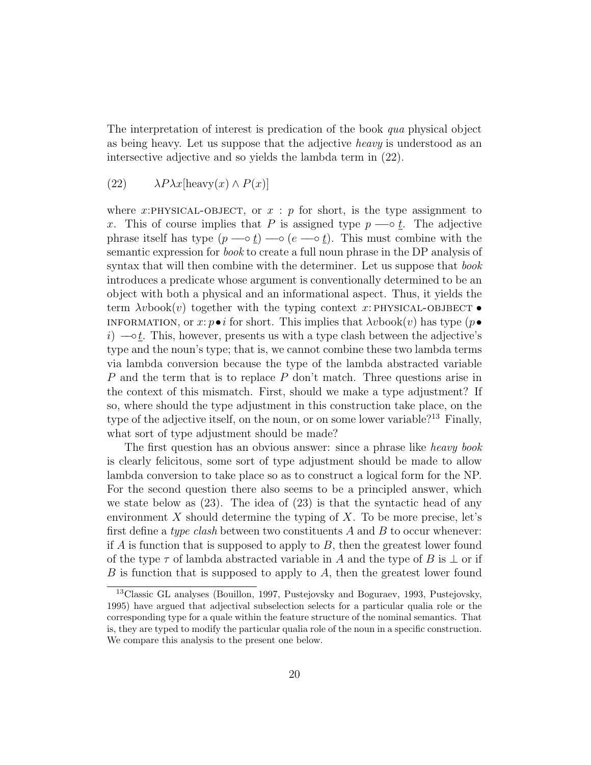The interpretation of interest is predication of the book *qua* physical object as being heavy. Let us suppose that the adjective *heavy* is understood as an intersective adjective and so yields the lambda term in (22).

(22) $\lambda P \lambda x[\text{heavy}(x) \wedge P(x)]$

where $x$:PHYSICAL-OBJECT, or $x : p$ for short, is the type assignment to $x$. This of course implies that $P$ is assigned type $p \multimap \underline{t}$. The adjective phrase itself has type $(p \multimap \underline{t}) \multimap (e \multimap \underline{t})$. This must combine with the semantic expression for *book* to create a full noun phrase in the DP analysis of syntax that will then combine with the determiner. Let us suppose that *book* introduces a predicate whose argument is conventionally determined to be an object with both a physical and an informational aspect. Thus, it yields the term $\lambda v \text{book}(v)$ together with the typing context $x$: PHYSICAL-OBJBECT • INFORMATION, or $x: p \bullet i$ for short. This implies that $\lambda v \text{book}(v)$ has type $(p \bullet i) \multimap \underline{t}$. This, however, presents us with a type clash between the adjective's type and the noun's type; that is, we cannot combine these two lambda terms via lambda conversion because the type of the lambda abstracted variable $P$ and the term that is to replace $P$ don't match. Three questions arise in the context of this mismatch. First, should we make a type adjustment? If so, where should the type adjustment in this construction take place, on the type of the adjective itself, on the noun, or on some lower variable?[13] Finally, what sort of type adjustment should be made?

The first question has an obvious answer: since a phrase like *heavy book* is clearly felicitous, some sort of type adjustment should be made to allow lambda conversion to take place so as to construct a logical form for the NP. For the second question there also seems to be a principled answer, which we state below as (23). The idea of (23) is that the syntactic head of any environment $X$ should determine the typing of $X$. To be more precise, let's first define a *type clash* between two constituents $A$ and $B$ to occur whenever: if $A$ is function that is supposed to apply to $B$, then the greatest lower found of the type $\tau$ of lambda abstracted variable in $A$ and the type of $B$ is $\perp$ or if $B$ is function that is supposed to apply to $A$, then the greatest lower found

[13] Classic GL analyses (Bouillon, 1997, Pustejovsky and Boguraev, 1993, Pustejovsky, 1995) have argued that adjectival subselection selects for a particular qualia role or the corresponding type for a quale within the feature structure of the nominal semantics. That is, they are typed to modify the particular qualia role of the noun in a specific construction. We compare this analysis to the present one below.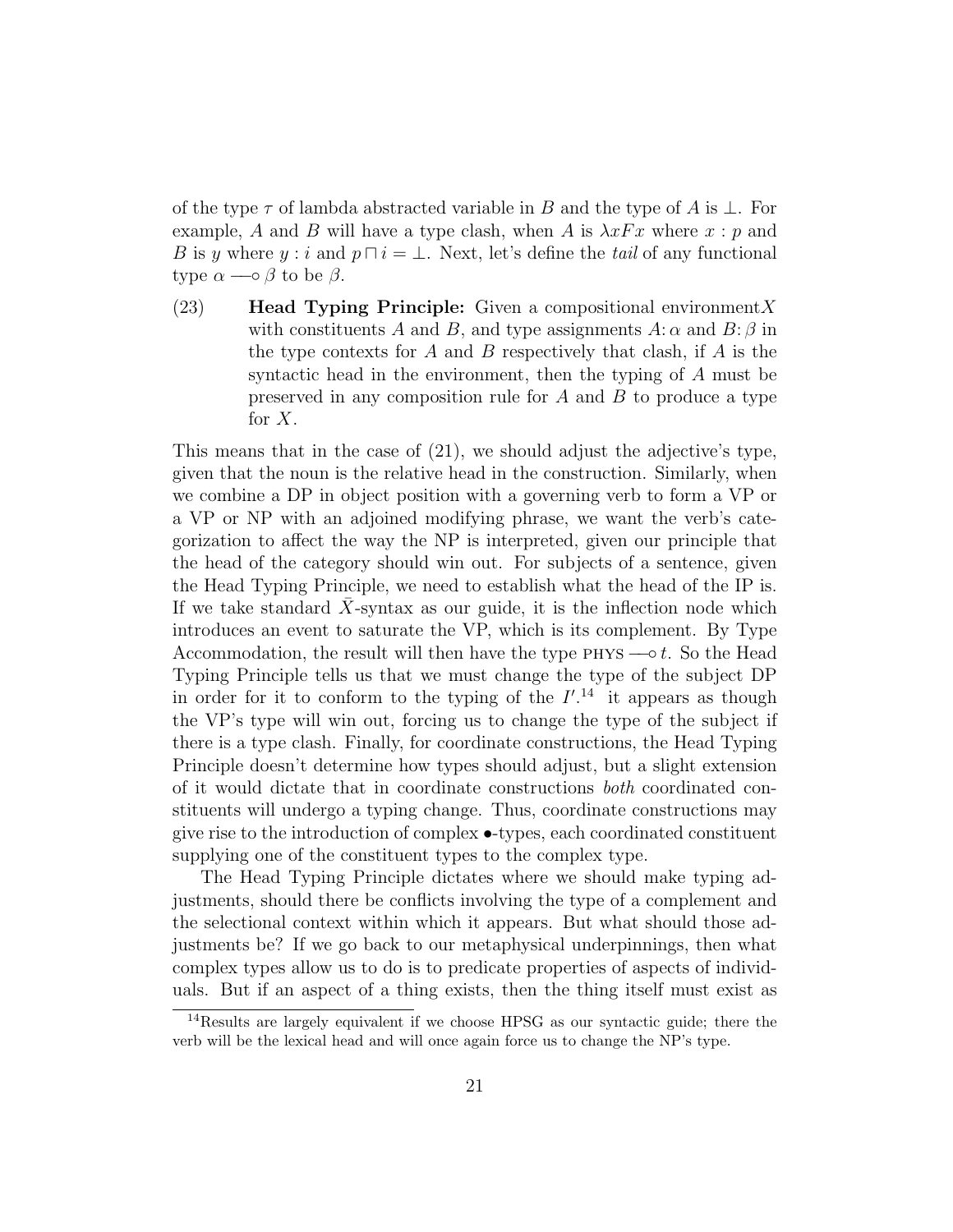of the type $\tau$ of lambda abstracted variable in $B$ and the type of $A$ is $\bot$. For example, $A$ and $B$ will have a type clash, when $A$ is $\lambda x F x$ where $x : p$ and $B$ is $y$ where $y : i$ and $p \sqcap i = \bot$. Next, let's define the *tail* of any functional type $\alpha \multimap \beta$ to be $\beta$.

(23) **Head Typing Principle:** Given a compositional environment$X$ with constituents $A$ and $B$, and type assignments $A{:}\,\alpha$ and $B{:}\,\beta$ in the type contexts for $A$ and $B$ respectively that clash, if $A$ is the syntactic head in the environment, then the typing of $A$ must be preserved in any composition rule for $A$ and $B$ to produce a type for $X$.

This means that in the case of (21), we should adjust the adjective's type, given that the noun is the relative head in the construction. Similarly, when we combine a DP in object position with a governing verb to form a VP or a VP or NP with an adjoined modifying phrase, we want the verb's categorization to affect the way the NP is interpreted, given our principle that the head of the category should win out. For subjects of a sentence, given the Head Typing Principle, we need to establish what the head of the IP is. If we take standard $\bar{X}$-syntax as our guide, it is the inflection node which introduces an event to saturate the VP, which is its complement. By Type Accommodation, the result will then have the type PHYS $\multimap t$. So the Head Typing Principle tells us that we must change the type of the subject DP in order for it to conform to the typing of the $I'$.[14] it appears as though the VP's type will win out, forcing us to change the type of the subject if there is a type clash. Finally, for coordinate constructions, the Head Typing Principle doesn't determine how types should adjust, but a slight extension of it would dictate that in coordinate constructions *both* coordinated constituents will undergo a typing change. Thus, coordinate constructions may give rise to the introduction of complex $\bullet$-types, each coordinated constituent supplying one of the constituent types to the complex type.

The Head Typing Principle dictates where we should make typing adjustments, should there be conflicts involving the type of a complement and the selectional context within which it appears. But what should those adjustments be? If we go back to our metaphysical underpinnings, then what complex types allow us to do is to predicate properties of aspects of individuals. But if an aspect of a thing exists, then the thing itself must exist as

[14] Results are largely equivalent if we choose HPSG as our syntactic guide; there the verb will be the lexical head and will once again force us to change the NP's type.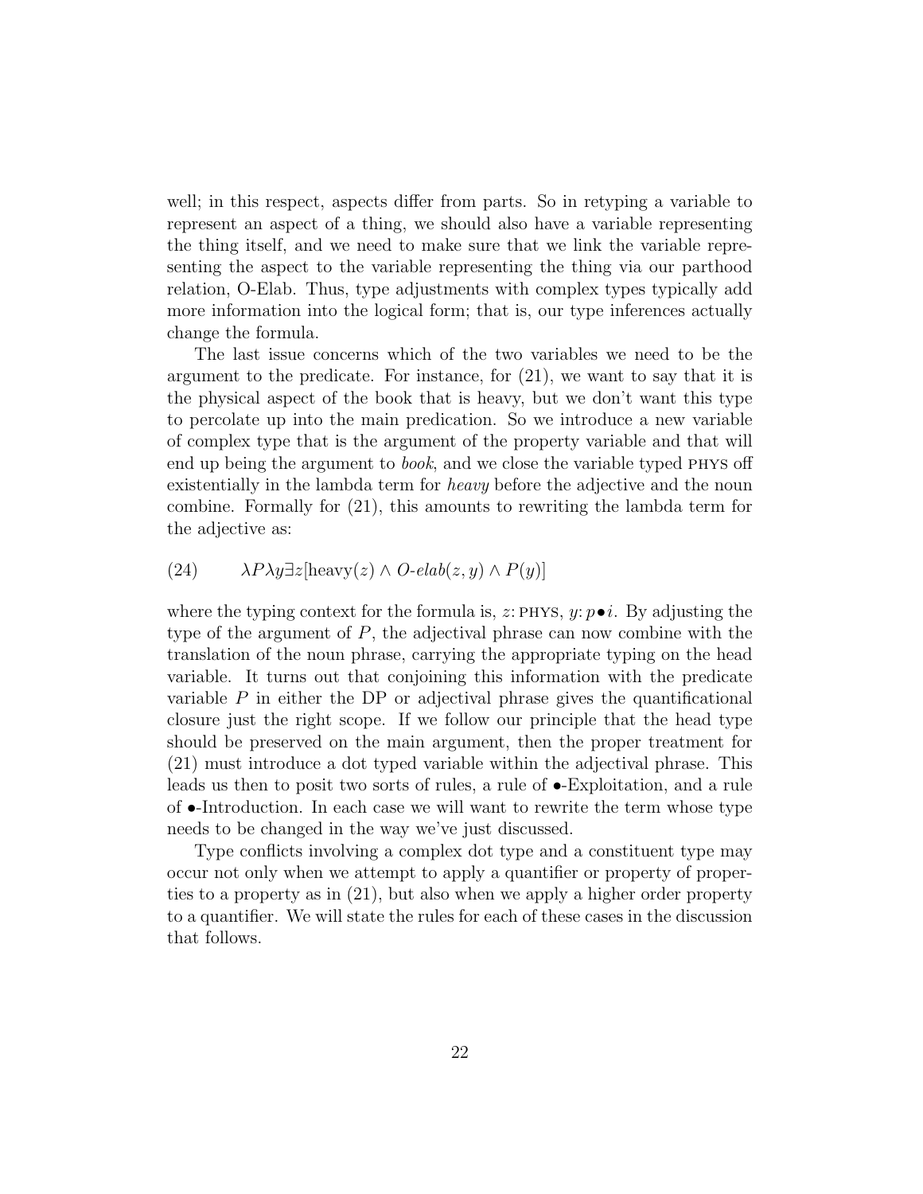well; in this respect, aspects differ from parts. So in retyping a variable to represent an aspect of a thing, we should also have a variable representing the thing itself, and we need to make sure that we link the variable representing the aspect to the variable representing the thing via our parthood relation, O-Elab. Thus, type adjustments with complex types typically add more information into the logical form; that is, our type inferences actually change the formula.

The last issue concerns which of the two variables we need to be the argument to the predicate. For instance, for (21), we want to say that it is the physical aspect of the book that is heavy, but we don't want this type to percolate up into the main predication. So we introduce a new variable of complex type that is the argument of the property variable and that will end up being the argument to *book*, and we close the variable typed PHYS off existentially in the lambda term for *heavy* before the adjective and the noun combine. Formally for (21), this amounts to rewriting the lambda term for the adjective as:

(24) $\lambda P \lambda y \exists z[\text{heavy}(z) \wedge \textit{O-elab}(z, y) \wedge P(y)]$

where the typing context for the formula is, $z$: PHYS, $y: p \bullet i$. By adjusting the type of the argument of $P$, the adjectival phrase can now combine with the translation of the noun phrase, carrying the appropriate typing on the head variable. It turns out that conjoining this information with the predicate variable $P$ in either the DP or adjectival phrase gives the quantificational closure just the right scope. If we follow our principle that the head type should be preserved on the main argument, then the proper treatment for (21) must introduce a dot typed variable within the adjectival phrase. This leads us then to posit two sorts of rules, a rule of $\bullet$-Exploitation, and a rule of $\bullet$-Introduction. In each case we will want to rewrite the term whose type needs to be changed in the way we've just discussed.

Type conflicts involving a complex dot type and a constituent type may occur not only when we attempt to apply a quantifier or property of properties to a property as in (21), but also when we apply a higher order property to a quantifier. We will state the rules for each of these cases in the discussion that follows.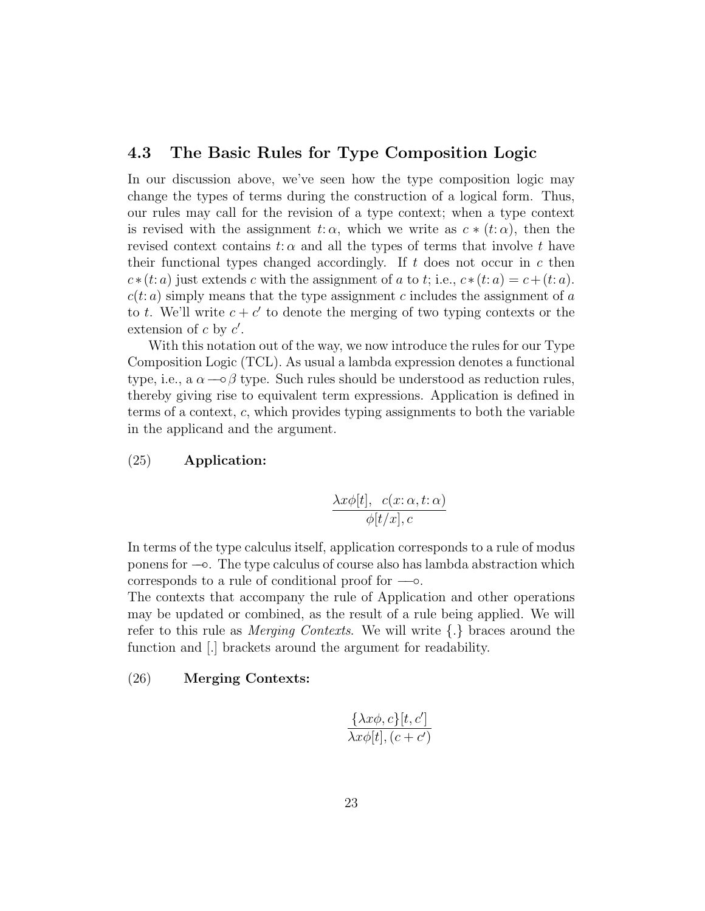## 4.3 The Basic Rules for Type Composition Logic

In our discussion above, we've seen how the type composition logic may change the types of terms during the construction of a logical form. Thus, our rules may call for the revision of a type context; when a type context is revised with the assignment $t\colon\alpha$, which we write as $c * (t\colon\alpha)$, then the revised context contains $t\colon\alpha$ and all the types of terms that involve $t$ have their functional types changed accordingly. If $t$ does not occur in $c$ then $c * (t\colon a)$ just extends $c$ with the assignment of $a$ to $t$; i.e., $c * (t\colon a) = c + (t\colon a)$. $c(t\colon a)$ simply means that the type assignment $c$ includes the assignment of $a$ to $t$. We'll write $c + c'$ to denote the merging of two typing contexts or the extension of $c$ by $c'$.

With this notation out of the way, we now introduce the rules for our Type Composition Logic (TCL). As usual a lambda expression denotes a functional type, i.e., a $\alpha \multimap \beta$ type. Such rules should be understood as reduction rules, thereby giving rise to equivalent term expressions. Application is defined in terms of a context, $c$, which provides typing assignments to both the variable in the applicand and the argument.

(25) **Application:**

$$\frac{\lambda x\phi[t], \;\; c(x\colon\alpha, t\colon\alpha)}{\phi[t/x], c}$$

In terms of the type calculus itself, application corresponds to a rule of modus ponens for $\multimap$. The type calculus of course also has lambda abstraction which corresponds to a rule of conditional proof for $\multimap$.
The contexts that accompany the rule of Application and other operations may be updated or combined, as the result of a rule being applied. We will refer to this rule as *Merging Contexts*. We will write {.} braces around the function and [.] brackets around the argument for readability.

(26) **Merging Contexts:**

$$\frac{\{\lambda x\phi, c\}[t, c']}{\lambda x\phi[t], (c + c')}$$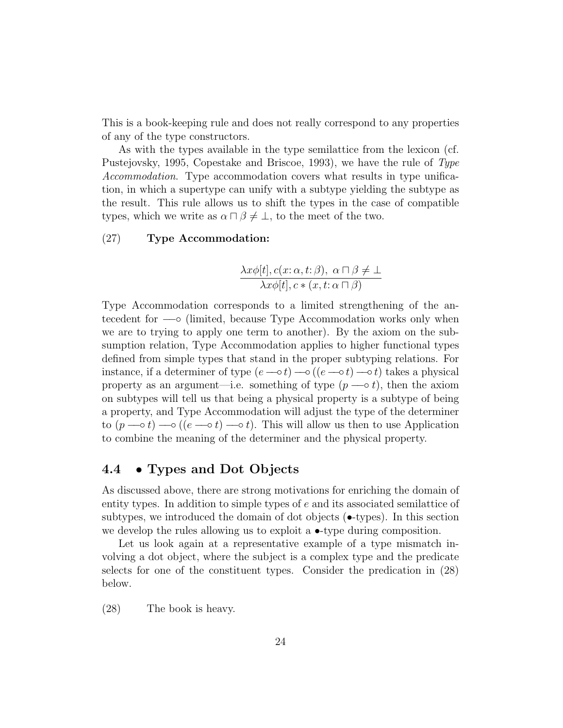This is a book-keeping rule and does not really correspond to any properties of any of the type constructors.

As with the types available in the type semilattice from the lexicon (cf. Pustejovsky, 1995, Copestake and Briscoe, 1993), we have the rule of *Type Accommodation*. Type accommodation covers what results in type unification, in which a supertype can unify with a subtype yielding the subtype as the result. This rule allows us to shift the types in the case of compatible types, which we write as $\alpha \sqcap \beta \neq \bot$, to the meet of the two.

(27) **Type Accommodation:**

$$\frac{\lambda x \phi[t], c(x\colon \alpha, t\colon \beta),\ \alpha \sqcap \beta \neq \bot}{\lambda x \phi[t], c * (x, t\colon \alpha \sqcap \beta)}$$

Type Accommodation corresponds to a limited strengthening of the antecedent for $\multimap$ (limited, because Type Accommodation works only when we are to trying to apply one term to another). By the axiom on the subsumption relation, Type Accommodation applies to higher functional types defined from simple types that stand in the proper subtyping relations. For instance, if a determiner of type $(e \multimap t) \multimap ((e \multimap t) \multimap t)$ takes a physical property as an argument—i.e. something of type $(p \multimap t)$, then the axiom on subtypes will tell us that being a physical property is a subtype of being a property, and Type Accommodation will adjust the type of the determiner to $(p \multimap t) \multimap ((e \multimap t) \multimap t)$. This will allow us then to use Application to combine the meaning of the determiner and the physical property.

## 4.4 • Types and Dot Objects

As discussed above, there are strong motivations for enriching the domain of entity types. In addition to simple types of $e$ and its associated semilattice of subtypes, we introduced the domain of dot objects (•-types). In this section we develop the rules allowing us to exploit a •-type during composition.

Let us look again at a representative example of a type mismatch involving a dot object, where the subject is a complex type and the predicate selects for one of the constituent types. Consider the predication in (28) below.

(28) The book is heavy.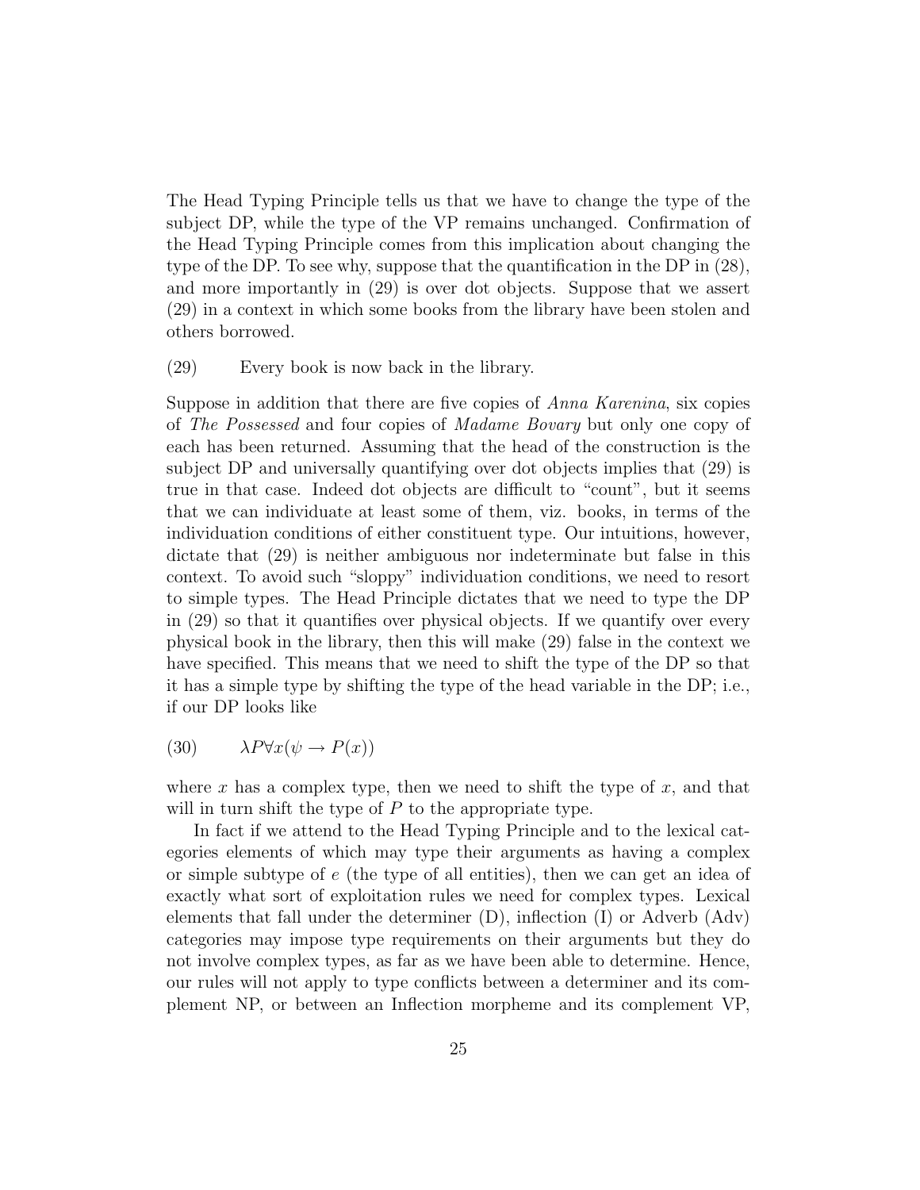The Head Typing Principle tells us that we have to change the type of the subject DP, while the type of the VP remains unchanged. Confirmation of the Head Typing Principle comes from this implication about changing the type of the DP. To see why, suppose that the quantification in the DP in (28), and more importantly in (29) is over dot objects. Suppose that we assert (29) in a context in which some books from the library have been stolen and others borrowed.

(29) Every book is now back in the library.

Suppose in addition that there are five copies of *Anna Karenina*, six copies of *The Possessed* and four copies of *Madame Bovary* but only one copy of each has been returned. Assuming that the head of the construction is the subject DP and universally quantifying over dot objects implies that (29) is true in that case. Indeed dot objects are difficult to "count", but it seems that we can individuate at least some of them, viz. books, in terms of the individuation conditions of either constituent type. Our intuitions, however, dictate that (29) is neither ambiguous nor indeterminate but false in this context. To avoid such "sloppy" individuation conditions, we need to resort to simple types. The Head Principle dictates that we need to type the DP in (29) so that it quantifies over physical objects. If we quantify over every physical book in the library, then this will make (29) false in the context we have specified. This means that we need to shift the type of the DP so that it has a simple type by shifting the type of the head variable in the DP; i.e., if our DP looks like

(30) $\lambda P \forall x(\psi \rightarrow P(x))$

where $x$ has a complex type, then we need to shift the type of $x$, and that will in turn shift the type of $P$ to the appropriate type.

In fact if we attend to the Head Typing Principle and to the lexical categories elements of which may type their arguments as having a complex or simple subtype of $e$ (the type of all entities), then we can get an idea of exactly what sort of exploitation rules we need for complex types. Lexical elements that fall under the determiner (D), inflection (I) or Adverb (Adv) categories may impose type requirements on their arguments but they do not involve complex types, as far as we have been able to determine. Hence, our rules will not apply to type conflicts between a determiner and its complement NP, or between an Inflection morpheme and its complement VP,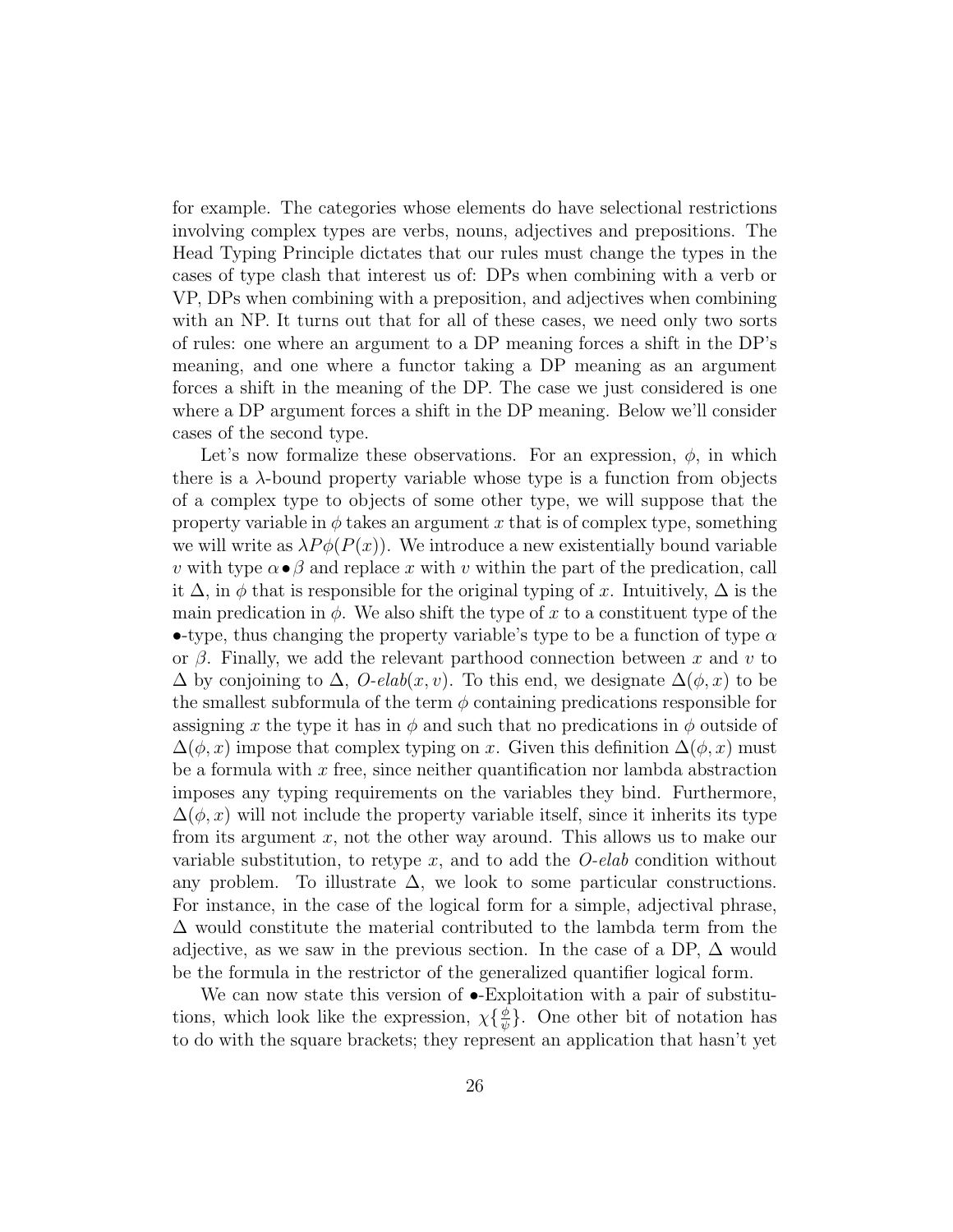for example. The categories whose elements do have selectional restrictions involving complex types are verbs, nouns, adjectives and prepositions. The Head Typing Principle dictates that our rules must change the types in the cases of type clash that interest us of: DPs when combining with a verb or VP, DPs when combining with a preposition, and adjectives when combining with an NP. It turns out that for all of these cases, we need only two sorts of rules: one where an argument to a DP meaning forces a shift in the DP's meaning, and one where a functor taking a DP meaning as an argument forces a shift in the meaning of the DP. The case we just considered is one where a DP argument forces a shift in the DP meaning. Below we'll consider cases of the second type.

Let's now formalize these observations. For an expression, $\phi$, in which there is a $\lambda$-bound property variable whose type is a function from objects of a complex type to objects of some other type, we will suppose that the property variable in $\phi$ takes an argument $x$ that is of complex type, something we will write as $\lambda P \phi(P(x))$. We introduce a new existentially bound variable $v$ with type $\alpha \bullet \beta$ and replace $x$ with $v$ within the part of the predication, call it $\Delta$, in $\phi$ that is responsible for the original typing of $x$. Intuitively, $\Delta$ is the main predication in $\phi$. We also shift the type of $x$ to a constituent type of the $\bullet$-type, thus changing the property variable's type to be a function of type $\alpha$ or $\beta$. Finally, we add the relevant parthood connection between $x$ and $v$ to $\Delta$ by conjoining to $\Delta$, *O-elab*$(x, v)$. To this end, we designate $\Delta(\phi, x)$ to be the smallest subformula of the term $\phi$ containing predications responsible for assigning $x$ the type it has in $\phi$ and such that no predications in $\phi$ outside of $\Delta(\phi, x)$ impose that complex typing on $x$. Given this definition $\Delta(\phi, x)$ must be a formula with $x$ free, since neither quantification nor lambda abstraction imposes any typing requirements on the variables they bind. Furthermore, $\Delta(\phi, x)$ will not include the property variable itself, since it inherits its type from its argument $x$, not the other way around. This allows us to make our variable substitution, to retype $x$, and to add the *O-elab* condition without any problem. To illustrate $\Delta$, we look to some particular constructions. For instance, in the case of the logical form for a simple, adjectival phrase, $\Delta$ would constitute the material contributed to the lambda term from the adjective, as we saw in the previous section. In the case of a DP, $\Delta$ would be the formula in the restrictor of the generalized quantifier logical form.

We can now state this version of $\bullet$-Exploitation with a pair of substitutions, which look like the expression, $\chi\{\frac{\phi}{\psi}\}$. One other bit of notation has to do with the square brackets; they represent an application that hasn't yet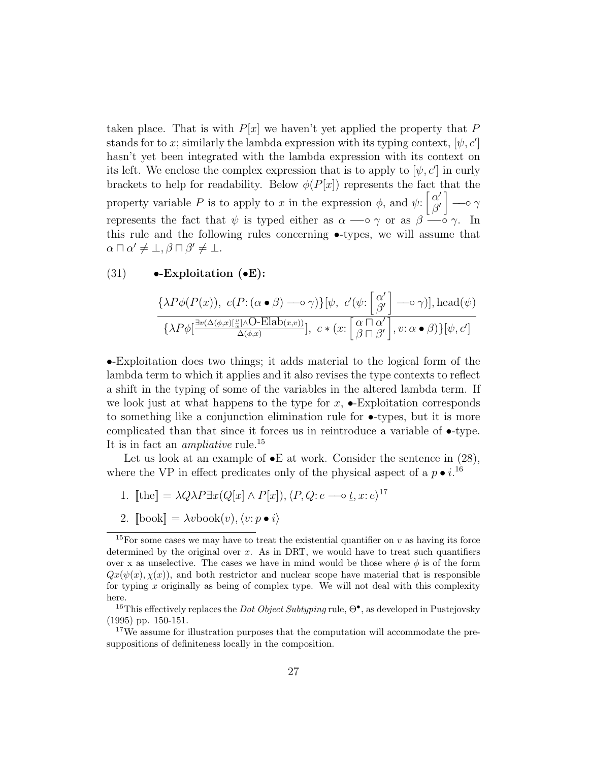taken place. That is with $P[x]$ we haven't yet applied the property that $P$ stands for to $x$; similarly the lambda expression with its typing context, $[\psi, c']$ hasn't yet been integrated with the lambda expression with its context on its left. We enclose the complex expression that is to apply to $[\psi, c']$ in curly brackets to help for readability. Below $\phi(P[x])$ represents the fact that the property variable $P$ is to apply to $x$ in the expression $\phi$, and $\psi\colon \begin{bmatrix} \alpha' \\ \beta' \end{bmatrix} \multimap \gamma$ represents the fact that $\psi$ is typed either as $\alpha \multimap \gamma$ or as $\beta \multimap \gamma$. In this rule and the following rules concerning $\bullet$-types, we will assume that $\alpha \sqcap \alpha' \neq \bot, \beta \sqcap \beta' \neq \bot$.

(31) **$\bullet$-Exploitation ($\bullet$E):**

$$\frac{\{\lambda P \phi(P(x)),\ c(P\colon (\alpha \bullet \beta) \multimap \gamma)\}[\psi,\ c'(\psi\colon \begin{bmatrix} \alpha' \\ \beta' \end{bmatrix} \multimap \gamma)], \mathrm{head}(\psi)}{\{\lambda P \phi[\frac{\exists v(\Delta(\phi,x)[\frac{v}{x}] \wedge \text{O-Elab}(x,v))}{\Delta(\phi,x)}],\ c * (x\colon \begin{bmatrix} \alpha \sqcap \alpha' \\ \beta \sqcap \beta' \end{bmatrix}, v\colon \alpha \bullet \beta)\}[\psi, c']}$$

$\bullet$-Exploitation does two things; it adds material to the logical form of the lambda term to which it applies and it also revises the type contexts to reflect a shift in the typing of some of the variables in the altered lambda term. If we look just at what happens to the type for $x$, $\bullet$-Exploitation corresponds to something like a conjunction elimination rule for $\bullet$-types, but it is more complicated than that since it forces us in reintroduce a variable of $\bullet$-type. It is in fact an *ampliative* rule.[15]

Let us look at an example of $\bullet$E at work. Consider the sentence in (28), where the VP in effect predicates only of the physical aspect of a $p \bullet i$.[16]

1. $[\![\text{the}]\!] = \lambda Q \lambda P \exists x(Q[x] \wedge P[x]), \langle P, Q\colon e \multimap \underline{t}, x\colon e\rangle$[17]
2. $[\![\text{book}]\!] = \lambda v \text{book}(v), \langle v\colon p \bullet i\rangle$

---

[15] For some cases we may have to treat the existential quantifier on $v$ as having its force determined by the original over $x$. As in DRT, we would have to treat such quantifiers over x as unselective. The cases we have in mind would be those where $\phi$ is of the form $Qx(\psi(x), \chi(x))$, and both restrictor and nuclear scope have material that is responsible for typing $x$ originally as being of complex type. We will not deal with this complexity here.

[16] This effectively replaces the *Dot Object Subtyping* rule, $\Theta^{\bullet}$, as developed in Pustejovsky (1995) pp. 150-151.

[17] We assume for illustration purposes that the computation will accommodate the presuppositions of definiteness locally in the composition.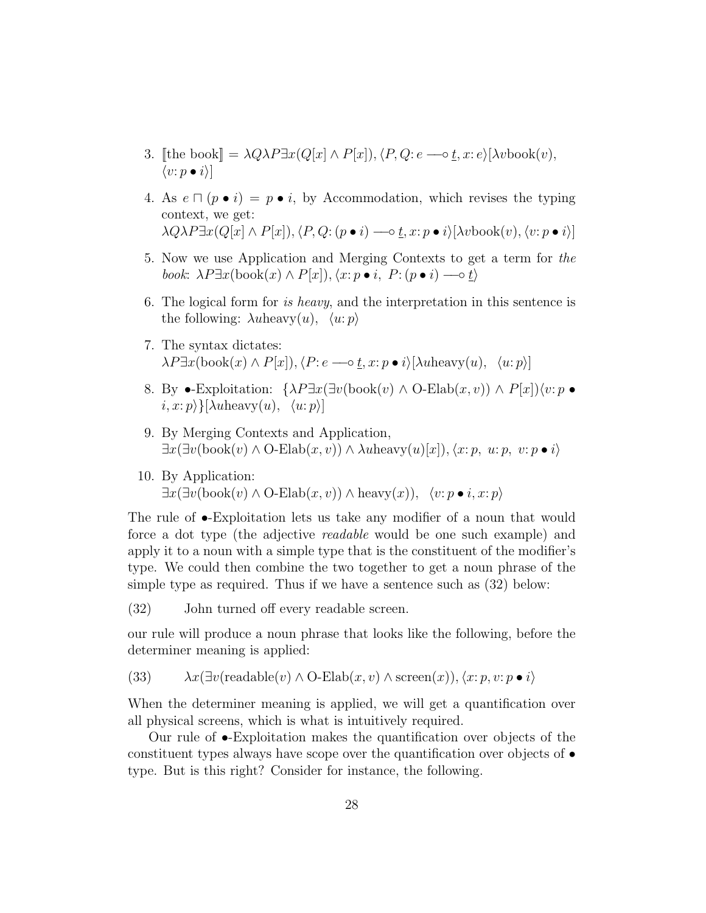3. $[\![\text{the book}]\!] = \lambda Q \lambda P \exists x (Q[x] \wedge P[x]), \langle P, Q \colon e \multimap \underline{t}, x \colon e \rangle [\lambda v \text{book}(v), \langle v \colon p \bullet i \rangle]$

4. As $e \sqcap (p \bullet i) = p \bullet i$, by Accommodation, which revises the typing context, we get:
$\lambda Q \lambda P \exists x (Q[x] \wedge P[x]), \langle P, Q \colon (p \bullet i) \multimap \underline{t}, x \colon p \bullet i \rangle [\lambda v \text{book}(v), \langle v \colon p \bullet i \rangle]$

5. Now we use Application and Merging Contexts to get a term for *the book*: $\lambda P \exists x (\text{book}(x) \wedge P[x]), \langle x \colon p \bullet i,\ P \colon (p \bullet i) \multimap \underline{t} \rangle$

6. The logical form for *is heavy*, and the interpretation in this sentence is the following: $\lambda u \text{heavy}(u), \quad \langle u \colon p \rangle$

7. The syntax dictates:
$\lambda P \exists x (\text{book}(x) \wedge P[x]), \langle P \colon e \multimap \underline{t}, x \colon p \bullet i \rangle [\lambda u \text{heavy}(u), \quad \langle u \colon p \rangle]$

8. By $\bullet$-Exploitation: $\{\lambda P \exists x (\exists v (\text{book}(v) \wedge \text{O-Elab}(x, v)) \wedge P[x]) \langle v \colon p \bullet i, x \colon p \rangle\} [\lambda u \text{heavy}(u), \quad \langle u \colon p \rangle]$

9. By Merging Contexts and Application,
$\exists x (\exists v (\text{book}(v) \wedge \text{O-Elab}(x, v)) \wedge \lambda u \text{heavy}(u)[x]), \langle x \colon p,\ u \colon p,\ v \colon p \bullet i \rangle$

10. By Application:
$\exists x (\exists v (\text{book}(v) \wedge \text{O-Elab}(x, v)) \wedge \text{heavy}(x)), \quad \langle v \colon p \bullet i, x \colon p \rangle$

The rule of $\bullet$-Exploitation lets us take any modifier of a noun that would force a dot type (the adjective *readable* would be one such example) and apply it to a noun with a simple type that is the constituent of the modifier's type. We could then combine the two together to get a noun phrase of the simple type as required. Thus if we have a sentence such as (32) below:

(32) John turned off every readable screen.

our rule will produce a noun phrase that looks like the following, before the determiner meaning is applied:

(33) $\lambda x (\exists v (\text{readable}(v) \wedge \text{O-Elab}(x, v) \wedge \text{screen}(x)), \langle x \colon p, v \colon p \bullet i \rangle$

When the determiner meaning is applied, we will get a quantification over all physical screens, which is what is intuitively required.

Our rule of $\bullet$-Exploitation makes the quantification over objects of the constituent types always have scope over the quantification over objects of $\bullet$ type. But is this right? Consider for instance, the following.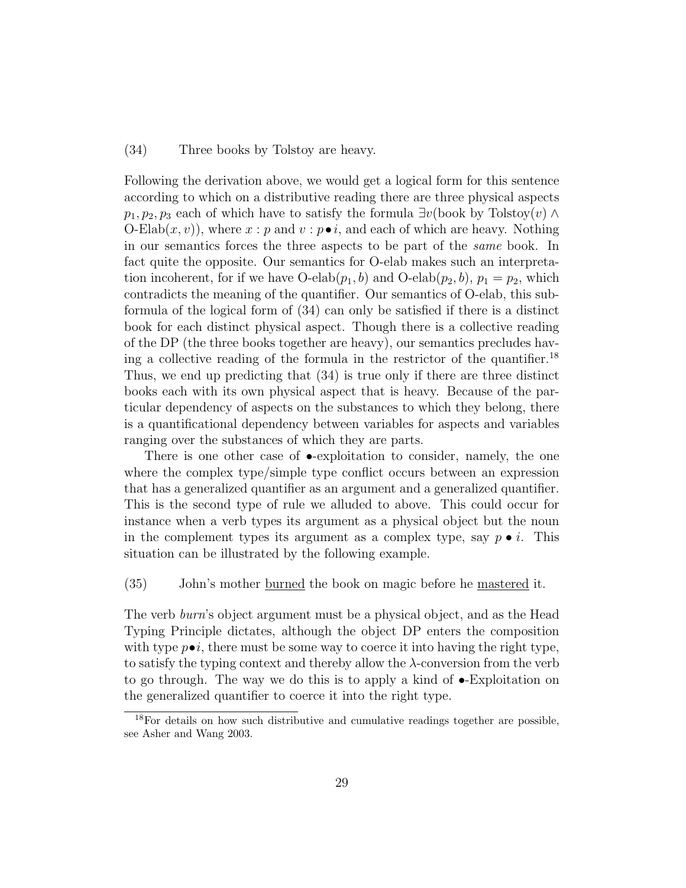(34) Three books by Tolstoy are heavy.

Following the derivation above, we would get a logical form for this sentence according to which on a distributive reading there are three physical aspects $p_1, p_2, p_3$ each of which have to satisfy the formula $\exists v(\text{book by Tolstoy}(v) \wedge \text{O-Elab}(x, v))$, where $x : p$ and $v : p \bullet i$, and each of which are heavy. Nothing in our semantics forces the three aspects to be part of the *same* book. In fact quite the opposite. Our semantics for O-elab makes such an interpretation incoherent, for if we have $\text{O-elab}(p_1, b)$ and $\text{O-elab}(p_2, b)$, $p_1 = p_2$, which contradicts the meaning of the quantifier. Our semantics of O-elab, this subformula of the logical form of (34) can only be satisfied if there is a distinct book for each distinct physical aspect. Though there is a collective reading of the DP (the three books together are heavy), our semantics precludes having a collective reading of the formula in the restrictor of the quantifier.[18] Thus, we end up predicting that (34) is true only if there are three distinct books each with its own physical aspect that is heavy. Because of the particular dependency of aspects on the substances to which they belong, there is a quantificational dependency between variables for aspects and variables ranging over the substances of which they are parts.

There is one other case of $\bullet$-exploitation to consider, namely, the one where the complex type/simple type conflict occurs between an expression that has a generalized quantifier as an argument and a generalized quantifier. This is the second type of rule we alluded to above. This could occur for instance when a verb types its argument as a physical object but the noun in the complement types its argument as a complex type, say $p \bullet i$. This situation can be illustrated by the following example.

(35) John's mother <u>burned</u> the book on magic before he <u>mastered</u> it.

The verb *burn*'s object argument must be a physical object, and as the Head Typing Principle dictates, although the object DP enters the composition with type $p \bullet i$, there must be some way to coerce it into having the right type, to satisfy the typing context and thereby allow the $\lambda$-conversion from the verb to go through. The way we do this is to apply a kind of $\bullet$-Exploitation on the generalized quantifier to coerce it into the right type.

[18] For details on how such distributive and cumulative readings together are possible, see Asher and Wang 2003.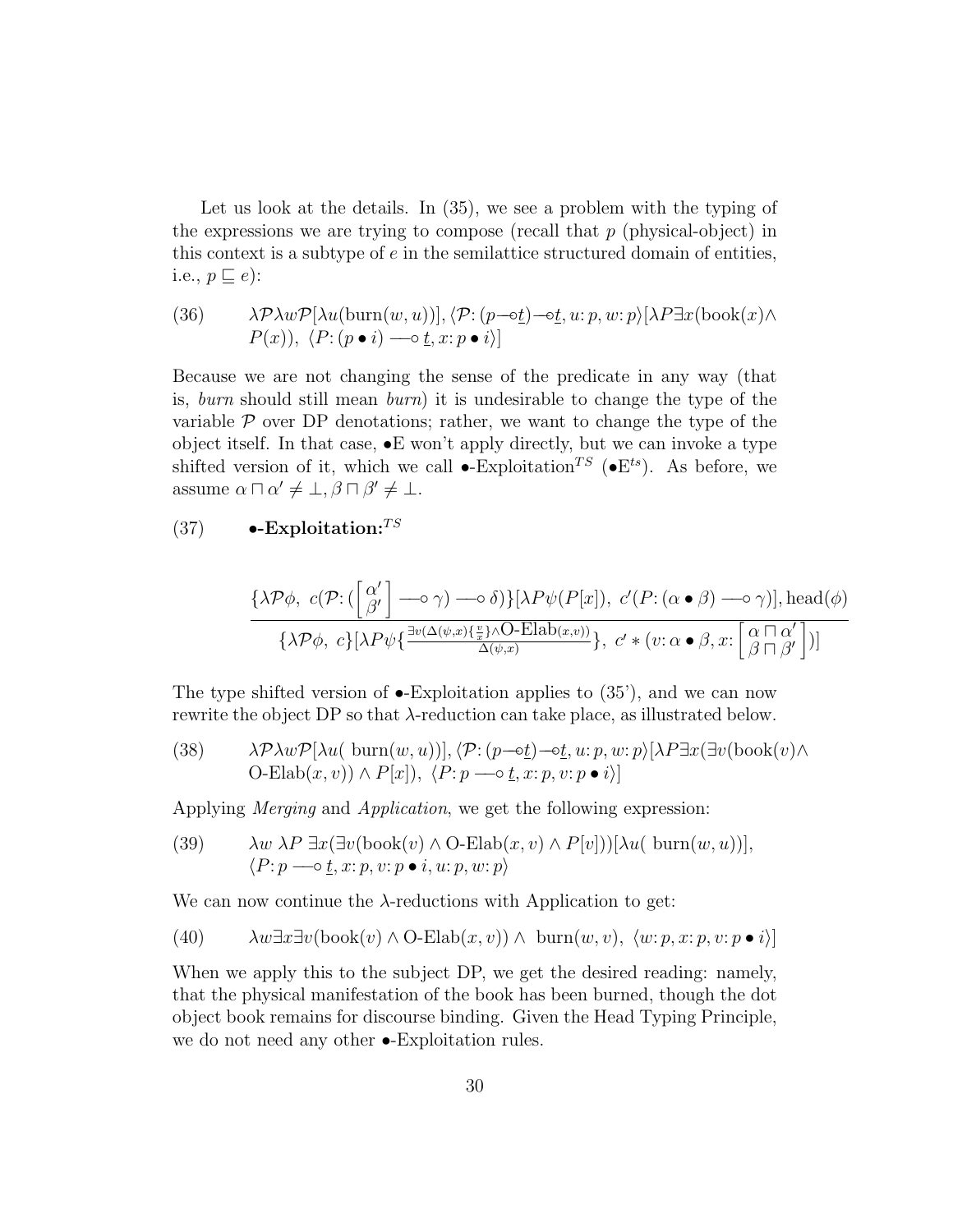Let us look at the details. In (35), we see a problem with the typing of the expressions we are trying to compose (recall that $p$ (physical-object) in this context is a subtype of $e$ in the semilattice structured domain of entities, i.e., $p \sqsubseteq e$):

(36) $\lambda\mathcal{P}\lambda w\mathcal{P}[\lambda u(\text{burn}(w,u))], \langle \mathcal{P}\colon (p \multimap \underline{t}) \multimap \underline{t}, u\colon p, w\colon p\rangle[\lambda P \exists x(\text{book}(x) \wedge P(x)),\ \langle P\colon (p \bullet i) \multimap \underline{t}, x\colon p \bullet i\rangle]$

Because we are not changing the sense of the predicate in any way (that is, *burn* should still mean *burn*) it is undesirable to change the type of the variable $\mathcal{P}$ over DP denotations; rather, we want to change the type of the object itself. In that case, $\bullet$E won't apply directly, but we can invoke a type shifted version of it, which we call $\bullet$-Exploitation$^{TS}$ ($\bullet$E$^{ts}$). As before, we assume $\alpha \sqcap \alpha' \neq \bot, \beta \sqcap \beta' \neq \bot$.

(37) **$\bullet$-Exploitation:**$^{TS}$

$$\frac{\{\lambda\mathcal{P}\phi,\ c(\mathcal{P}\colon (\begin{bmatrix}\alpha' \\ \beta'\end{bmatrix} \multimap \gamma) \multimap \delta)\}[\lambda P\psi(P[x]),\ c'(P\colon (\alpha \bullet \beta) \multimap \gamma)], \text{head}(\phi)}{\{\lambda\mathcal{P}\phi,\ c\}[\lambda P\psi\{\frac{\exists v(\Delta(\psi,x)\{\frac{v}{x}\}\wedge \text{O-Elab}(x,v))}{\Delta(\psi,x)}\},\ c' * (v\colon \alpha \bullet \beta, x\colon \begin{bmatrix}\alpha \sqcap \alpha' \\ \beta \sqcap \beta'\end{bmatrix})]}$$

The type shifted version of $\bullet$-Exploitation applies to (35'), and we can now rewrite the object DP so that $\lambda$-reduction can take place, as illustrated below.

(38) $\lambda\mathcal{P}\lambda w\mathcal{P}[\lambda u(\ \text{burn}(w,u))], \langle \mathcal{P}\colon (p \multimap \underline{t}) \multimap \underline{t}, u\colon p, w\colon p\rangle[\lambda P \exists x(\exists v(\text{book}(v) \wedge \text{O-Elab}(x,v)) \wedge P[x]),\ \langle P\colon p \multimap \underline{t}, x\colon p, v\colon p \bullet i\rangle]$

Applying *Merging* and *Application*, we get the following expression:

(39) $\lambda w\ \lambda P\ \exists x(\exists v(\text{book}(v) \wedge \text{O-Elab}(x,v) \wedge P[v]))[\lambda u(\ \text{burn}(w,u))],$
$\langle P\colon p \multimap \underline{t}, x\colon p, v\colon p \bullet i, u\colon p, w\colon p\rangle$

We can now continue the $\lambda$-reductions with Application to get:

(40) $\lambda w \exists x \exists v(\text{book}(v) \wedge \text{O-Elab}(x,v)) \wedge\ \text{burn}(w,v),\ \langle w\colon p, x\colon p, v\colon p \bullet i\rangle]$

When we apply this to the subject DP, we get the desired reading: namely, that the physical manifestation of the book has been burned, though the dot object book remains for discourse binding. Given the Head Typing Principle, we do not need any other $\bullet$-Exploitation rules.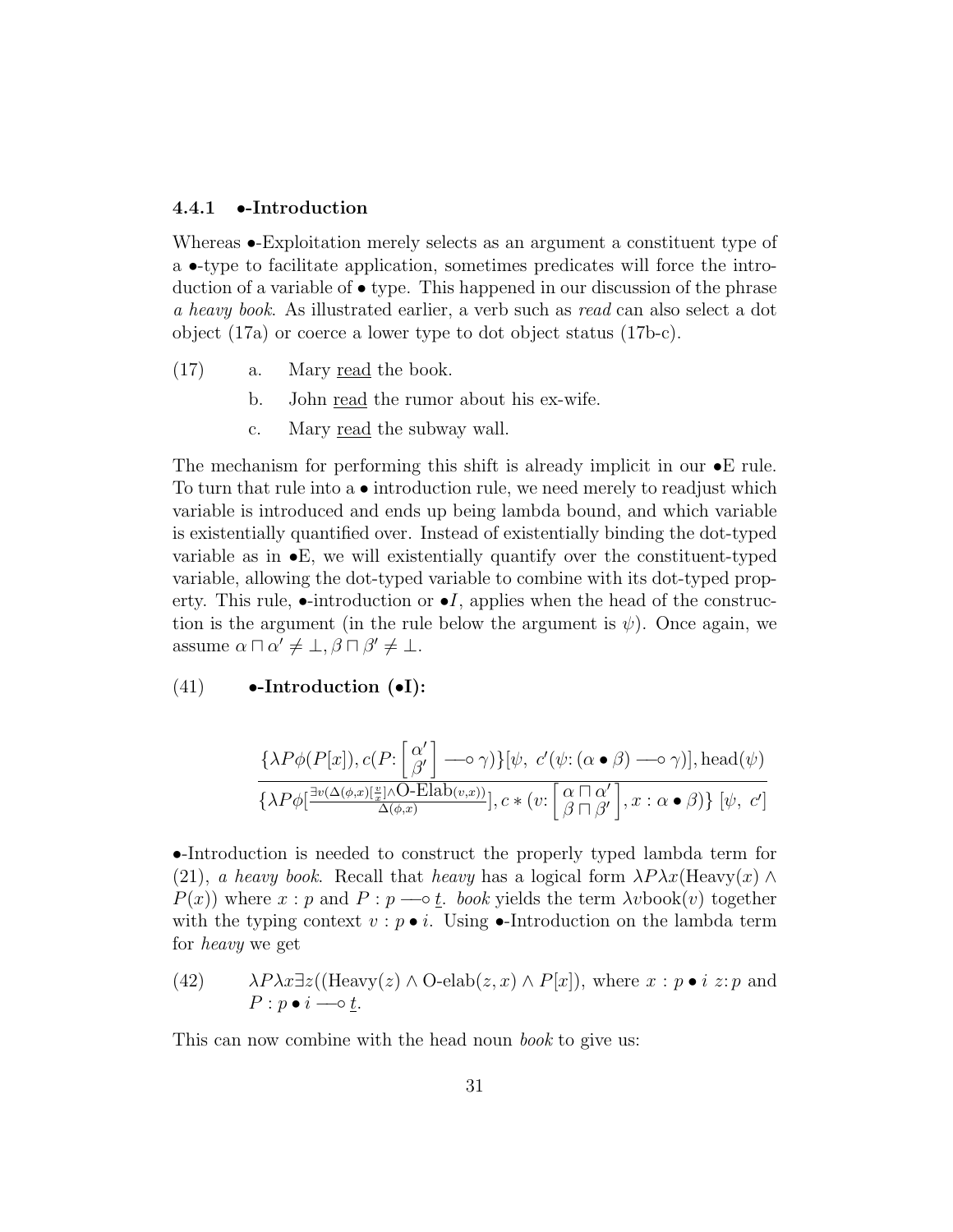### 4.4.1 •-Introduction

Whereas •-Exploitation merely selects as an argument a constituent type of a •-type to facilitate application, sometimes predicates will force the introduction of a variable of • type. This happened in our discussion of the phrase *a heavy book*. As illustrated earlier, a verb such as *read* can also select a dot object (17a) or coerce a lower type to dot object status (17b-c).

(17) a. Mary read the book.

b. John read the rumor about his ex-wife.

c. Mary read the subway wall.

The mechanism for performing this shift is already implicit in our •E rule. To turn that rule into a • introduction rule, we need merely to readjust which variable is introduced and ends up being lambda bound, and which variable is existentially quantified over. Instead of existentially binding the dot-typed variable as in •E, we will existentially quantify over the constituent-typed variable, allowing the dot-typed variable to combine with its dot-typed property. This rule, •-introduction or $\bullet I$, applies when the head of the construction is the argument (in the rule below the argument is $\psi$). Once again, we assume $\alpha \sqcap \alpha' \neq \bot, \beta \sqcap \beta' \neq \bot$.

(41) **•-Introduction (•I):**

$$\frac{\{\lambda P \phi(P[x]), c(P\colon \begin{bmatrix} \alpha' \\ \beta' \end{bmatrix} \multimap \gamma)\}[\psi,\ c'(\psi\colon (\alpha \bullet \beta) \multimap \gamma)], \text{head}(\psi)}{\{\lambda P \phi[\frac{\exists v(\Delta(\phi,x)[\frac{v}{x}] \wedge \text{O-Elab}(v,x))}{\Delta(\phi,x)}], c * (v\colon \begin{bmatrix} \alpha \sqcap \alpha' \\ \beta \sqcap \beta' \end{bmatrix}, x : \alpha \bullet \beta)\}\ [\psi,\ c']}$$

•-Introduction is needed to construct the properly typed lambda term for (21), *a heavy book*. Recall that *heavy* has a logical form $\lambda P \lambda x(\text{Heavy}(x) \wedge P(x))$ where $x : p$ and $P : p \multimap \underline{t}$. *book* yields the term $\lambda v \text{book}(v)$ together with the typing context $v : p \bullet i$. Using •-Introduction on the lambda term for *heavy* we get

(42) $\lambda P \lambda x \exists z((\text{Heavy}(z) \wedge \text{O-elab}(z,x) \wedge P[x])$, where $x : p \bullet i$ $z\colon p$ and $P : p \bullet i \multimap \underline{t}$.

This can now combine with the head noun *book* to give us: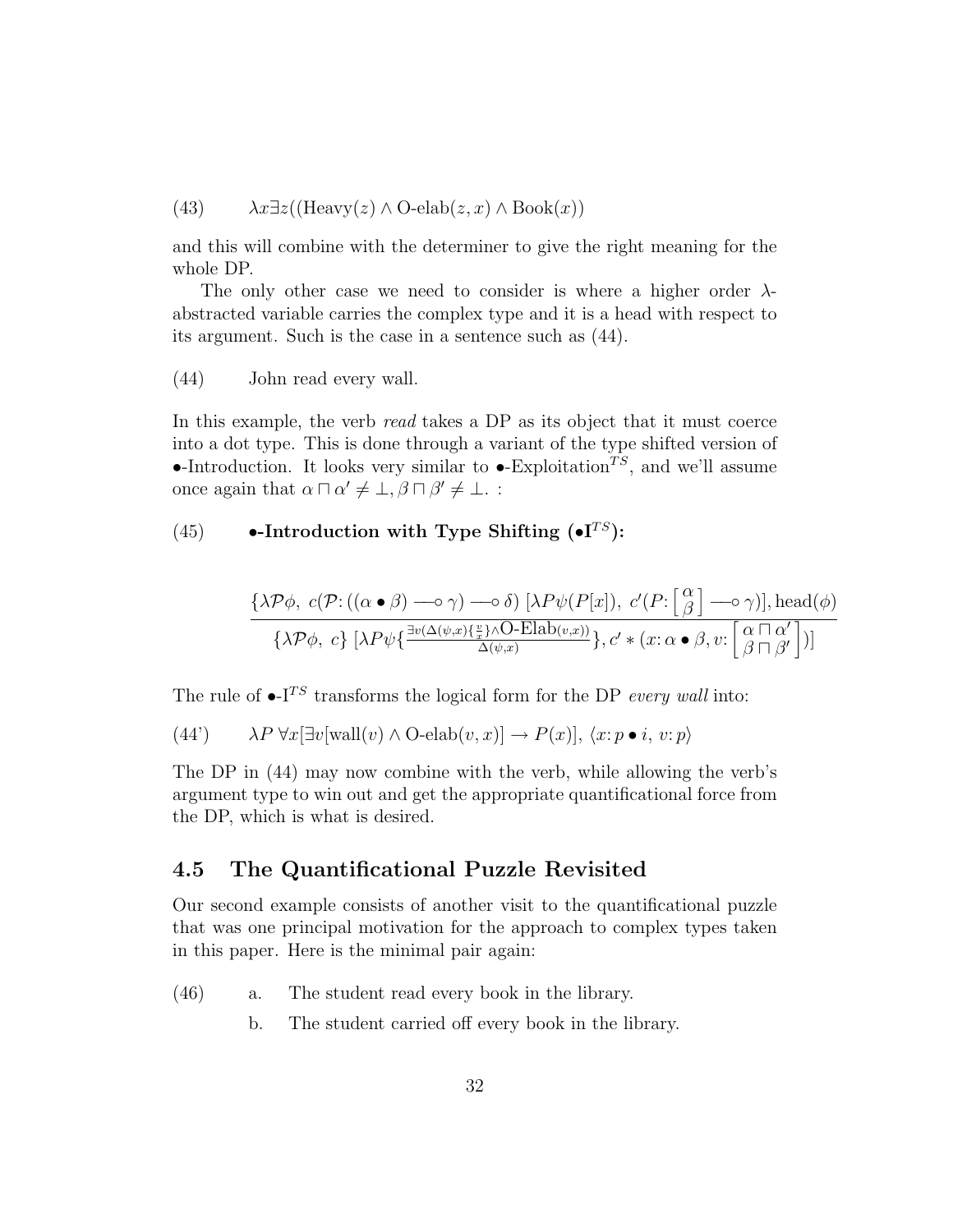(43) $\lambda x \exists z((\text{Heavy}(z) \wedge \text{O-elab}(z, x) \wedge \text{Book}(x))$

and this will combine with the determiner to give the right meaning for the whole DP.

The only other case we need to consider is where a higher order $\lambda$-abstracted variable carries the complex type and it is a head with respect to its argument. Such is the case in a sentence such as (44).

(44) John read every wall.

In this example, the verb *read* takes a DP as its object that it must coerce into a dot type. This is done through a variant of the type shifted version of $\bullet$-Introduction. It looks very similar to $\bullet$-Exploitation$^{TS}$, and we'll assume once again that $\alpha \sqcap \alpha' \neq \bot, \beta \sqcap \beta' \neq \bot.$ :

(45) **$\bullet$-Introduction with Type Shifting ($\bullet$I$^{TS}$):**

$$\frac{\{\lambda \mathcal{P}\phi,\ c(\mathcal{P}\colon ((\alpha \bullet \beta) \multimap \gamma) \multimap \delta)\ [\lambda P \psi(P[x]),\ c'(P\colon \left[\begin{smallmatrix}\alpha \\ \beta\end{smallmatrix}\right] \multimap \gamma)], \text{head}(\phi)}{\{\lambda \mathcal{P}\phi,\ c\}\ [\lambda P \psi\{\frac{\exists v(\Delta(\psi,x)\{\frac{v}{x}\} \wedge \text{O-Elab}(v,x))}{\Delta(\psi,x)}\}, c' * (x\colon \alpha \bullet \beta, v\colon \left[\begin{smallmatrix}\alpha \sqcap \alpha' \\ \beta \sqcap \beta'\end{smallmatrix}\right])]}$$

The rule of $\bullet$-I$^{TS}$ transforms the logical form for the DP *every wall* into:

(44') $\lambda P\ \forall x[\exists v[\text{wall}(v) \wedge \text{O-elab}(v, x)] \rightarrow P(x)],\ \langle x\colon p \bullet i,\ v\colon p\rangle$

The DP in (44) may now combine with the verb, while allowing the verb's argument type to win out and get the appropriate quantificational force from the DP, which is what is desired.

## 4.5 The Quantificational Puzzle Revisited

Our second example consists of another visit to the quantificational puzzle that was one principal motivation for the approach to complex types taken in this paper. Here is the minimal pair again:

(46) a. The student read every book in the library.

b. The student carried off every book in the library.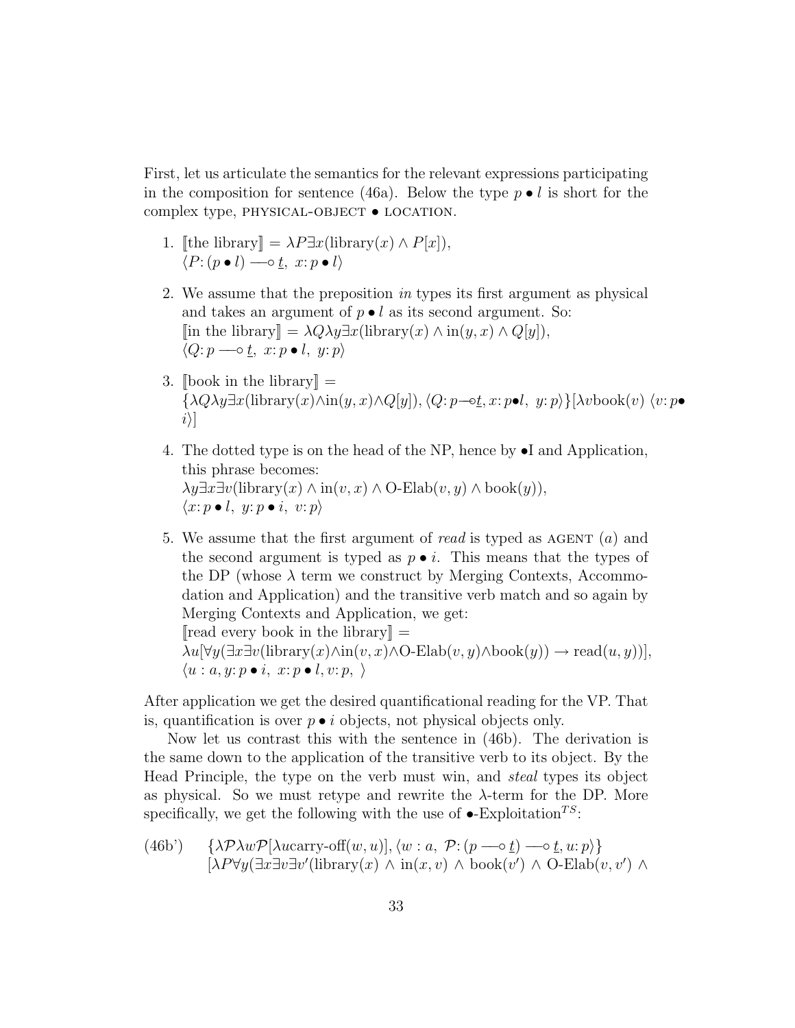First, let us articulate the semantics for the relevant expressions participating in the composition for sentence (46a). Below the type $p \bullet l$ is short for the complex type, PHYSICAL-OBJECT • LOCATION.

1. $[\![\text{the library}]\!] = \lambda P \exists x(\text{library}(x) \wedge P[x])$,
   $\langle P\colon (p \bullet l) \multimap \underline{t},\ x\colon p \bullet l\rangle$

2. We assume that the preposition *in* types its first argument as physical and takes an argument of $p \bullet l$ as its second argument. So:
   $[\![\text{in the library}]\!] = \lambda Q \lambda y \exists x(\text{library}(x) \wedge \text{in}(y, x) \wedge Q[y])$,
   $\langle Q\colon p \multimap \underline{t},\ x\colon p \bullet l,\ y\colon p\rangle$

3. $[\![\text{book in the library}]\!] =$
   $\{\lambda Q \lambda y \exists x(\text{library}(x) \wedge \text{in}(y, x) \wedge Q[y]), \langle Q\colon p \multimap \underline{t}, x\colon p \bullet l,\ y\colon p\rangle\}[\lambda v \text{book}(v)\ \langle v\colon p \bullet i\rangle]$

4. The dotted type is on the head of the NP, hence by •I and Application, this phrase becomes:
   $\lambda y \exists x \exists v(\text{library}(x) \wedge \text{in}(v, x) \wedge \text{O-Elab}(v, y) \wedge \text{book}(y))$,
   $\langle x\colon p \bullet l,\ y\colon p \bullet i,\ v\colon p\rangle$

5. We assume that the first argument of *read* is typed as AGENT ($a$) and the second argument is typed as $p \bullet i$. This means that the types of the DP (whose $\lambda$ term we construct by Merging Contexts, Accommodation and Application) and the transitive verb match and so again by Merging Contexts and Application, we get:
   $[\![\text{read every book in the library}]\!] =$
   $\lambda u[\forall y(\exists x \exists v(\text{library}(x) \wedge \text{in}(v, x) \wedge \text{O-Elab}(v, y) \wedge \text{book}(y)) \rightarrow \text{read}(u, y))]$,
   $\langle u : a, y\colon p \bullet i,\ x\colon p \bullet l, v\colon p,\ \rangle$

After application we get the desired quantificational reading for the VP. That is, quantification is over $p \bullet i$ objects, not physical objects only.

Now let us contrast this with the sentence in (46b). The derivation is the same down to the application of the transitive verb to its object. By the Head Principle, the type on the verb must win, and *steal* types its object as physical. So we must retype and rewrite the $\lambda$-term for the DP. More specifically, we get the following with the use of •-Exploitation$^{TS}$:

(46b') $\{\lambda \mathcal{P} \lambda w \mathcal{P}[\lambda u \text{carry-off}(w, u)], \langle w : a,\ \mathcal{P}\colon (p \multimap \underline{t}) \multimap \underline{t}, u\colon p\rangle\}$
$[\lambda P \forall y(\exists x \exists v \exists v'(\text{library}(x) \wedge \text{in}(x, v) \wedge \text{book}(v') \wedge \text{O-Elab}(v, v') \wedge$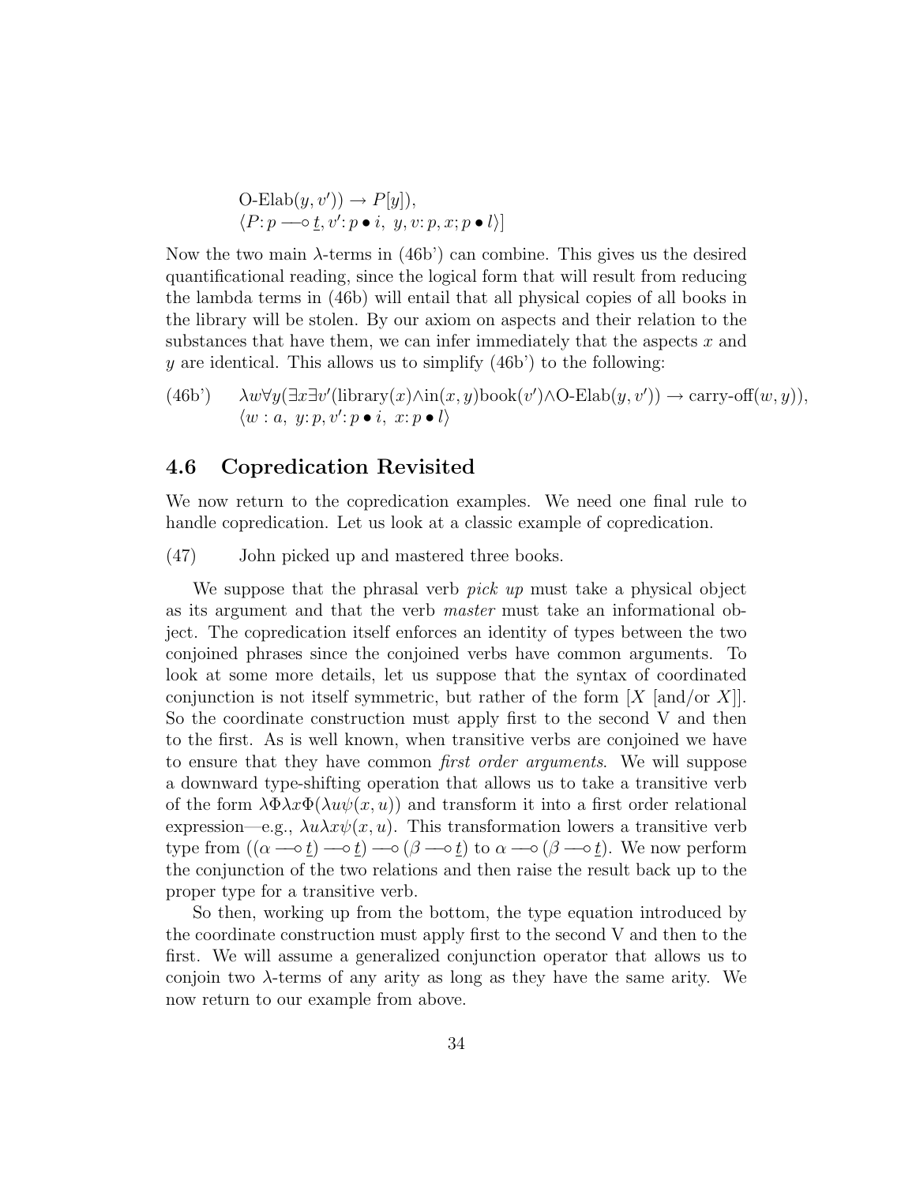$\text{O-Elab}(y, v')) \rightarrow P[y]),$
$\langle P: p \multimap \underline{t}, v': p \bullet i,\ y, v: p, x; p \bullet l \rangle]$

Now the two main $\lambda$-terms in (46b') can combine. This gives us the desired quantificational reading, since the logical form that will result from reducing the lambda terms in (46b) will entail that all physical copies of all books in the library will be stolen. By our axiom on aspects and their relation to the substances that have them, we can infer immediately that the aspects $x$ and $y$ are identical. This allows us to simplify (46b') to the following:

(46b') $\lambda w \forall y (\exists x \exists v' (\text{library}(x) \wedge \text{in}(x, y) \text{book}(v') \wedge \text{O-Elab}(y, v')) \rightarrow \text{carry-off}(w, y)),$
$\langle w : a,\ y: p, v': p \bullet i,\ x: p \bullet l \rangle$

## 4.6 Copredication Revisited

We now return to the copredication examples. We need one final rule to handle copredication. Let us look at a classic example of copredication.

(47) John picked up and mastered three books.

We suppose that the phrasal verb *pick up* must take a physical object as its argument and that the verb *master* must take an informational object. The copredication itself enforces an identity of types between the two conjoined phrases since the conjoined verbs have common arguments. To look at some more details, let us suppose that the syntax of coordinated conjunction is not itself symmetric, but rather of the form [$X$ [and/or $X$]]. So the coordinate construction must apply first to the second V and then to the first. As is well known, when transitive verbs are conjoined we have to ensure that they have common *first order arguments*. We will suppose a downward type-shifting operation that allows us to take a transitive verb of the form $\lambda \Phi \lambda x \Phi(\lambda u \psi(x, u))$ and transform it into a first order relational expression—e.g., $\lambda u \lambda x \psi(x, u)$. This transformation lowers a transitive verb type from $((\alpha \multimap \underline{t}) \multimap \underline{t}) \multimap (\beta \multimap \underline{t})$ to $\alpha \multimap (\beta \multimap \underline{t})$. We now perform the conjunction of the two relations and then raise the result back up to the proper type for a transitive verb.

So then, working up from the bottom, the type equation introduced by the coordinate construction must apply first to the second V and then to the first. We will assume a generalized conjunction operator that allows us to conjoin two $\lambda$-terms of any arity as long as they have the same arity. We now return to our example from above.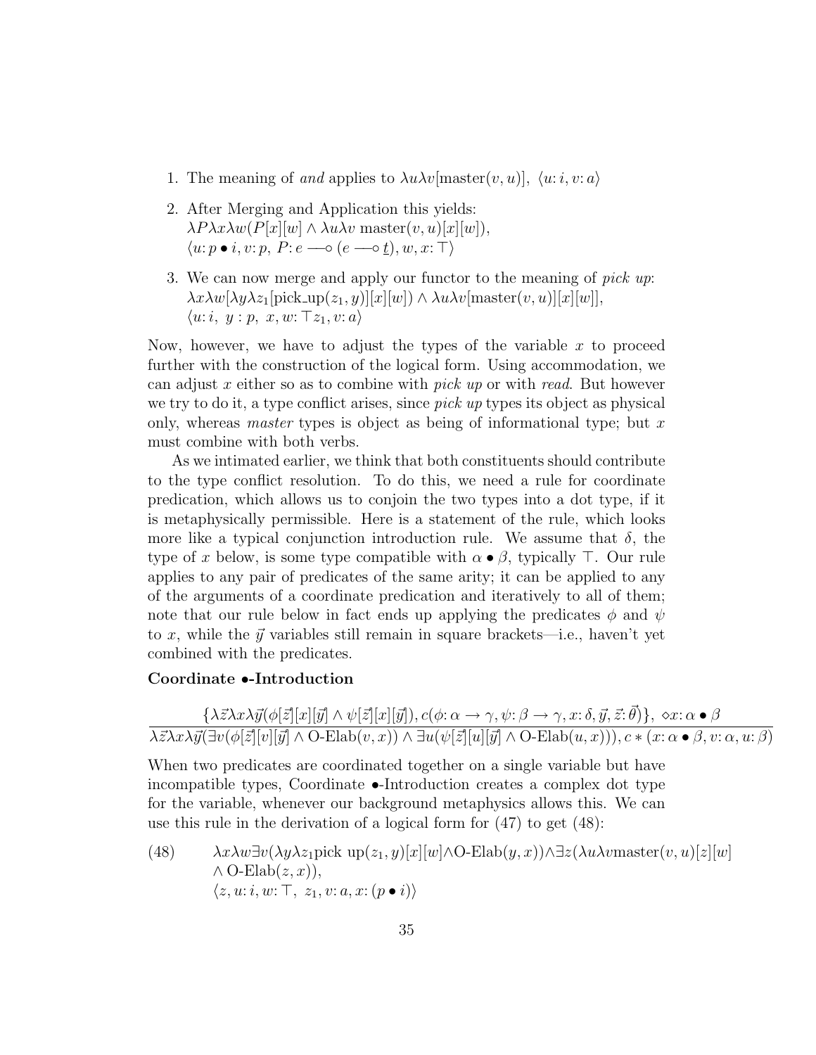1. The meaning of *and* applies to $\lambda u \lambda v[\text{master}(v, u)]$, $\langle u\colon i, v\colon a\rangle$

2. After Merging and Application this yields:
   $\lambda P \lambda x \lambda w(P[x][w] \wedge \lambda u \lambda v \text{ master}(v, u)[x][w])$,
   $\langle u\colon p \bullet i, v\colon p,\ P\colon e \multimap (e \multimap \underline{t}), w, x\colon \top\rangle$

3. We can now merge and apply our functor to the meaning of *pick up*:
   $\lambda x \lambda w[\lambda y \lambda z_1[\text{pick\_up}(z_1, y)][x][w]) \wedge \lambda u \lambda v[\text{master}(v, u)][x][w]]$,
   $\langle u\colon i,\ y : p,\ x, w\colon \top z_1, v\colon a\rangle$

Now, however, we have to adjust the types of the variable $x$ to proceed further with the construction of the logical form. Using accommodation, we can adjust $x$ either so as to combine with *pick up* or with *read*. But however we try to do it, a type conflict arises, since *pick up* types its object as physical only, whereas *master* types is object as being of informational type; but $x$ must combine with both verbs.

As we intimated earlier, we think that both constituents should contribute to the type conflict resolution. To do this, we need a rule for coordinate predication, which allows us to conjoin the two types into a dot type, if it is metaphysically permissible. Here is a statement of the rule, which looks more like a typical conjunction introduction rule. We assume that $\delta$, the type of $x$ below, is some type compatible with $\alpha \bullet \beta$, typically $\top$. Our rule applies to any pair of predicates of the same arity; it can be applied to any of the arguments of a coordinate predication and iteratively to all of them; note that our rule below in fact ends up applying the predicates $\phi$ and $\psi$ to $x$, while the $\vec{y}$ variables still remain in square brackets—i.e., haven't yet combined with the predicates.

**Coordinate $\bullet$-Introduction**

$$\frac{\{\lambda \vec{z} \lambda x \lambda \vec{y}(\phi[\vec{z}][x][\vec{y}] \wedge \psi[\vec{z}][x][\vec{y}]), c(\phi\colon \alpha \rightarrow \gamma, \psi\colon \beta \rightarrow \gamma, x\colon \delta, \vec{y}, \vec{z}\colon \vec{\theta})\},\ \diamond x\colon \alpha \bullet \beta}{\lambda \vec{z} \lambda x \lambda \vec{y}(\exists v(\phi[\vec{z}][v][\vec{y}] \wedge \text{O-Elab}(v, x)) \wedge \exists u(\psi[\vec{z}][u][\vec{y}] \wedge \text{O-Elab}(u, x))), c * (x\colon \alpha \bullet \beta, v\colon \alpha, u\colon \beta)}$$

When two predicates are coordinated together on a single variable but have incompatible types, Coordinate $\bullet$-Introduction creates a complex dot type for the variable, whenever our background metaphysics allows this. We can use this rule in the derivation of a logical form for (47) to get (48):

(48) $\lambda x \lambda w \exists v(\lambda y \lambda z_1 \text{pick up}(z_1, y)[x][w] \wedge \text{O-Elab}(y, x)) \wedge \exists z(\lambda u \lambda v \text{master}(v, u)[z][w] \wedge \text{O-Elab}(z, x))$,
$\langle z, u\colon i, w\colon \top,\ z_1, v\colon a, x\colon (p \bullet i)\rangle$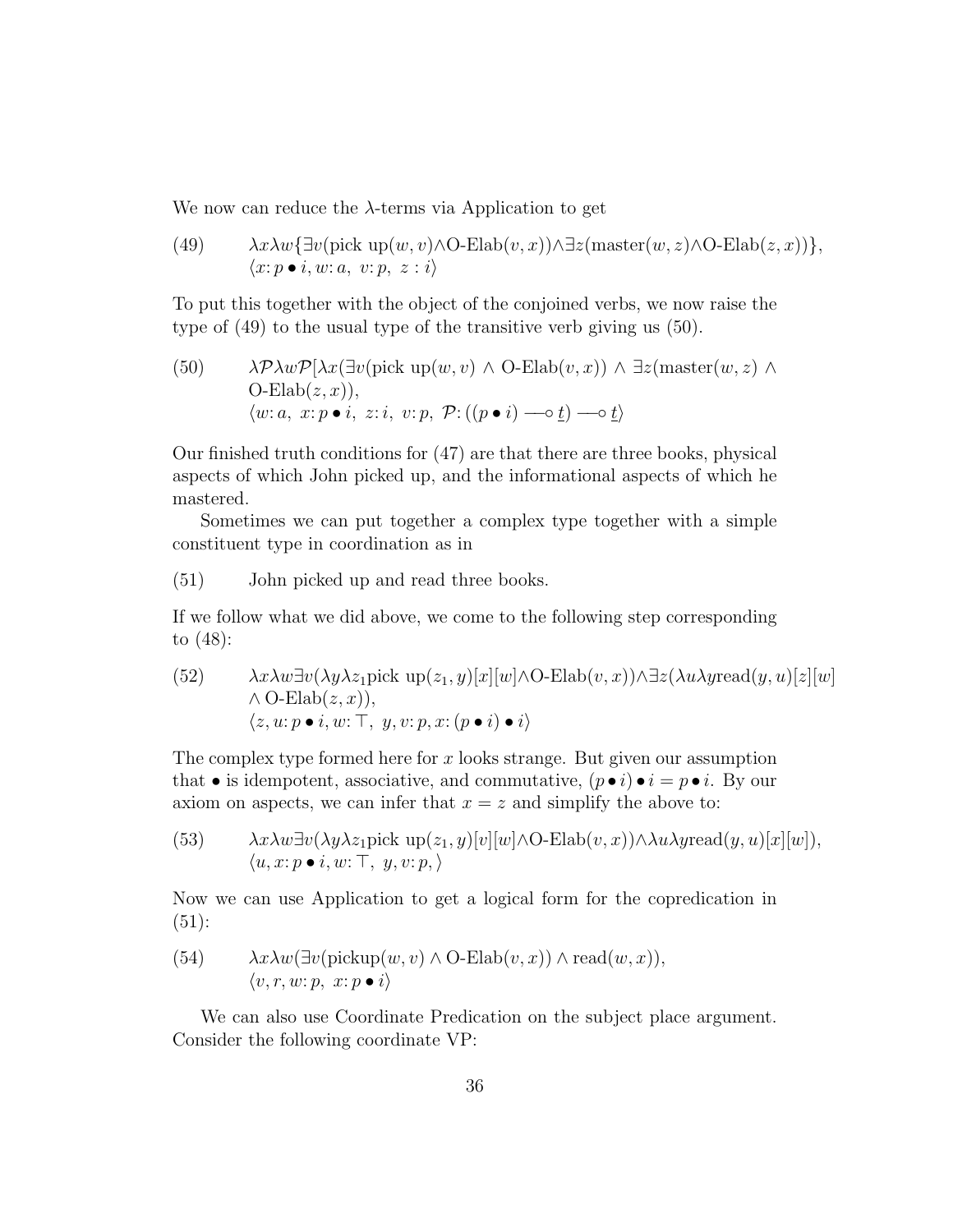We now can reduce the $\lambda$-terms via Application to get

(49) $\lambda x \lambda w \{\exists v(\text{pick up}(w, v) \wedge \text{O-Elab}(v, x)) \wedge \exists z(\text{master}(w, z) \wedge \text{O-Elab}(z, x))\}$,
$\langle x \colon p \bullet i, w \colon a,\ v \colon p,\ z : i \rangle$

To put this together with the object of the conjoined verbs, we now raise the type of (49) to the usual type of the transitive verb giving us (50).

(50) $\lambda \mathcal{P} \lambda w \mathcal{P}[\lambda x(\exists v(\text{pick up}(w, v) \wedge \text{O-Elab}(v, x)) \wedge \exists z(\text{master}(w, z) \wedge \text{O-Elab}(z, x)),$
$\langle w \colon a,\ x \colon p \bullet i,\ z \colon i,\ v \colon p,\ \mathcal{P} \colon ((p \bullet i) \multimap \underline{t}) \multimap \underline{t} \rangle$

Our finished truth conditions for (47) are that there are three books, physical aspects of which John picked up, and the informational aspects of which he mastered.

Sometimes we can put together a complex type together with a simple constituent type in coordination as in

(51) John picked up and read three books.

If we follow what we did above, we come to the following step corresponding to (48):

(52) $\lambda x \lambda w \exists v(\lambda y \lambda z_1 \text{pick up}(z_1, y)[x][w] \wedge \text{O-Elab}(v, x)) \wedge \exists z(\lambda u \lambda y \text{read}(y, u)[z][w] \wedge \text{O-Elab}(z, x)),$
$\langle z, u \colon p \bullet i, w \colon \top,\ y, v \colon p, x \colon (p \bullet i) \bullet i \rangle$

The complex type formed here for $x$ looks strange. But given our assumption that $\bullet$ is idempotent, associative, and commutative, $(p \bullet i) \bullet i = p \bullet i$. By our axiom on aspects, we can infer that $x = z$ and simplify the above to:

(53) $\lambda x \lambda w \exists v(\lambda y \lambda z_1 \text{pick up}(z_1, y)[v][w] \wedge \text{O-Elab}(v, x)) \wedge \lambda u \lambda y \text{read}(y, u)[x][w]),$
$\langle u, x \colon p \bullet i, w \colon \top,\ y, v \colon p, \rangle$

Now we can use Application to get a logical form for the copredication in (51):

(54) $\lambda x \lambda w(\exists v(\text{pickup}(w, v) \wedge \text{O-Elab}(v, x)) \wedge \text{read}(w, x)),$
$\langle v, r, w \colon p,\ x \colon p \bullet i \rangle$

We can also use Coordinate Predication on the subject place argument. Consider the following coordinate VP: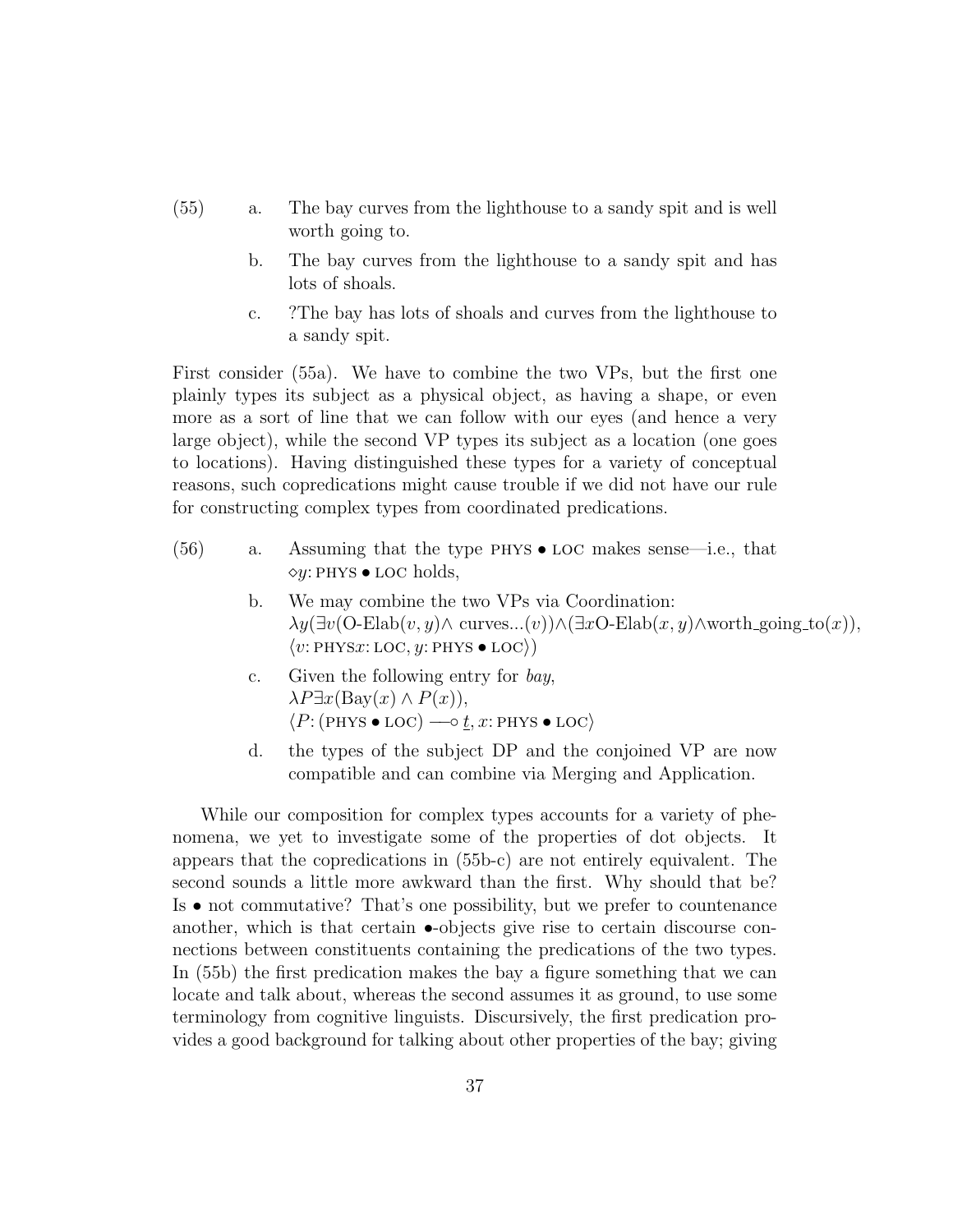(55) a. The bay curves from the lighthouse to a sandy spit and is well worth going to.

b. The bay curves from the lighthouse to a sandy spit and has lots of shoals.

c. ?The bay has lots of shoals and curves from the lighthouse to a sandy spit.

First consider (55a). We have to combine the two VPs, but the first one plainly types its subject as a physical object, as having a shape, or even more as a sort of line that we can follow with our eyes (and hence a very large object), while the second VP types its subject as a location (one goes to locations). Having distinguished these types for a variety of conceptual reasons, such copredications might cause trouble if we did not have our rule for constructing complex types from coordinated predications.

(56) a. Assuming that the type PHYS • LOC makes sense—i.e., that $\diamond y$: PHYS • LOC holds,

b. We may combine the two VPs via Coordination:
$\lambda y(\exists v(\text{O-Elab}(v, y) \wedge \text{ curves...}(v)) \wedge (\exists x \text{O-Elab}(x, y) \wedge \text{worth\_going\_to}(x)),$
$\langle v\text{: PHYS} x\text{: LOC}, y\text{: PHYS} \bullet \text{LOC}\rangle)$

c. Given the following entry for *bay*,
$\lambda P \exists x(\text{Bay}(x) \wedge P(x)),$
$\langle P\text{: (PHYS} \bullet \text{LOC)} \multimap \underline{t}, x\text{: PHYS} \bullet \text{LOC}\rangle$

d. the types of the subject DP and the conjoined VP are now compatible and can combine via Merging and Application.

While our composition for complex types accounts for a variety of phenomena, we yet to investigate some of the properties of dot objects. It appears that the copredications in (55b-c) are not entirely equivalent. The second sounds a little more awkward than the first. Why should that be? Is • not commutative? That's one possibility, but we prefer to countenance another, which is that certain •-objects give rise to certain discourse connections between constituents containing the predications of the two types. In (55b) the first predication makes the bay a figure something that we can locate and talk about, whereas the second assumes it as ground, to use some terminology from cognitive linguists. Discursively, the first predication provides a good background for talking about other properties of the bay; giving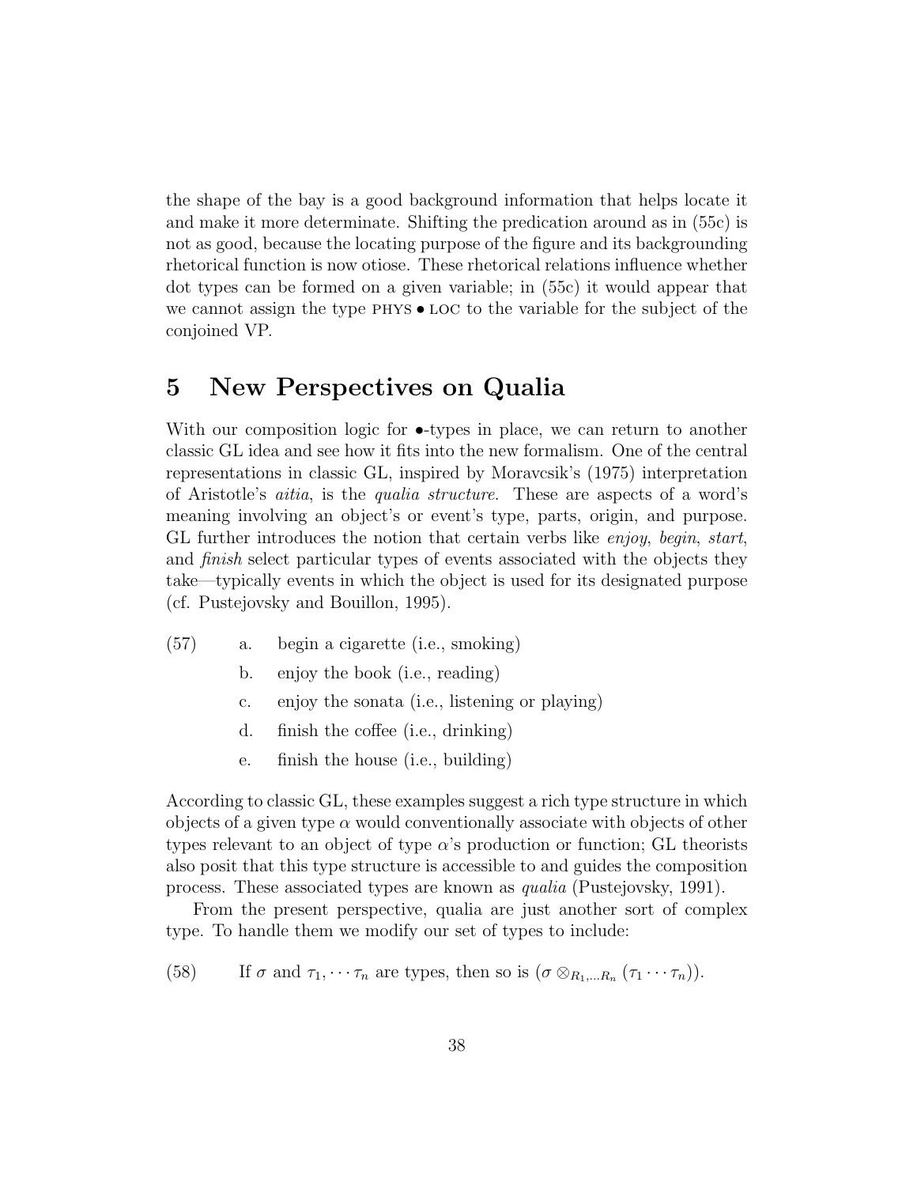the shape of the bay is a good background information that helps locate it and make it more determinate. Shifting the predication around as in (55c) is not as good, because the locating purpose of the figure and its backgrounding rhetorical function is now otiose. These rhetorical relations influence whether dot types can be formed on a given variable; in (55c) it would appear that we cannot assign the type PHYS • LOC to the variable for the subject of the conjoined VP.

# 5 New Perspectives on Qualia

With our composition logic for •-types in place, we can return to another classic GL idea and see how it fits into the new formalism. One of the central representations in classic GL, inspired by Moravcsik's (1975) interpretation of Aristotle's *aitia*, is the *qualia structure*. These are aspects of a word's meaning involving an object's or event's type, parts, origin, and purpose. GL further introduces the notion that certain verbs like *enjoy*, *begin*, *start*, and *finish* select particular types of events associated with the objects they take—typically events in which the object is used for its designated purpose (cf. Pustejovsky and Bouillon, 1995).

(57)
- a. begin a cigarette (i.e., smoking)
- b. enjoy the book (i.e., reading)
- c. enjoy the sonata (i.e., listening or playing)
- d. finish the coffee (i.e., drinking)
- e. finish the house (i.e., building)

According to classic GL, these examples suggest a rich type structure in which objects of a given type $\alpha$ would conventionally associate with objects of other types relevant to an object of type $\alpha$'s production or function; GL theorists also posit that this type structure is accessible to and guides the composition process. These associated types are known as *qualia* (Pustejovsky, 1991).

From the present perspective, qualia are just another sort of complex type. To handle them we modify our set of types to include:

(58) If $\sigma$ and $\tau_1, \cdots \tau_n$ are types, then so is $(\sigma \otimes_{R_1,\cdots R_n} (\tau_1 \cdots \tau_n))$.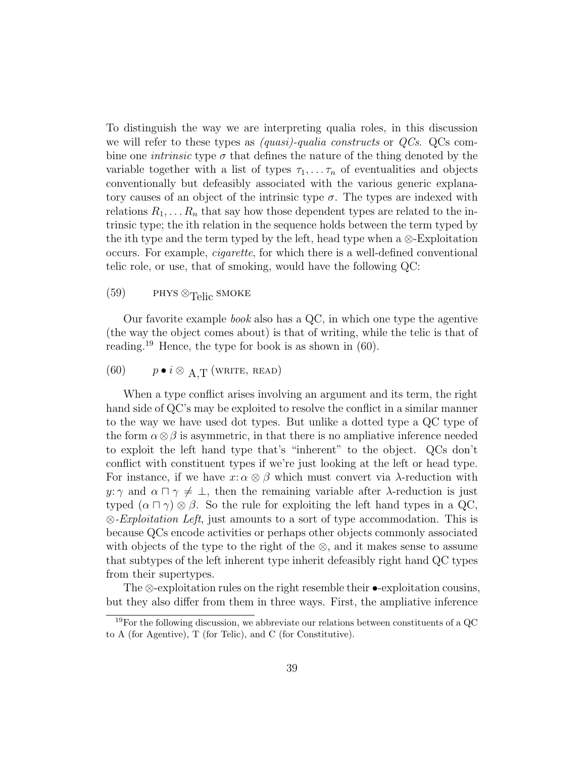To distinguish the way we are interpreting qualia roles, in this discussion we will refer to these types as *(quasi)-qualia constructs* or *QCs*. QCs combine one *intrinsic* type $\sigma$ that defines the nature of the thing denoted by the variable together with a list of types $\tau_1, \ldots \tau_n$ of eventualities and objects conventionally but defeasibly associated with the various generic explanatory causes of an object of the intrinsic type $\sigma$. The types are indexed with relations $R_1, \ldots R_n$ that say how those dependent types are related to the intrinsic type; the ith relation in the sequence holds between the term typed by the ith type and the term typed by the left, head type when a $\otimes$-Exploitation occurs. For example, *cigarette*, for which there is a well-defined conventional telic role, or use, that of smoking, would have the following QC:

(59) $\quad$ $\textsc{phys} \otimes_{\text{Telic}} \textsc{smoke}$

Our favorite example *book* also has a QC, in which one type the agentive (the way the object comes about) is that of writing, while the telic is that of reading.[19] Hence, the type for book is as shown in (60).

(60) $\quad$ $p \bullet i \otimes_{\text{ A,T}} (\textsc{write}, \textsc{read})$

When a type conflict arises involving an argument and its term, the right hand side of QC's may be exploited to resolve the conflict in a similar manner to the way we have used dot types. But unlike a dotted type a QC type of the form $\alpha \otimes \beta$ is asymmetric, in that there is no ampliative inference needed to exploit the left hand type that's "inherent" to the object. QCs don't conflict with constituent types if we're just looking at the left or head type. For instance, if we have $x{:}\, \alpha \otimes \beta$ which must convert via $\lambda$-reduction with $y{:}\, \gamma$ and $\alpha \sqcap \gamma \neq \bot$, then the remaining variable after $\lambda$-reduction is just typed $(\alpha \sqcap \gamma) \otimes \beta$. So the rule for exploiting the left hand types in a QC, $\otimes$-*Exploitation Left*, just amounts to a sort of type accommodation. This is because QCs encode activities or perhaps other objects commonly associated with objects of the type to the right of the $\otimes$, and it makes sense to assume that subtypes of the left inherent type inherit defeasibly right hand QC types from their supertypes.

The $\otimes$-exploitation rules on the right resemble their $\bullet$-exploitation cousins, but they also differ from them in three ways. First, the ampliative inference

[19] For the following discussion, we abbreviate our relations between constituents of a QC to A (for Agentive), T (for Telic), and C (for Constitutive).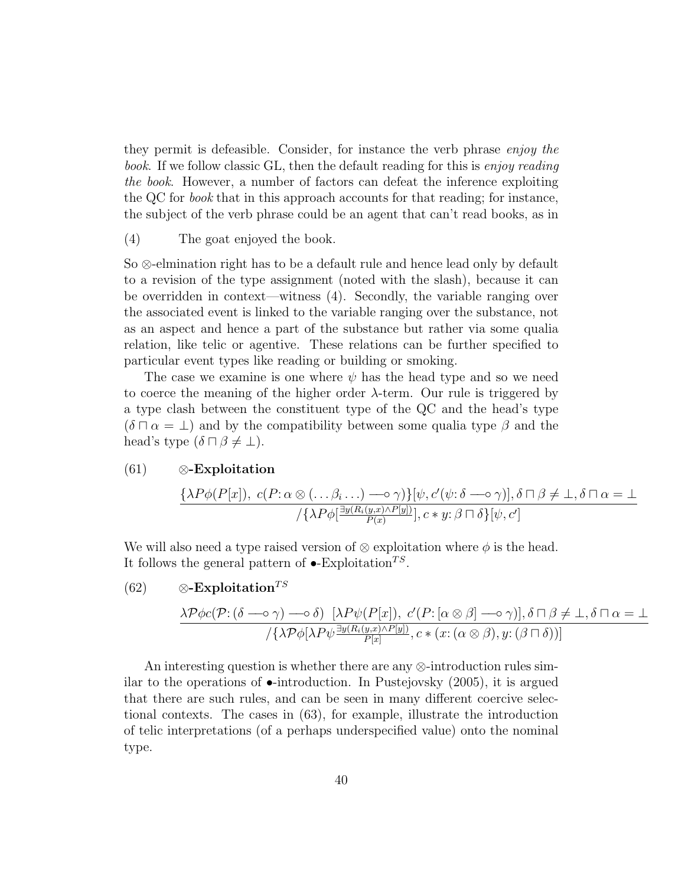they permit is defeasible. Consider, for instance the verb phrase *enjoy the book*. If we follow classic GL, then the default reading for this is *enjoy reading the book*. However, a number of factors can defeat the inference exploiting the QC for *book* that in this approach accounts for that reading; for instance, the subject of the verb phrase could be an agent that can't read books, as in

(4) The goat enjoyed the book.

So $\otimes$-elmination right has to be a default rule and hence lead only by default to a revision of the type assignment (noted with the slash), because it can be overridden in context—witness (4). Secondly, the variable ranging over the associated event is linked to the variable ranging over the substance, not as an aspect and hence a part of the substance but rather via some qualia relation, like telic or agentive. These relations can be further specified to particular event types like reading or building or smoking.

The case we examine is one where $\psi$ has the head type and so we need to coerce the meaning of the higher order $\lambda$-term. Our rule is triggered by a type clash between the constituent type of the QC and the head's type ($\delta \sqcap \alpha = \bot$) and by the compatibility between some qualia type $\beta$ and the head's type ($\delta \sqcap \beta \neq \bot$).

(61) **$\otimes$-Exploitation**

$$\frac{\{\lambda P \phi(P[x]),\ c(P\colon \alpha \otimes (\ldots \beta_i \ldots) \multimap \gamma)\}[\psi, c'(\psi\colon \delta \multimap \gamma)], \delta \sqcap \beta \neq \bot, \delta \sqcap \alpha = \bot}{/\{\lambda P \phi[\frac{\exists y (R_i(y,x) \wedge P[y])}{P(x)}], c * y\colon \beta \sqcap \delta\}[\psi, c']}$$

We will also need a type raised version of $\otimes$ exploitation where $\phi$ is the head. It follows the general pattern of $\bullet$-Exploitation$^{TS}$.

(62) **$\otimes$-Exploitation$^{TS}$**

$$\frac{\lambda \mathcal{P} \phi c(\mathcal{P}\colon (\delta \multimap \gamma) \multimap \delta)\ \ [\lambda P \psi(P[x]),\ c'(P\colon [\alpha \otimes \beta] \multimap \gamma)], \delta \sqcap \beta \neq \bot, \delta \sqcap \alpha = \bot}{/\{\lambda \mathcal{P} \phi[\lambda P \psi \frac{\exists y (R_i(y,x) \wedge P[y])}{P[x]}, c * (x\colon (\alpha \otimes \beta), y\colon (\beta \sqcap \delta))]}$$

An interesting question is whether there are any $\otimes$-introduction rules similar to the operations of $\bullet$-introduction. In Pustejovsky (2005), it is argued that there are such rules, and can be seen in many different coercive selectional contexts. The cases in (63), for example, illustrate the introduction of telic interpretations (of a perhaps underspecified value) onto the nominal type.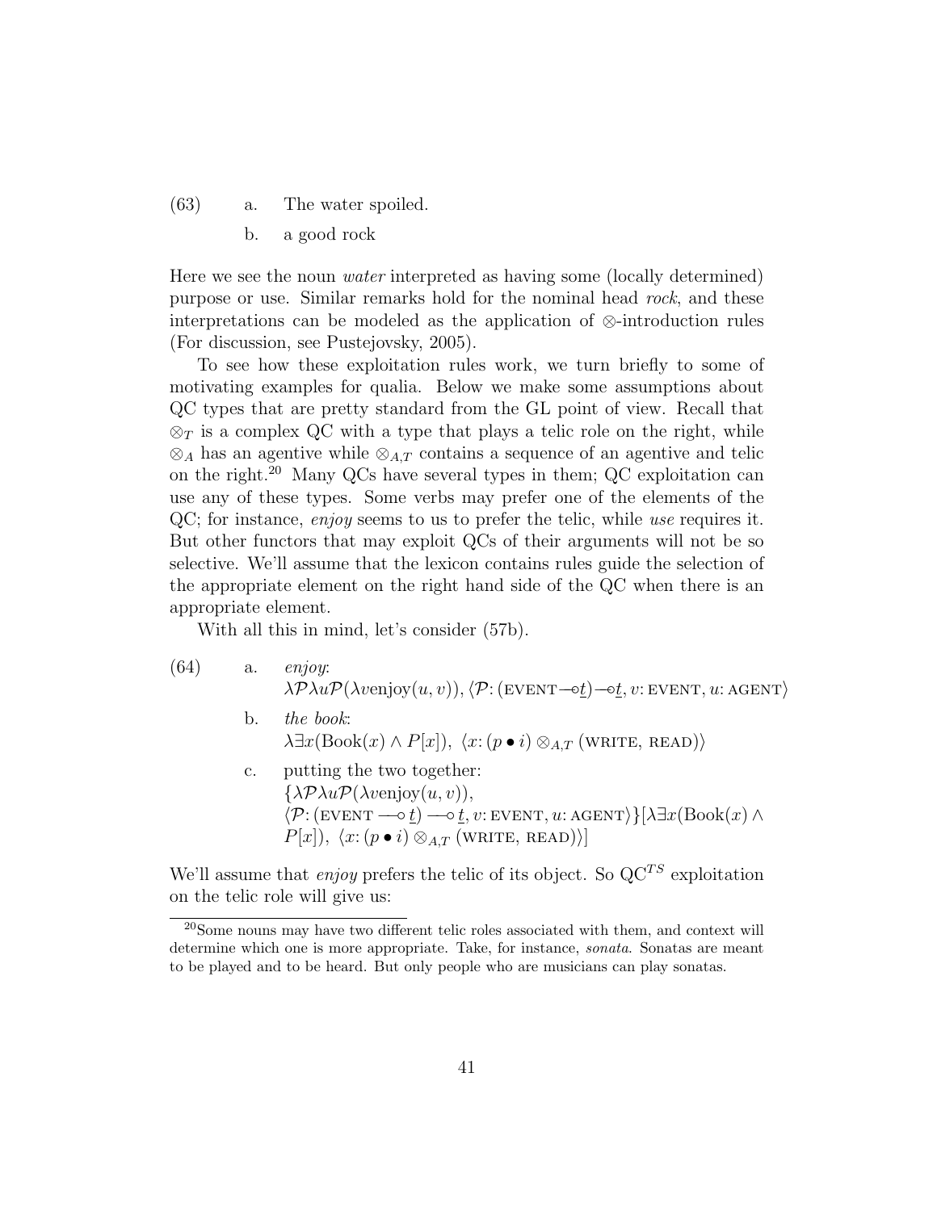(63) a. The water spoiled.

b. a good rock

Here we see the noun *water* interpreted as having some (locally determined) purpose or use. Similar remarks hold for the nominal head *rock*, and these interpretations can be modeled as the application of $\otimes$-introduction rules (For discussion, see Pustejovsky, 2005).

To see how these exploitation rules work, we turn briefly to some of motivating examples for qualia. Below we make some assumptions about QC types that are pretty standard from the GL point of view. Recall that $\otimes_T$ is a complex QC with a type that plays a telic role on the right, while $\otimes_A$ has an agentive while $\otimes_{A,T}$ contains a sequence of an agentive and telic on the right.[20] Many QCs have several types in them; QC exploitation can use any of these types. Some verbs may prefer one of the elements of the QC; for instance, *enjoy* seems to us to prefer the telic, while *use* requires it. But other functors that may exploit QCs of their arguments will not be so selective. We'll assume that the lexicon contains rules guide the selection of the appropriate element on the right hand side of the QC when there is an appropriate element.

With all this in mind, let's consider (57b).

(64) a. *enjoy*:
$\lambda\mathcal{P}\lambda u\mathcal{P}(\lambda v \text{enjoy}(u,v)), \langle \mathcal{P}\colon (\text{EVENT} \multimap \underline{t}) \multimap \underline{t}, v\colon \text{EVENT}, u\colon \text{AGENT}\rangle$

b. *the book*:
$\lambda\exists x(\text{Book}(x) \wedge P[x]),\ \langle x\colon (p \bullet i) \otimes_{A,T} (\text{WRITE, READ})\rangle$

c. putting the two together:
$\{\lambda\mathcal{P}\lambda u\mathcal{P}(\lambda v \text{enjoy}(u,v)),$
$\langle \mathcal{P}\colon (\text{EVENT} \multimap \underline{t}) \multimap \underline{t}, v\colon \text{EVENT}, u\colon \text{AGENT}\rangle\}[\lambda\exists x(\text{Book}(x) \wedge$
$P[x]),\ \langle x\colon (p \bullet i) \otimes_{A,T} (\text{WRITE, READ})\rangle]$

We'll assume that *enjoy* prefers the telic of its object. So $\text{QC}^{TS}$ exploitation on the telic role will give us:

[20] Some nouns may have two different telic roles associated with them, and context will determine which one is more appropriate. Take, for instance, *sonata*. Sonatas are meant to be played and to be heard. But only people who are musicians can play sonatas.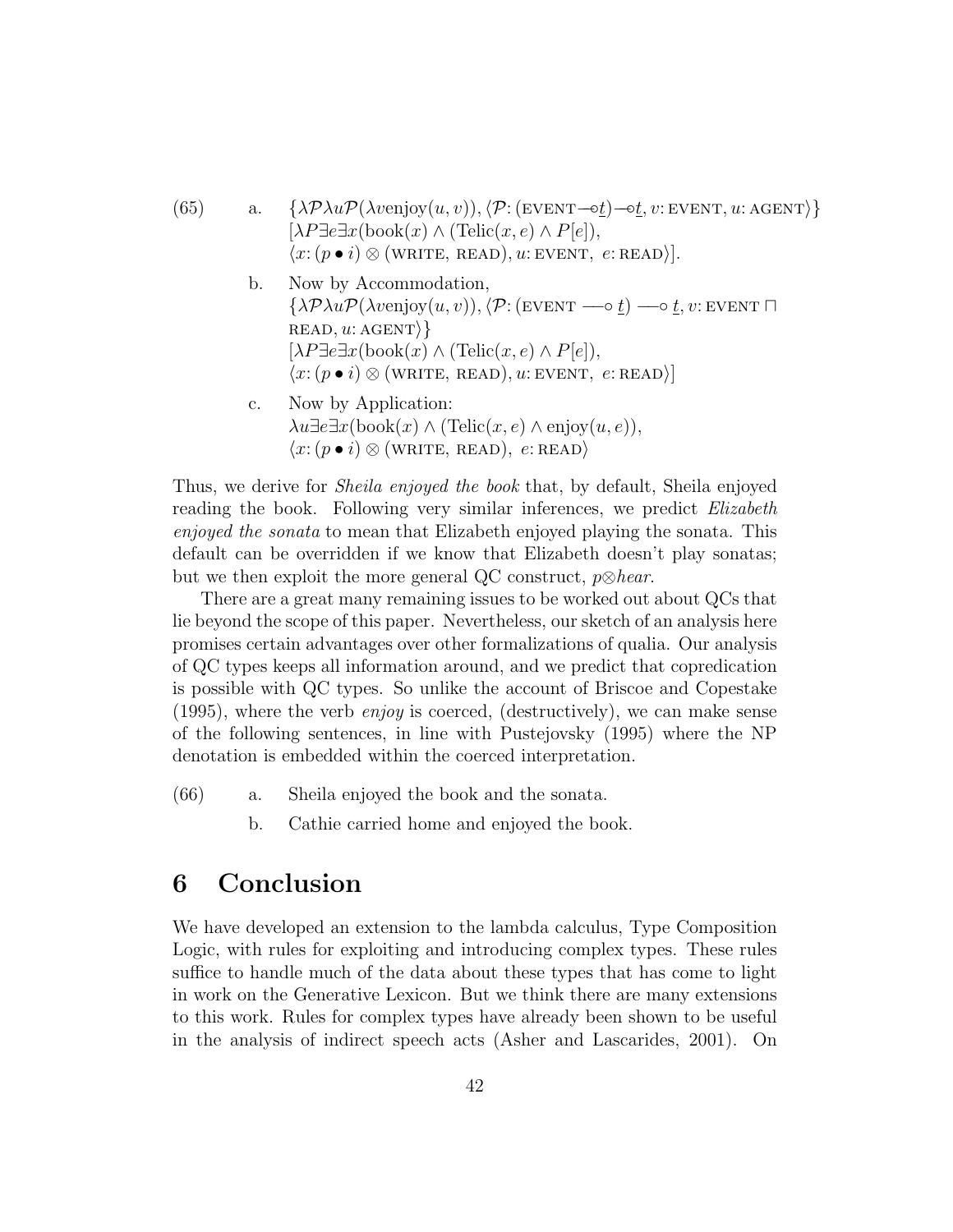(65) a. $\{\lambda\mathcal{P}\lambda u\mathcal{P}(\lambda v \text{enjoy}(u,v)), \langle \mathcal{P}\colon (\textsc{event} \multimap \underline{t}) \multimap \underline{t}, v\colon \textsc{event}, u\colon \textsc{agent}\rangle\}$
$[\lambda P \exists e \exists x(\text{book}(x) \wedge (\text{Telic}(x,e) \wedge P[e]),$
$\langle x\colon (p \bullet i) \otimes (\textsc{write}, \textsc{read}), u\colon \textsc{event},\ e\colon \textsc{read}\rangle]$.

b. Now by Accommodation,
$\{\lambda\mathcal{P}\lambda u\mathcal{P}(\lambda v \text{enjoy}(u,v)), \langle \mathcal{P}\colon (\textsc{event} \multimap \underline{t}) \multimap \underline{t}, v\colon \textsc{event} \sqcap \textsc{read}, u\colon \textsc{agent}\rangle\}$
$[\lambda P \exists e \exists x(\text{book}(x) \wedge (\text{Telic}(x,e) \wedge P[e]),$
$\langle x\colon (p \bullet i) \otimes (\textsc{write}, \textsc{read}), u\colon \textsc{event},\ e\colon \textsc{read}\rangle]$

c. Now by Application:
$\lambda u \exists e \exists x(\text{book}(x) \wedge (\text{Telic}(x,e) \wedge \text{enjoy}(u,e)),$
$\langle x\colon (p \bullet i) \otimes (\textsc{write}, \textsc{read}),\ e\colon \textsc{read}\rangle$

Thus, we derive for *Sheila enjoyed the book* that, by default, Sheila enjoyed reading the book. Following very similar inferences, we predict *Elizabeth enjoyed the sonata* to mean that Elizabeth enjoyed playing the sonata. This default can be overridden if we know that Elizabeth doesn't play sonatas; but we then exploit the more general QC construct, $p \otimes hear$.

There are a great many remaining issues to be worked out about QCs that lie beyond the scope of this paper. Nevertheless, our sketch of an analysis here promises certain advantages over other formalizations of qualia. Our analysis of QC types keeps all information around, and we predict that copredication is possible with QC types. So unlike the account of Briscoe and Copestake (1995), where the verb *enjoy* is coerced, (destructively), we can make sense of the following sentences, in line with Pustejovsky (1995) where the NP denotation is embedded within the coerced interpretation.

(66) a. Sheila enjoyed the book and the sonata.

b. Cathie carried home and enjoyed the book.

# 6 Conclusion

We have developed an extension to the lambda calculus, Type Composition Logic, with rules for exploiting and introducing complex types. These rules suffice to handle much of the data about these types that has come to light in work on the Generative Lexicon. But we think there are many extensions to this work. Rules for complex types have already been shown to be useful in the analysis of indirect speech acts (Asher and Lascarides, 2001). On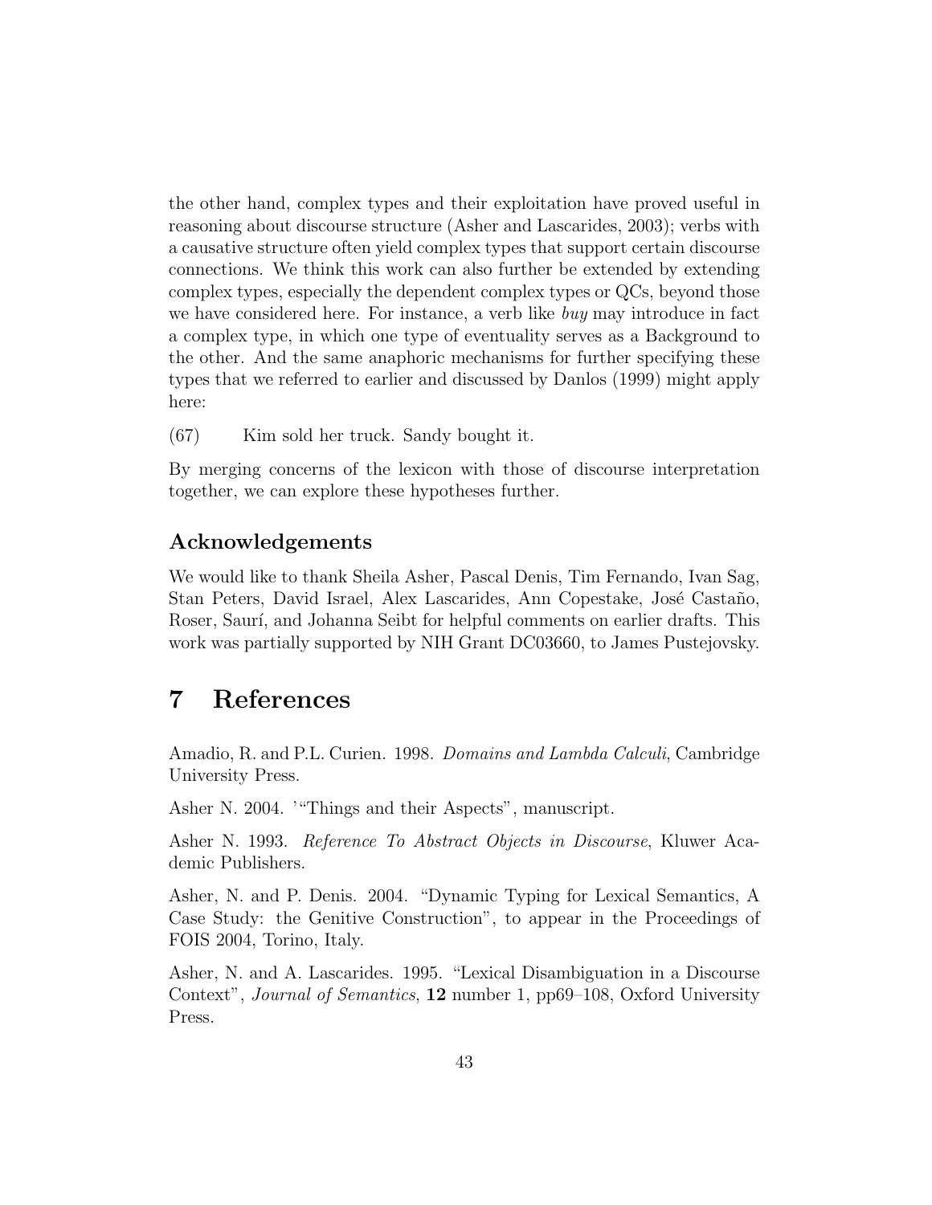the other hand, complex types and their exploitation have proved useful in reasoning about discourse structure (Asher and Lascarides, 2003); verbs with a causative structure often yield complex types that support certain discourse connections. We think this work can also further be extended by extending complex types, especially the dependent complex types or QCs, beyond those we have considered here. For instance, a verb like *buy* may introduce in fact a complex type, in which one type of eventuality serves as a Background to the other. And the same anaphoric mechanisms for further specifying these types that we referred to earlier and discussed by Danlos (1999) might apply here:

(67) Kim sold her truck. Sandy bought it.

By merging concerns of the lexicon with those of discourse interpretation together, we can explore these hypotheses further.

## Acknowledgements

We would like to thank Sheila Asher, Pascal Denis, Tim Fernando, Ivan Sag, Stan Peters, David Israel, Alex Lascarides, Ann Copestake, José Castaño, Roser, Saurí, and Johanna Seibt for helpful comments on earlier drafts. This work was partially supported by NIH Grant DC03660, to James Pustejovsky.

# 7 References

Amadio, R. and P.L. Curien. 1998. *Domains and Lambda Calculi*, Cambridge University Press.

Asher N. 2004. '"Things and their Aspects", manuscript.

Asher N. 1993. *Reference To Abstract Objects in Discourse*, Kluwer Academic Publishers.

Asher, N. and P. Denis. 2004. "Dynamic Typing for Lexical Semantics, A Case Study: the Genitive Construction", to appear in the Proceedings of FOIS 2004, Torino, Italy.

Asher, N. and A. Lascarides. 1995. "Lexical Disambiguation in a Discourse Context", *Journal of Semantics*, **12** number 1, pp69–108, Oxford University Press.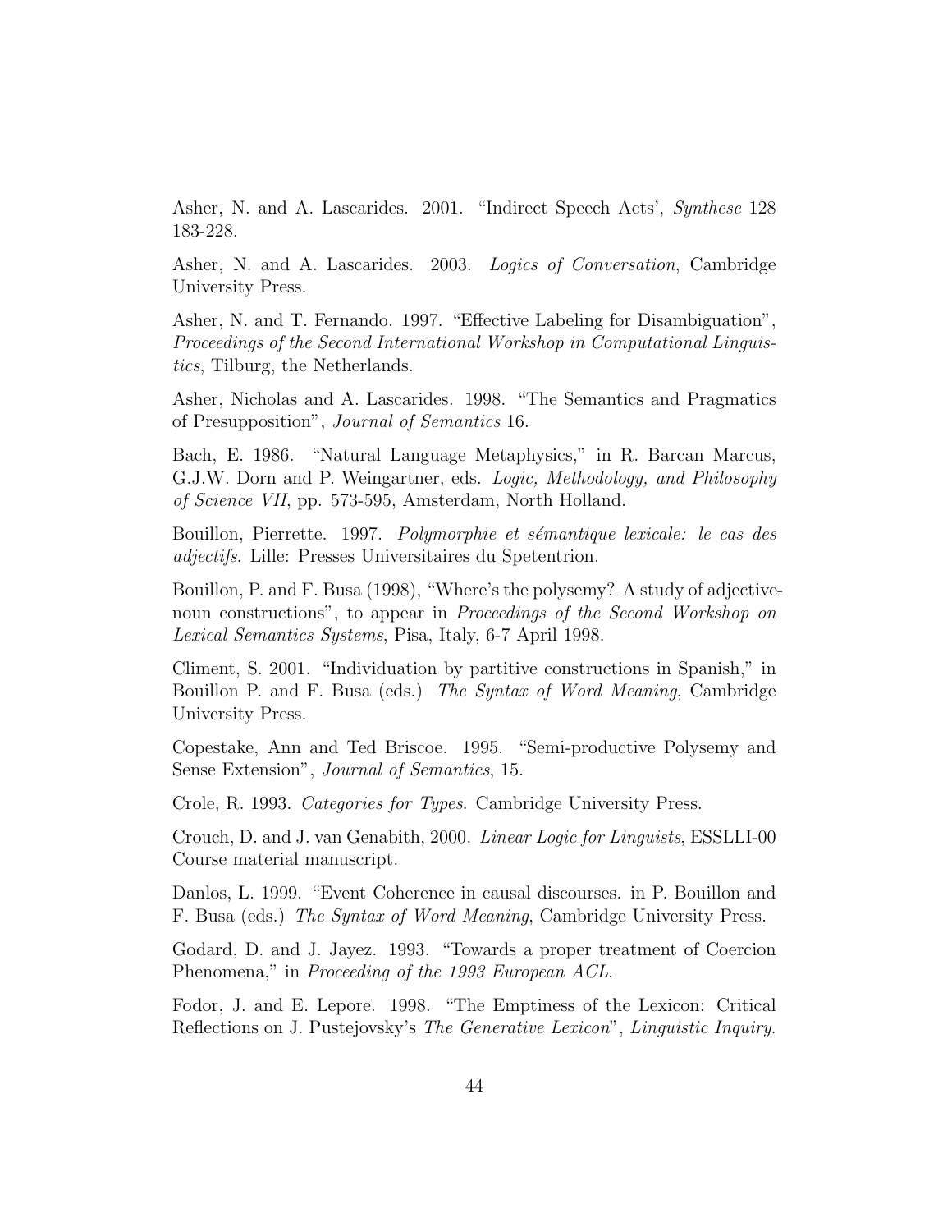Asher, N. and A. Lascarides. 2001. "Indirect Speech Acts', *Synthese* 128 183-228.

Asher, N. and A. Lascarides. 2003. *Logics of Conversation*, Cambridge University Press.

Asher, N. and T. Fernando. 1997. "Effective Labeling for Disambiguation", *Proceedings of the Second International Workshop in Computational Linguistics*, Tilburg, the Netherlands.

Asher, Nicholas and A. Lascarides. 1998. "The Semantics and Pragmatics of Presupposition", *Journal of Semantics* 16.

Bach, E. 1986. "Natural Language Metaphysics," in R. Barcan Marcus, G.J.W. Dorn and P. Weingartner, eds. *Logic, Methodology, and Philosophy of Science VII*, pp. 573-595, Amsterdam, North Holland.

Bouillon, Pierrette. 1997. *Polymorphie et sémantique lexicale: le cas des adjectifs*. Lille: Presses Universitaires du Spetentrion.

Bouillon, P. and F. Busa (1998), "Where's the polysemy? A study of adjective-noun constructions", to appear in *Proceedings of the Second Workshop on Lexical Semantics Systems*, Pisa, Italy, 6-7 April 1998.

Climent, S. 2001. "Individuation by partitive constructions in Spanish," in Bouillon P. and F. Busa (eds.) *The Syntax of Word Meaning*, Cambridge University Press.

Copestake, Ann and Ted Briscoe. 1995. "Semi-productive Polysemy and Sense Extension", *Journal of Semantics*, 15.

Crole, R. 1993. *Categories for Types*. Cambridge University Press.

Crouch, D. and J. van Genabith, 2000. *Linear Logic for Linguists*, ESSLLI-00 Course material manuscript.

Danlos, L. 1999. "Event Coherence in causal discourses. in P. Bouillon and F. Busa (eds.) *The Syntax of Word Meaning*, Cambridge University Press.

Godard, D. and J. Jayez. 1993. "Towards a proper treatment of Coercion Phenomena," in *Proceeding of the 1993 European ACL*.

Fodor, J. and E. Lepore. 1998. "The Emptiness of the Lexicon: Critical Reflections on J. Pustejovsky's *The Generative Lexicon*", *Linguistic Inquiry*.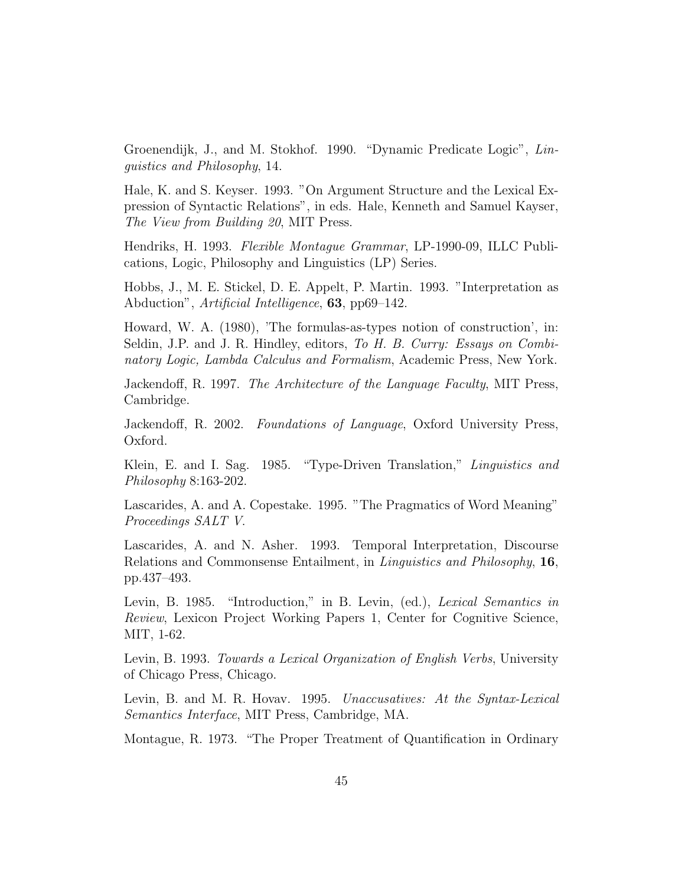Groenendijk, J., and M. Stokhof. 1990. “Dynamic Predicate Logic”, *Linguistics and Philosophy*, 14.

Hale, K. and S. Keyser. 1993. ”On Argument Structure and the Lexical Expression of Syntactic Relations”, in eds. Hale, Kenneth and Samuel Kayser, *The View from Building 20*, MIT Press.

Hendriks, H. 1993. *Flexible Montague Grammar*, LP-1990-09, ILLC Publications, Logic, Philosophy and Linguistics (LP) Series.

Hobbs, J., M. E. Stickel, D. E. Appelt, P. Martin. 1993. ”Interpretation as Abduction”, *Artificial Intelligence*, **63**, pp69–142.

Howard, W. A. (1980), 'The formulas-as-types notion of construction', in: Seldin, J.P. and J. R. Hindley, editors, *To H. B. Curry: Essays on Combinatory Logic, Lambda Calculus and Formalism*, Academic Press, New York.

Jackendoff, R. 1997. *The Architecture of the Language Faculty*, MIT Press, Cambridge.

Jackendoff, R. 2002. *Foundations of Language*, Oxford University Press, Oxford.

Klein, E. and I. Sag. 1985. “Type-Driven Translation,” *Linguistics and Philosophy* 8:163-202.

Lascarides, A. and A. Copestake. 1995. ”The Pragmatics of Word Meaning” *Proceedings SALT V*.

Lascarides, A. and N. Asher. 1993. Temporal Interpretation, Discourse Relations and Commonsense Entailment, in *Linguistics and Philosophy*, **16**, pp.437–493.

Levin, B. 1985. “Introduction,” in B. Levin, (ed.), *Lexical Semantics in Review*, Lexicon Project Working Papers 1, Center for Cognitive Science, MIT, 1-62.

Levin, B. 1993. *Towards a Lexical Organization of English Verbs*, University of Chicago Press, Chicago.

Levin, B. and M. R. Hovav. 1995. *Unaccusatives: At the Syntax-Lexical Semantics Interface*, MIT Press, Cambridge, MA.

Montague, R. 1973. “The Proper Treatment of Quantification in Ordinary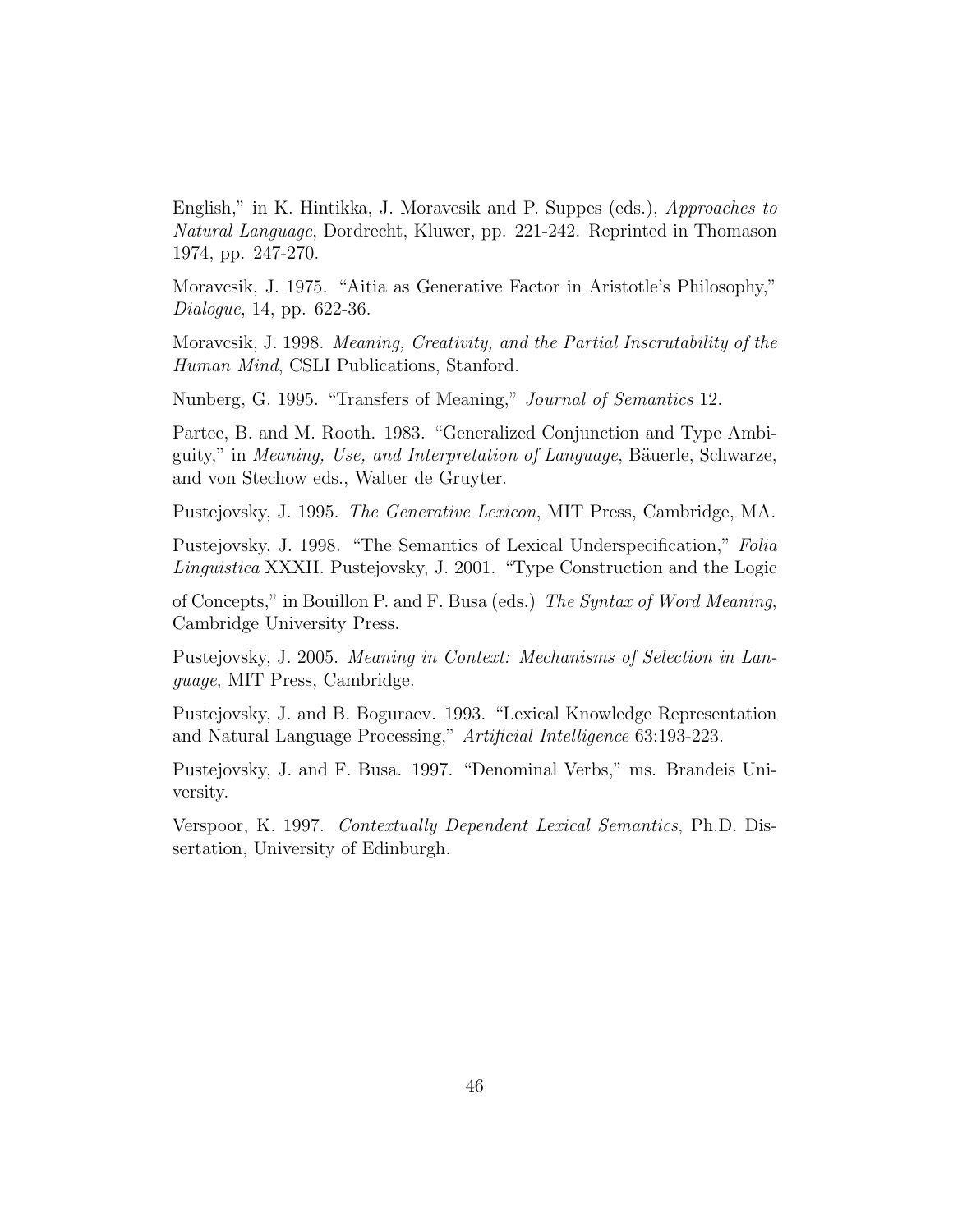English," in K. Hintikka, J. Moravcsik and P. Suppes (eds.), *Approaches to Natural Language*, Dordrecht, Kluwer, pp. 221-242. Reprinted in Thomason 1974, pp. 247-270.

Moravcsik, J. 1975. "Aitia as Generative Factor in Aristotle's Philosophy," *Dialogue*, 14, pp. 622-36.

Moravcsik, J. 1998. *Meaning, Creativity, and the Partial Inscrutability of the Human Mind*, CSLI Publications, Stanford.

Nunberg, G. 1995. "Transfers of Meaning," *Journal of Semantics* 12.

Partee, B. and M. Rooth. 1983. "Generalized Conjunction and Type Ambiguity," in *Meaning, Use, and Interpretation of Language*, Bäuerle, Schwarze, and von Stechow eds., Walter de Gruyter.

Pustejovsky, J. 1995. *The Generative Lexicon*, MIT Press, Cambridge, MA.

Pustejovsky, J. 1998. "The Semantics of Lexical Underspecification," *Folia Linguistica* XXXII. Pustejovsky, J. 2001. "Type Construction and the Logic of Concepts," in Bouillon P. and F. Busa (eds.) *The Syntax of Word Meaning*, Cambridge University Press.

Pustejovsky, J. 2005. *Meaning in Context: Mechanisms of Selection in Language*, MIT Press, Cambridge.

Pustejovsky, J. and B. Boguraev. 1993. "Lexical Knowledge Representation and Natural Language Processing," *Artificial Intelligence* 63:193-223.

Pustejovsky, J. and F. Busa. 1997. "Denominal Verbs," ms. Brandeis University.

Verspoor, K. 1997. *Contextually Dependent Lexical Semantics*, Ph.D. Dissertation, University of Edinburgh.